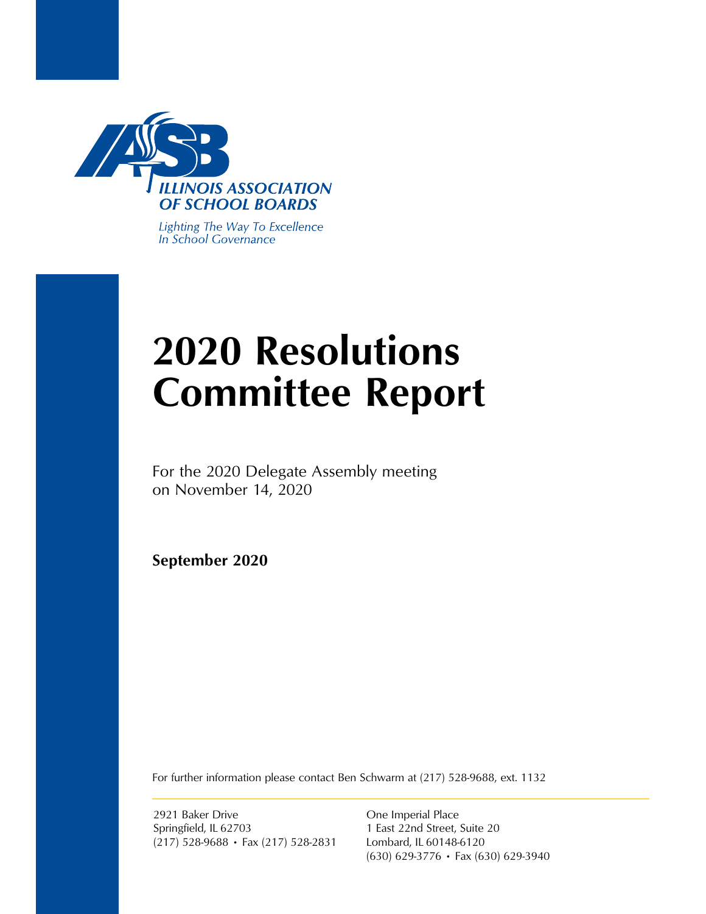ILLINOIS ASSOCIATION OF SCHOOL BOARDS

*Lighting The Way To Excellence In School Governance*

# 2020 Resolutions Committee Report

For the 2020 Delegate Assembly meeting on November 14, 2020

**September 2020**

For further information please contact Ben Schwarm at (217) 528-9688, ext. 1132

2921 Baker Drive
Springfield, IL 62703
(217) 528-9688 • Fax (217) 528-2831

One Imperial Place
1 East 22nd Street, Suite 20
Lombard, IL 60148-6120
(630) 629-3776 • Fax (630) 629-3940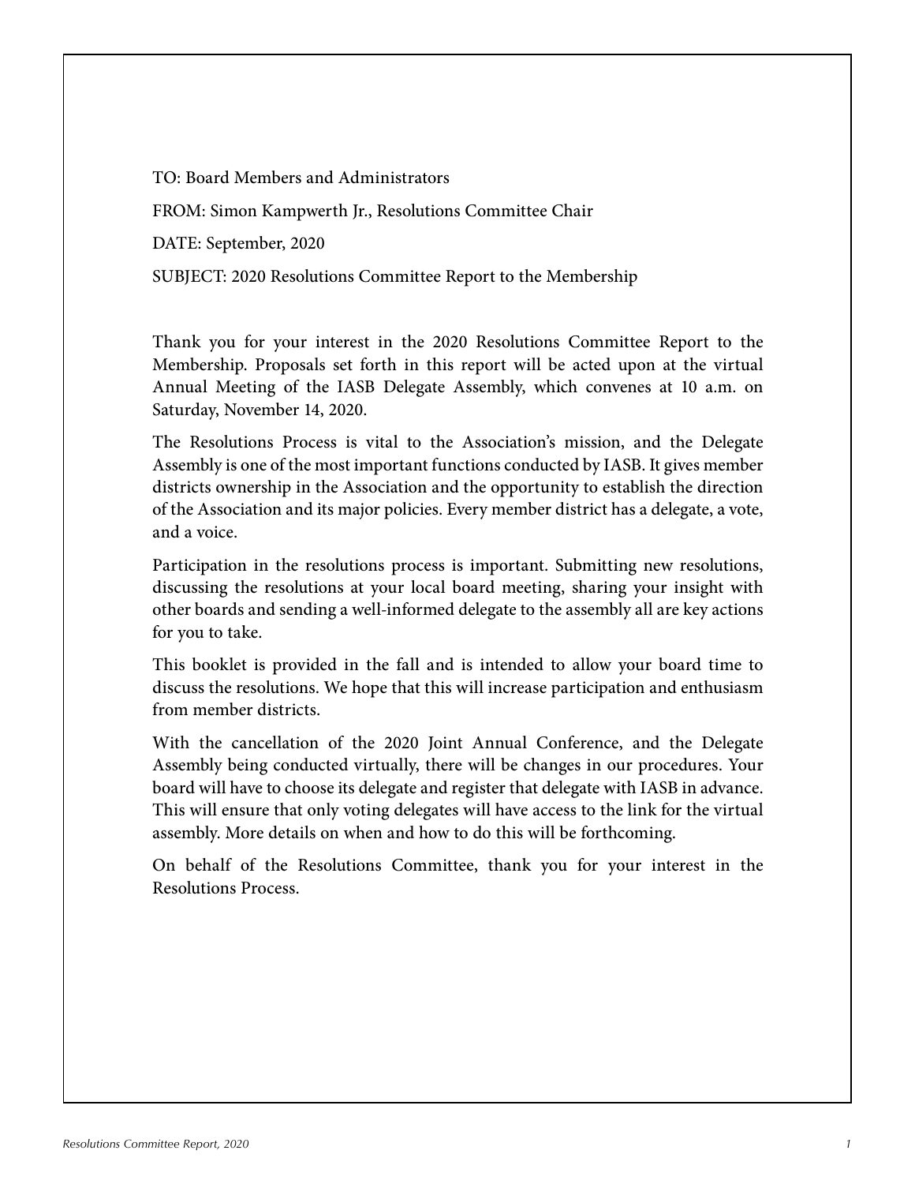TO: Board Members and Administrators

FROM: Simon Kampwerth Jr., Resolutions Committee Chair

DATE: September, 2020

SUBJECT: 2020 Resolutions Committee Report to the Membership

Thank you for your interest in the 2020 Resolutions Committee Report to the Membership. Proposals set forth in this report will be acted upon at the virtual Annual Meeting of the IASB Delegate Assembly, which convenes at 10 a.m. on Saturday, November 14, 2020.

The Resolutions Process is vital to the Association's mission, and the Delegate Assembly is one of the most important functions conducted by IASB. It gives member districts ownership in the Association and the opportunity to establish the direction of the Association and its major policies. Every member district has a delegate, a vote, and a voice.

Participation in the resolutions process is important. Submitting new resolutions, discussing the resolutions at your local board meeting, sharing your insight with other boards and sending a well-informed delegate to the assembly all are key actions for you to take.

This booklet is provided in the fall and is intended to allow your board time to discuss the resolutions. We hope that this will increase participation and enthusiasm from member districts.

With the cancellation of the 2020 Joint Annual Conference, and the Delegate Assembly being conducted virtually, there will be changes in our procedures. Your board will have to choose its delegate and register that delegate with IASB in advance. This will ensure that only voting delegates will have access to the link for the virtual assembly. More details on when and how to do this will be forthcoming.

On behalf of the Resolutions Committee, thank you for your interest in the Resolutions Process.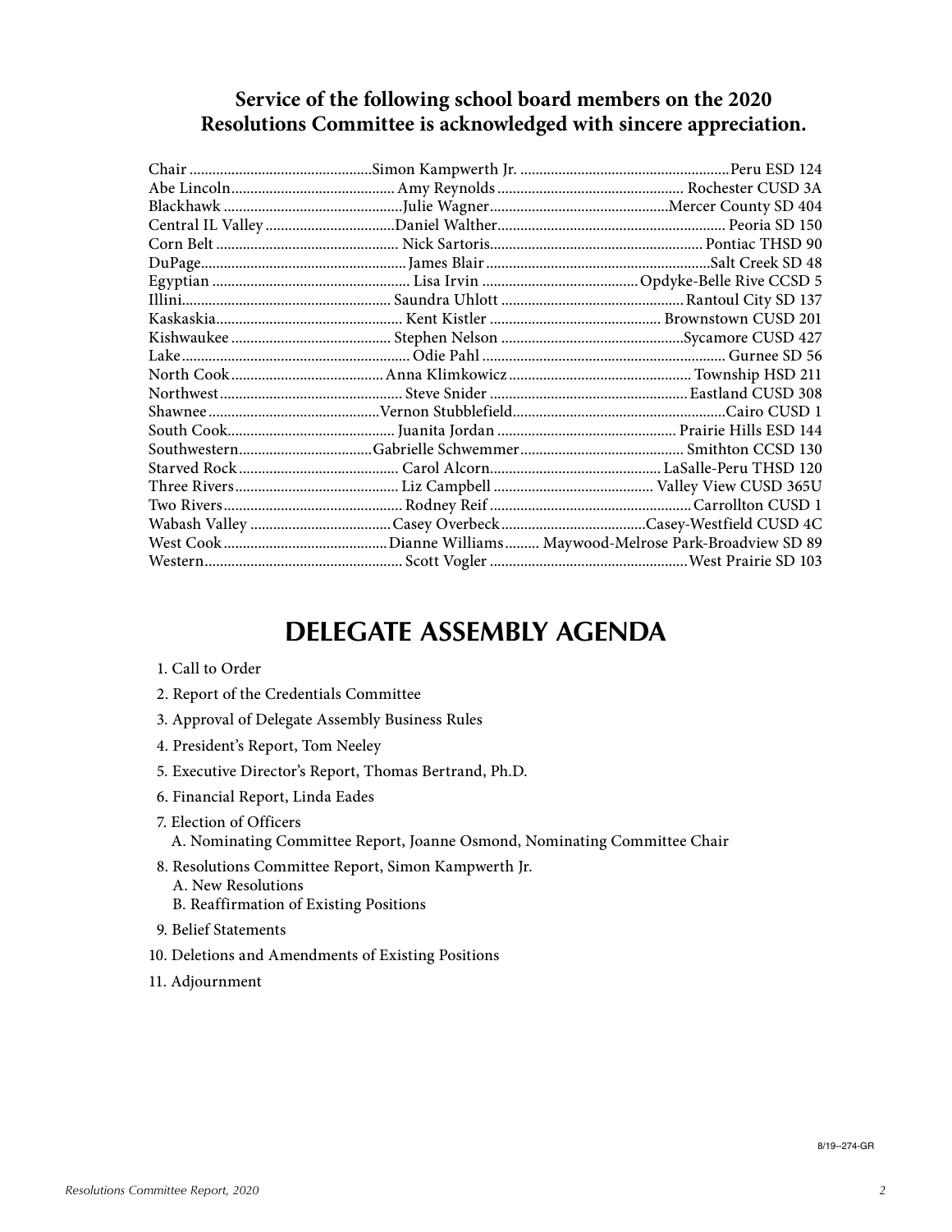**Service of the following school board members on the 2020 Resolutions Committee is acknowledged with sincere appreciation.**

| | | |
|---|---|---|
| Chair | Simon Kampwerth Jr. | Peru ESD 124 |
| Abe Lincoln | Amy Reynolds | Rochester CUSD 3A |
| Blackhawk | Julie Wagner | Mercer County SD 404 |
| Central IL Valley | Daniel Walther | Peoria SD 150 |
| Corn Belt | Nick Sartoris | Pontiac THSD 90 |
| DuPage | James Blair | Salt Creek SD 48 |
| Egyptian | Lisa Irvin | Opdyke-Belle Rive CCSD 5 |
| Illini | Saundra Uhlott | Rantoul City SD 137 |
| Kaskaskia | Kent Kistler | Brownstown CUSD 201 |
| Kishwaukee | Stephen Nelson | Sycamore CUSD 427 |
| Lake | Odie Pahl | Gurnee SD 56 |
| North Cook | Anna Klimkowicz | Township HSD 211 |
| Northwest | Steve Snider | Eastland CUSD 308 |
| Shawnee | Vernon Stubblefield | Cairo CUSD 1 |
| South Cook | Juanita Jordan | Prairie Hills ESD 144 |
| Southwestern | Gabrielle Schwemmer | Smithton CCSD 130 |
| Starved Rock | Carol Alcorn | LaSalle-Peru THSD 120 |
| Three Rivers | Liz Campbell | Valley View CUSD 365U |
| Two Rivers | Rodney Reif | Carrollton CUSD 1 |
| Wabash Valley | Casey Overbeck | Casey-Westfield CUSD 4C |
| West Cook | Dianne Williams | Maywood-Melrose Park-Broadview SD 89 |
| Western | Scott Vogler | West Prairie SD 103 |

# DELEGATE ASSEMBLY AGENDA

1. Call to Order
2. Report of the Credentials Committee
3. Approval of Delegate Assembly Business Rules
4. President's Report, Tom Neeley
5. Executive Director's Report, Thomas Bertrand, Ph.D.
6. Financial Report, Linda Eades
7. Election of Officers
   A. Nominating Committee Report, Joanne Osmond, Nominating Committee Chair
8. Resolutions Committee Report, Simon Kampwerth Jr.
   A. New Resolutions
   B. Reaffirmation of Existing Positions
9. Belief Statements
10. Deletions and Amendments of Existing Positions
11. Adjournment

8/19–274-GR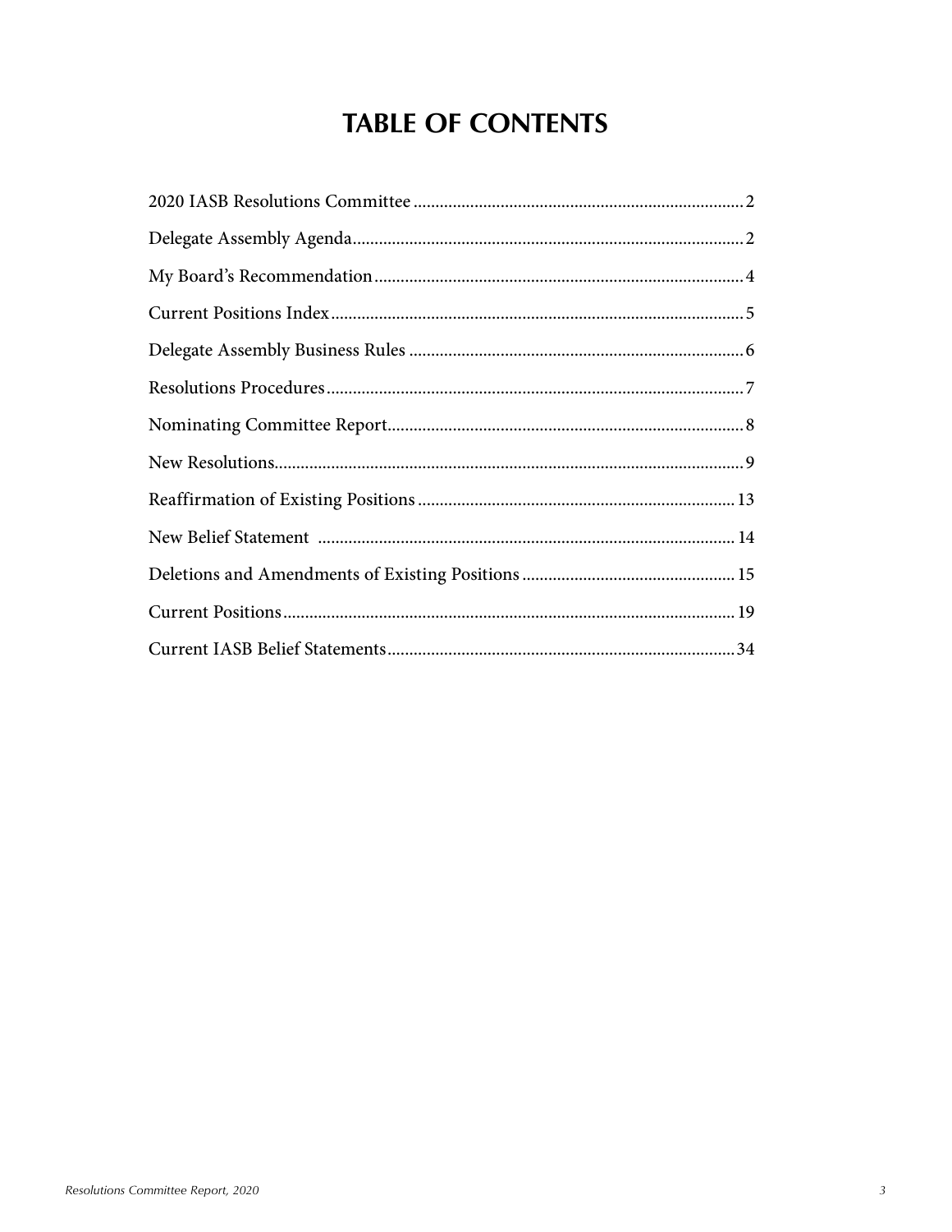# TABLE OF CONTENTS

2020 IASB Resolutions Committee ..... 2

Delegate Assembly Agenda ..... 2

My Board's Recommendation ..... 4

Current Positions Index ..... 5

Delegate Assembly Business Rules ..... 6

Resolutions Procedures ..... 7

Nominating Committee Report ..... 8

New Resolutions ..... 9

Reaffirmation of Existing Positions ..... 13

New Belief Statement ..... 14

Deletions and Amendments of Existing Positions ..... 15

Current Positions ..... 19

Current IASB Belief Statements ..... 34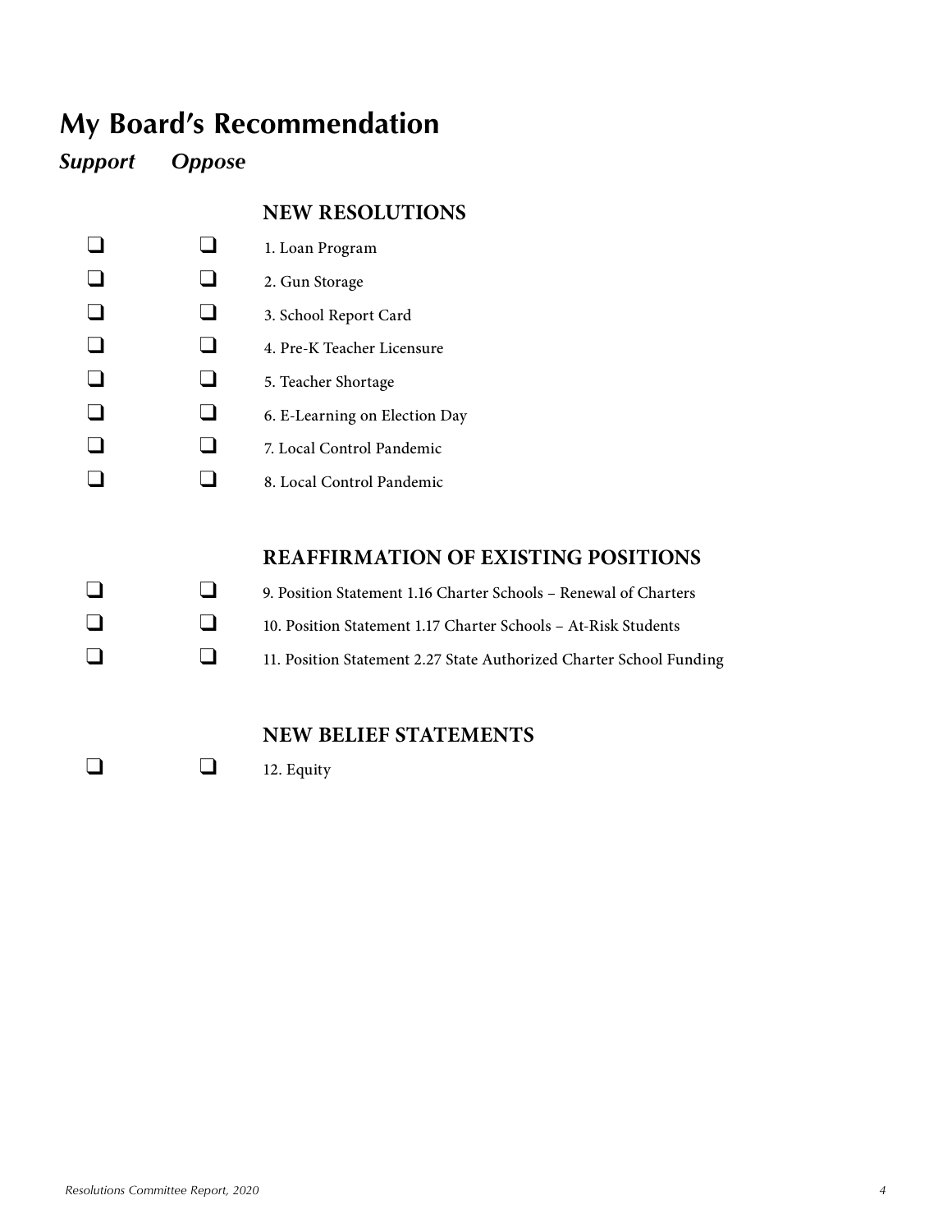# My Board's Recommendation

| Support | Oppose | |
|---|---|---|
| | | **NEW RESOLUTIONS** |
| ☐ | ☐ | 1. Loan Program |
| ☐ | ☐ | 2. Gun Storage |
| ☐ | ☐ | 3. School Report Card |
| ☐ | ☐ | 4. Pre-K Teacher Licensure |
| ☐ | ☐ | 5. Teacher Shortage |
| ☐ | ☐ | 6. E-Learning on Election Day |
| ☐ | ☐ | 7. Local Control Pandemic |
| ☐ | ☐ | 8. Local Control Pandemic |
| | | **REAFFIRMATION OF EXISTING POSITIONS** |
| ☐ | ☐ | 9. Position Statement 1.16 Charter Schools – Renewal of Charters |
| ☐ | ☐ | 10. Position Statement 1.17 Charter Schools – At-Risk Students |
| ☐ | ☐ | 11. Position Statement 2.27 State Authorized Charter School Funding |
| | | **NEW BELIEF STATEMENTS** |
| ☐ | ☐ | 12. Equity |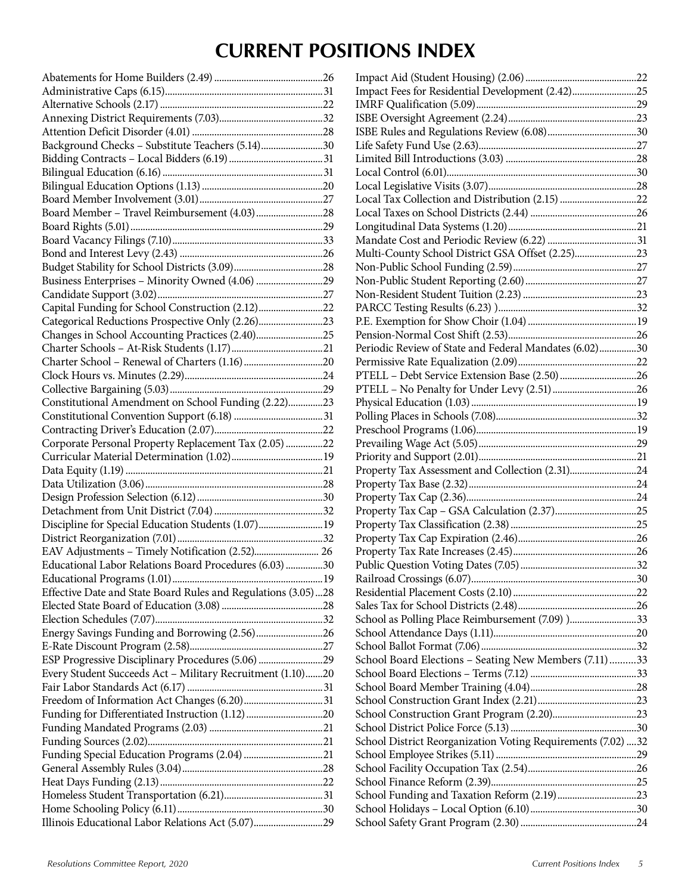# CURRENT POSITIONS INDEX

Abatements for Home Builders (2.49)............................................26
Administrative Caps (6.15)...............................................................31
Alternative Schools (2.17)................................................................22
Annexing District Requirements (7.03)..........................................32
Attention Deficit Disorder (4.01).....................................................28
Background Checks – Substitute Teachers (5.14).........................30
Bidding Contracts – Local Bidders (6.19)......................................31
Bilingual Education (6.16)................................................................31
Bilingual Education Options (1.13)................................................20
Board Member Involvement (3.01).................................................27
Board Member – Travel Reimbursement (4.03)...........................28
Board Rights (5.01)............................................................................29
Board Vacancy Filings (7.10)............................................................33
Bond and Interest Levy (2.43)..........................................................26
Budget Stability for School Districts (3.09)....................................28
Business Enterprises – Minority Owned (4.06)............................29
Candidate Support (3.02)..................................................................27
Capital Funding for School Construction (2.12)...........................22
Categorical Reductions Prospective Only (2.26)...........................23
Changes in School Accounting Practices (2.40)............................25
Charter Schools – At-Risk Students (1.17).....................................21
Charter School – Renewal of Charters (1.16)................................20
Clock Hours vs. Minutes (2.29).......................................................24
Collective Bargaining (5.03).............................................................29
Constitutional Amendment on School Funding (2.22).............23
Constitutional Convention Support (6.18)....................................31
Contracting Driver's Education (2.07)............................................22
Corporate Personal Property Replacement Tax (2.05)...............22
Curricular Material Determination (1.02).....................................19
Data Equity (1.19)...............................................................................21
Data Utilization (3.06).......................................................................28
Design Profession Selection (6.12)..................................................30
Detachment from Unit District (7.04)............................................32
Discipline for Special Education Students (1.07)..........................19
District Reorganization (7.01)...........................................................32
EAV Adjustments – Timely Notification (2.52).......................... 26
Educational Labor Relations Board Procedures (6.03)...............30
Educational Programs (1.01)............................................................19
Effective Date and State Board Rules and Regulations (3.05)...28
Elected State Board of Education (3.08).........................................28
Election Schedules (7.07)...................................................................32
Energy Savings Funding and Borrowing (2.56)...........................26
E-Rate Discount Program (2.58)......................................................27
ESP Progressive Disciplinary Procedures (5.06)..........................29
Every Student Succeeds Act – Military Recruitment (1.10).......20
Fair Labor Standards Act (6.17).......................................................31
Freedom of Information Act Changes (6.20)................................31
Funding for Differentiated Instruction (1.12)...............................20
Funding Mandated Programs (2.03)..............................................21
Funding Sources (2.02)......................................................................21
Funding Special Education Programs (2.04)................................21
General Assembly Rules (3.04).........................................................28
Heat Days Funding (2.13).................................................................22
Homeless Student Transportation (6.21)........................................31
Home Schooling Policy (6.11)..........................................................30
Illinois Educational Labor Relations Act (5.07)............................29
Impact Aid (Student Housing) (2.06).............................................22
Impact Fees for Residential Development (2.42)..........................25
IMRF Qualification (5.09).................................................................29
ISBE Oversight Agreement (2.24)....................................................23
ISBE Rules and Regulations Review (6.08)....................................30
Life Safety Fund Use (2.63)...............................................................27
Limited Bill Introductions (3.03)....................................................28
Local Control (6.01)............................................................................30
Local Legislative Visits (3.07)...........................................................28
Local Tax Collection and Distribution (2.15)...............................22
Local Taxes on School Districts (2.44)...........................................26
Longitudinal Data Systems (1.20)...................................................21
Mandate Cost and Periodic Review (6.22)....................................31
Multi-County School District GSA Offset (2.25).........................23
Non-Public School Funding (2.59).................................................27
Non-Public Student Reporting (2.60).............................................27
Non-Resident Student Tuition (2.23).............................................23
PARCC Testing Results (6.23) ).......................................................32
P.E. Exemption for Show Choir (1.04)...........................................19
Pension-Normal Cost Shift (2.53)....................................................26
Periodic Review of State and Federal Mandates (6.02)...............30
Permissive Rate Equalization (2.09)................................................22
PTELL – Debt Service Extension Base (2.50)...............................26
PTELL – No Penalty for Under Levy (2.51)..................................26
Physical Education (1.03)..................................................................19
Polling Places in Schools (7.08)........................................................32
Preschool Programs (1.06).................................................................19
Prevailing Wage Act (5.05)................................................................29
Priority and Support (2.01)...............................................................21
Property Tax Assessment and Collection (2.31)...........................24
Property Tax Base (2.32)....................................................................24
Property Tax Cap (2.36).....................................................................24
Property Tax Cap – GSA Calculation (2.37).................................25
Property Tax Classification (2.38)...................................................25
Property Tax Cap Expiration (2.46)................................................26
Property Tax Rate Increases (2.45)..................................................26
Public Question Voting Dates (7.05)...............................................32
Railroad Crossings (6.07)...................................................................30
Residential Placement Costs (2.10)..................................................22
Sales Tax for School Districts (2.48)................................................26
School as Polling Place Reimbursement (7.09) )...........................33
School Attendance Days (1.11)..........................................................20
School Ballot Format (7.06)...............................................................32
School Board Elections – Seating New Members (7.11)...........33
School Board Elections – Terms (7.12)...........................................33
School Board Member Training (4.04)...........................................28
School Construction Grant Index (2.21)........................................23
School Construction Grant Program (2.20)..................................23
School District Police Force (5.13)..................................................30
School District Reorganization Voting Requirements (7.02)....32
School Employee Strikes (5.11).........................................................29
School Facility Occupation Tax (2.54)............................................26
School Finance Reform (2.39)...........................................................25
School Funding and Taxation Reform (2.19)................................23
School Holidays – Local Option (6.10)...........................................30
School Safety Grant Program (2.30)...............................................24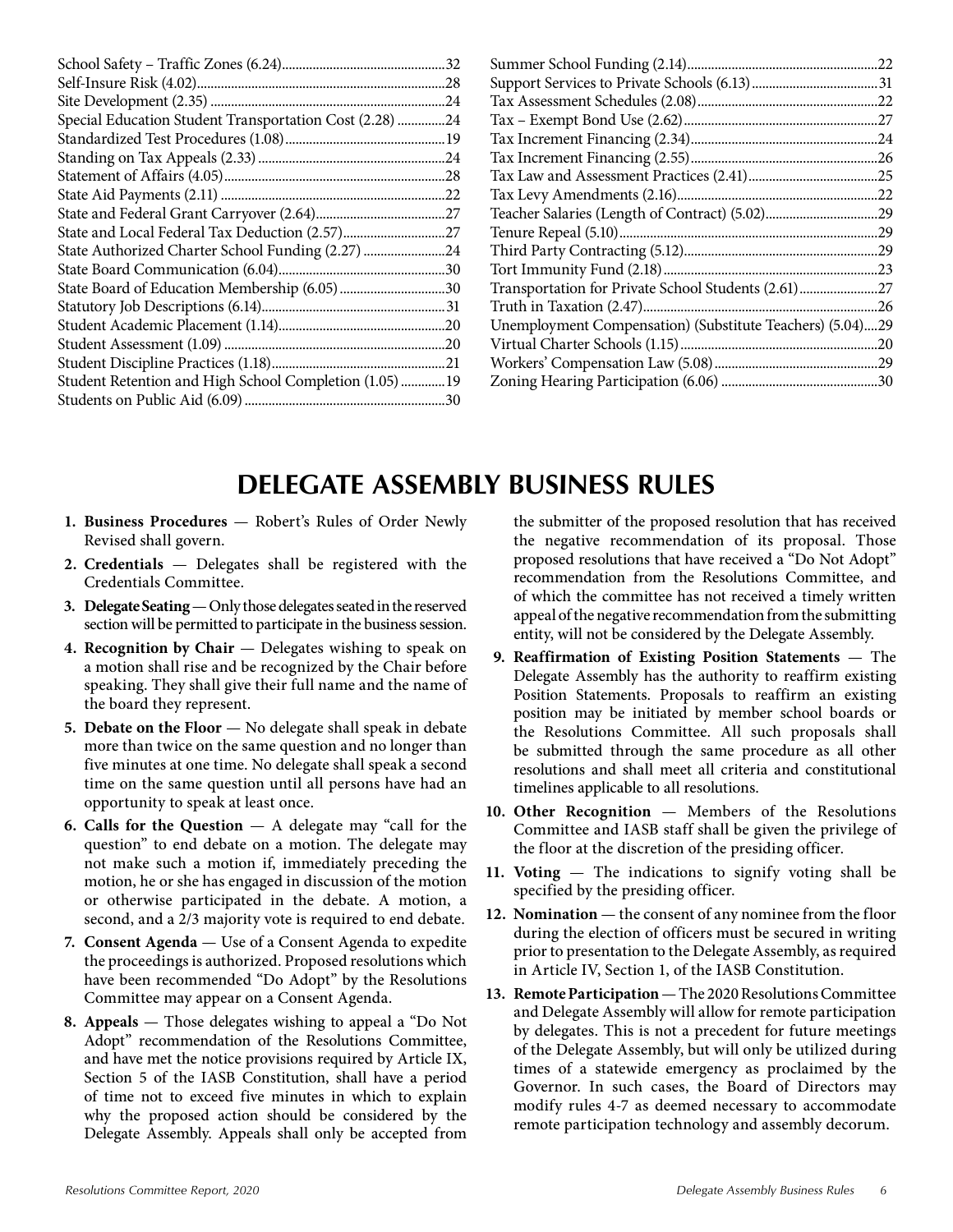School Safety – Traffic Zones (6.24)...............................................32
Self-Insure Risk (4.02).......................................................................28
Site Development (2.35) ....................................................................24
Special Education Student Transportation Cost (2.28) ..............24
Standardized Test Procedures (1.08)...............................................19
Standing on Tax Appeals (2.33) .......................................................24
Statement of Affairs (4.05).................................................................28
State Aid Payments (2.11) .................................................................22
State and Federal Grant Carryover (2.64).......................................27
State and Local Federal Tax Deduction (2.57)..............................27
State Authorized Charter School Funding (2.27) ........................24
State Board Communication (6.04).................................................30
State Board of Education Membership (6.05) ...............................30
Statutory Job Descriptions (6.14).....................................................31
Student Academic Placement (1.14).................................................20
Student Assessment (1.09) ................................................................20
Student Discipline Practices (1.18)..................................................21
Student Retention and High School Completion (1.05) .............19
Students on Public Aid (6.09) ...........................................................30
Summer School Funding (2.14)........................................................22
Support Services to Private Schools (6.13) .....................................31
Tax Assessment Schedules (2.08).....................................................22
Tax – Exempt Bond Use (2.62).........................................................27
Tax Increment Financing (2.34).......................................................24
Tax Increment Financing (2.55).......................................................26
Tax Law and Assessment Practices (2.41)......................................25
Tax Levy Amendments (2.16)...........................................................22
Teacher Salaries (Length of Contract) (5.02).................................29
Tenure Repeal (5.10)...........................................................................29
Third Party Contracting (5.12).........................................................29
Tort Immunity Fund (2.18) ...............................................................23
Transportation for Private School Students (2.61).......................27
Truth in Taxation (2.47).....................................................................26
Unemployment Compensation) (Substitute Teachers) (5.04)....29
Virtual Charter Schools (1.15)..........................................................20
Workers' Compensation Law (5.08)................................................29
Zoning Hearing Participation (6.06) ..............................................30

# DELEGATE ASSEMBLY BUSINESS RULES

1. **Business Procedures** — Robert's Rules of Order Newly Revised shall govern.
2. **Credentials** — Delegates shall be registered with the Credentials Committee.
3. **Delegate Seating** — Only those delegates seated in the reserved section will be permitted to participate in the business session.
4. **Recognition by Chair** — Delegates wishing to speak on a motion shall rise and be recognized by the Chair before speaking. They shall give their full name and the name of the board they represent.
5. **Debate on the Floor** — No delegate shall speak in debate more than twice on the same question and no longer than five minutes at one time. No delegate shall speak a second time on the same question until all persons have had an opportunity to speak at least once.
6. **Calls for the Question** — A delegate may "call for the question" to end debate on a motion. The delegate may not make such a motion if, immediately preceding the motion, he or she has engaged in discussion of the motion or otherwise participated in the debate. A motion, a second, and a 2/3 majority vote is required to end debate.
7. **Consent Agenda** — Use of a Consent Agenda to expedite the proceedings is authorized. Proposed resolutions which have been recommended "Do Adopt" by the Resolutions Committee may appear on a Consent Agenda.
8. **Appeals** — Those delegates wishing to appeal a "Do Not Adopt" recommendation of the Resolutions Committee, and have met the notice provisions required by Article IX, Section 5 of the IASB Constitution, shall have a period of time not to exceed five minutes in which to explain why the proposed action should be considered by the Delegate Assembly. Appeals shall only be accepted from the submitter of the proposed resolution that has received the negative recommendation of its proposal. Those proposed resolutions that have received a "Do Not Adopt" recommendation from the Resolutions Committee, and of which the committee has not received a timely written appeal of the negative recommendation from the submitting entity, will not be considered by the Delegate Assembly.
9. **Reaffirmation of Existing Position Statements** — The Delegate Assembly has the authority to reaffirm existing Position Statements. Proposals to reaffirm an existing position may be initiated by member school boards or the Resolutions Committee. All such proposals shall be submitted through the same procedure as all other resolutions and shall meet all criteria and constitutional timelines applicable to all resolutions.
10. **Other Recognition** — Members of the Resolutions Committee and IASB staff shall be given the privilege of the floor at the discretion of the presiding officer.
11. **Voting** — The indications to signify voting shall be specified by the presiding officer.
12. **Nomination** — the consent of any nominee from the floor during the election of officers must be secured in writing prior to presentation to the Delegate Assembly, as required in Article IV, Section 1, of the IASB Constitution.
13. **Remote Participation** — The 2020 Resolutions Committee and Delegate Assembly will allow for remote participation by delegates. This is not a precedent for future meetings of the Delegate Assembly, but will only be utilized during times of a statewide emergency as proclaimed by the Governor. In such cases, the Board of Directors may modify rules 4-7 as deemed necessary to accommodate remote participation technology and assembly decorum.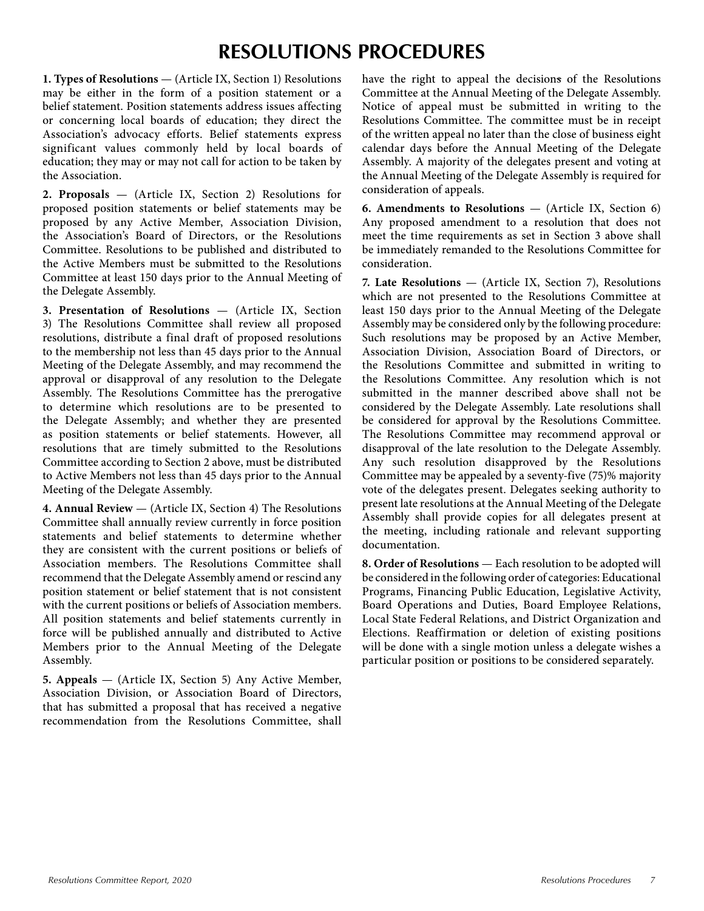# RESOLUTIONS PROCEDURES

**1. Types of Resolutions** — (Article IX, Section 1) Resolutions may be either in the form of a position statement or a belief statement. Position statements address issues affecting or concerning local boards of education; they direct the Association's advocacy efforts. Belief statements express significant values commonly held by local boards of education; they may or may not call for action to be taken by the Association.

**2. Proposals** — (Article IX, Section 2) Resolutions for proposed position statements or belief statements may be proposed by any Active Member, Association Division, the Association's Board of Directors, or the Resolutions Committee. Resolutions to be published and distributed to the Active Members must be submitted to the Resolutions Committee at least 150 days prior to the Annual Meeting of the Delegate Assembly.

**3. Presentation of Resolutions** — (Article IX, Section 3) The Resolutions Committee shall review all proposed resolutions, distribute a final draft of proposed resolutions to the membership not less than 45 days prior to the Annual Meeting of the Delegate Assembly, and may recommend the approval or disapproval of any resolution to the Delegate Assembly. The Resolutions Committee has the prerogative to determine which resolutions are to be presented to the Delegate Assembly; and whether they are presented as position statements or belief statements. However, all resolutions that are timely submitted to the Resolutions Committee according to Section 2 above, must be distributed to Active Members not less than 45 days prior to the Annual Meeting of the Delegate Assembly.

**4. Annual Review** — (Article IX, Section 4) The Resolutions Committee shall annually review currently in force position statements and belief statements to determine whether they are consistent with the current positions or beliefs of Association members. The Resolutions Committee shall recommend that the Delegate Assembly amend or rescind any position statement or belief statement that is not consistent with the current positions or beliefs of Association members. All position statements and belief statements currently in force will be published annually and distributed to Active Members prior to the Annual Meeting of the Delegate Assembly.

**5. Appeals** — (Article IX, Section 5) Any Active Member, Association Division, or Association Board of Directors, that has submitted a proposal that has received a negative recommendation from the Resolutions Committee, shall have the right to appeal the decisions of the Resolutions Committee at the Annual Meeting of the Delegate Assembly. Notice of appeal must be submitted in writing to the Resolutions Committee. The committee must be in receipt of the written appeal no later than the close of business eight calendar days before the Annual Meeting of the Delegate Assembly. A majority of the delegates present and voting at the Annual Meeting of the Delegate Assembly is required for consideration of appeals.

**6. Amendments to Resolutions** — (Article IX, Section 6) Any proposed amendment to a resolution that does not meet the time requirements as set in Section 3 above shall be immediately remanded to the Resolutions Committee for consideration.

**7. Late Resolutions** — (Article IX, Section 7), Resolutions which are not presented to the Resolutions Committee at least 150 days prior to the Annual Meeting of the Delegate Assembly may be considered only by the following procedure: Such resolutions may be proposed by an Active Member, Association Division, Association Board of Directors, or the Resolutions Committee and submitted in writing to the Resolutions Committee. Any resolution which is not submitted in the manner described above shall not be considered by the Delegate Assembly. Late resolutions shall be considered for approval by the Resolutions Committee. The Resolutions Committee may recommend approval or disapproval of the late resolution to the Delegate Assembly. Any such resolution disapproved by the Resolutions Committee may be appealed by a seventy-five (75)% majority vote of the delegates present. Delegates seeking authority to present late resolutions at the Annual Meeting of the Delegate Assembly shall provide copies for all delegates present at the meeting, including rationale and relevant supporting documentation.

**8. Order of Resolutions** — Each resolution to be adopted will be considered in the following order of categories: Educational Programs, Financing Public Education, Legislative Activity, Board Operations and Duties, Board Employee Relations, Local State Federal Relations, and District Organization and Elections. Reaffirmation or deletion of existing positions will be done with a single motion unless a delegate wishes a particular position or positions to be considered separately.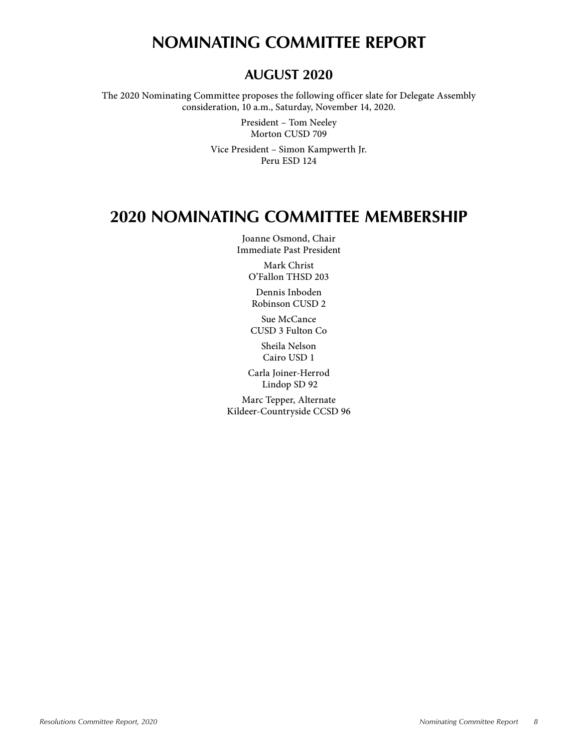# NOMINATING COMMITTEE REPORT

## AUGUST 2020

The 2020 Nominating Committee proposes the following officer slate for Delegate Assembly consideration, 10 a.m., Saturday, November 14, 2020.

President – Tom Neeley
Morton CUSD 709

Vice President – Simon Kampwerth Jr.
Peru ESD 124

# 2020 NOMINATING COMMITTEE MEMBERSHIP

Joanne Osmond, Chair
Immediate Past President

Mark Christ
O'Fallon THSD 203

Dennis Inboden
Robinson CUSD 2

Sue McCance
CUSD 3 Fulton Co

Sheila Nelson
Cairo USD 1

Carla Joiner-Herrod
Lindop SD 92

Marc Tepper, Alternate
Kildeer-Countryside CCSD 96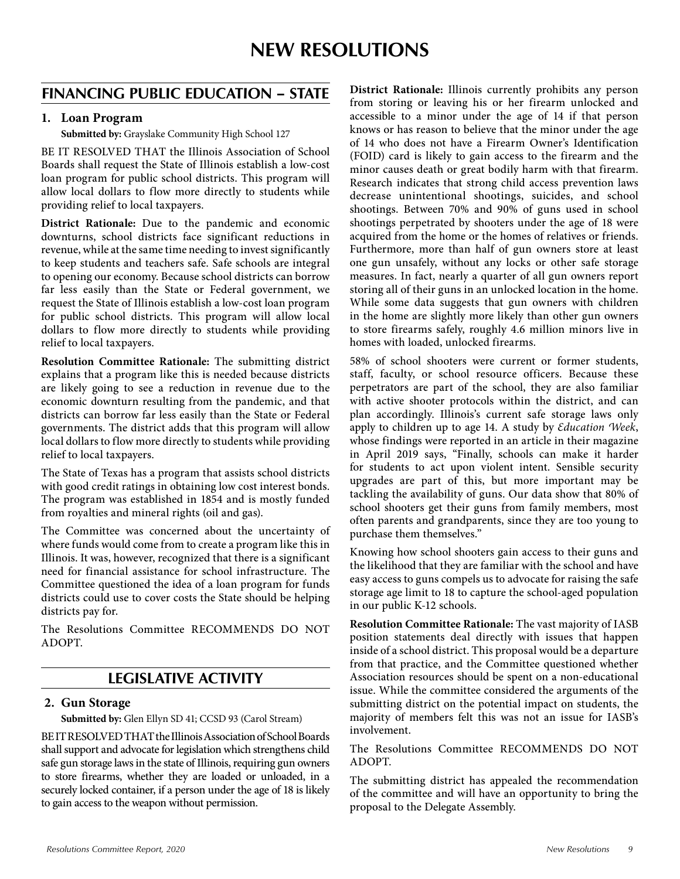# NEW RESOLUTIONS

## FINANCING PUBLIC EDUCATION – STATE

### 1. Loan Program

**Submitted by:** Grayslake Community High School 127

BE IT RESOLVED THAT the Illinois Association of School Boards shall request the State of Illinois establish a low-cost loan program for public school districts. This program will allow local dollars to flow more directly to students while providing relief to local taxpayers.

**District Rationale:** Due to the pandemic and economic downturns, school districts face significant reductions in revenue, while at the same time needing to invest significantly to keep students and teachers safe. Safe schools are integral to opening our economy. Because school districts can borrow far less easily than the State or Federal government, we request the State of Illinois establish a low-cost loan program for public school districts. This program will allow local dollars to flow more directly to students while providing relief to local taxpayers.

**Resolution Committee Rationale:** The submitting district explains that a program like this is needed because districts are likely going to see a reduction in revenue due to the economic downturn resulting from the pandemic, and that districts can borrow far less easily than the State or Federal governments. The district adds that this program will allow local dollars to flow more directly to students while providing relief to local taxpayers.

The State of Texas has a program that assists school districts with good credit ratings in obtaining low cost interest bonds. The program was established in 1854 and is mostly funded from royalties and mineral rights (oil and gas).

The Committee was concerned about the uncertainty of where funds would come from to create a program like this in Illinois. It was, however, recognized that there is a significant need for financial assistance for school infrastructure. The Committee questioned the idea of a loan program for funds districts could use to cover costs the State should be helping districts pay for.

The Resolutions Committee RECOMMENDS DO NOT ADOPT.

## LEGISLATIVE ACTIVITY

### 2. Gun Storage

**Submitted by:** Glen Ellyn SD 41; CCSD 93 (Carol Stream)

BE IT RESOLVED THAT the Illinois Association of School Boards shall support and advocate for legislation which strengthens child safe gun storage laws in the state of Illinois, requiring gun owners to store firearms, whether they are loaded or unloaded, in a securely locked container, if a person under the age of 18 is likely to gain access to the weapon without permission.

**District Rationale:** Illinois currently prohibits any person from storing or leaving his or her firearm unlocked and accessible to a minor under the age of 14 if that person knows or has reason to believe that the minor under the age of 14 who does not have a Firearm Owner's Identification (FOID) card is likely to gain access to the firearm and the minor causes death or great bodily harm with that firearm. Research indicates that strong child access prevention laws decrease unintentional shootings, suicides, and school shootings. Between 70% and 90% of guns used in school shootings perpetrated by shooters under the age of 18 were acquired from the home or the homes of relatives or friends. Furthermore, more than half of gun owners store at least one gun unsafely, without any locks or other safe storage measures. In fact, nearly a quarter of all gun owners report storing all of their guns in an unlocked location in the home. While some data suggests that gun owners with children in the home are slightly more likely than other gun owners to store firearms safely, roughly 4.6 million minors live in homes with loaded, unlocked firearms.

58% of school shooters were current or former students, staff, faculty, or school resource officers. Because these perpetrators are part of the school, they are also familiar with active shooter protocols within the district, and can plan accordingly. Illinois's current safe storage laws only apply to children up to age 14. A study by *Education Week*, whose findings were reported in an article in their magazine in April 2019 says, "Finally, schools can make it harder for students to act upon violent intent. Sensible security upgrades are part of this, but more important may be tackling the availability of guns. Our data show that 80% of school shooters get their guns from family members, most often parents and grandparents, since they are too young to purchase them themselves."

Knowing how school shooters gain access to their guns and the likelihood that they are familiar with the school and have easy access to guns compels us to advocate for raising the safe storage age limit to 18 to capture the school-aged population in our public K-12 schools.

**Resolution Committee Rationale:** The vast majority of IASB position statements deal directly with issues that happen inside of a school district. This proposal would be a departure from that practice, and the Committee questioned whether Association resources should be spent on a non-educational issue. While the committee considered the arguments of the submitting district on the potential impact on students, the majority of members felt this was not an issue for IASB's involvement.

The Resolutions Committee RECOMMENDS DO NOT ADOPT.

The submitting district has appealed the recommendation of the committee and will have an opportunity to bring the proposal to the Delegate Assembly.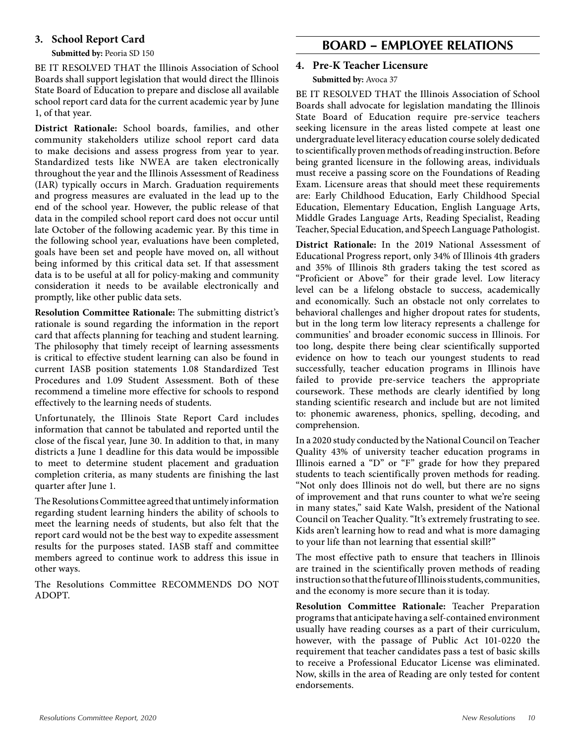### 3. School Report Card

**Submitted by:** Peoria SD 150

BE IT RESOLVED THAT the Illinois Association of School Boards shall support legislation that would direct the Illinois State Board of Education to prepare and disclose all available school report card data for the current academic year by June 1, of that year.

**District Rationale:** School boards, families, and other community stakeholders utilize school report card data to make decisions and assess progress from year to year. Standardized tests like NWEA are taken electronically throughout the year and the Illinois Assessment of Readiness (IAR) typically occurs in March. Graduation requirements and progress measures are evaluated in the lead up to the end of the school year. However, the public release of that data in the compiled school report card does not occur until late October of the following academic year. By this time in the following school year, evaluations have been completed, goals have been set and people have moved on, all without being informed by this critical data set. If that assessment data is to be useful at all for policy-making and community consideration it needs to be available electronically and promptly, like other public data sets.

**Resolution Committee Rationale:** The submitting district's rationale is sound regarding the information in the report card that affects planning for teaching and student learning. The philosophy that timely receipt of learning assessments is critical to effective student learning can also be found in current IASB position statements 1.08 Standardized Test Procedures and 1.09 Student Assessment. Both of these recommend a timeline more effective for schools to respond effectively to the learning needs of students.

Unfortunately, the Illinois State Report Card includes information that cannot be tabulated and reported until the close of the fiscal year, June 30. In addition to that, in many districts a June 1 deadline for this data would be impossible to meet to determine student placement and graduation completion criteria, as many students are finishing the last quarter after June 1.

The Resolutions Committee agreed that untimely information regarding student learning hinders the ability of schools to meet the learning needs of students, but also felt that the report card would not be the best way to expedite assessment results for the purposes stated. IASB staff and committee members agreed to continue work to address this issue in other ways.

The Resolutions Committee RECOMMENDS DO NOT ADOPT.

## BOARD – EMPLOYEE RELATIONS

### 4. Pre-K Teacher Licensure

**Submitted by:** Avoca 37

BE IT RESOLVED THAT the Illinois Association of School Boards shall advocate for legislation mandating the Illinois State Board of Education require pre-service teachers seeking licensure in the areas listed compete at least one undergraduate level literacy education course solely dedicated to scientifically proven methods of reading instruction. Before being granted licensure in the following areas, individuals must receive a passing score on the Foundations of Reading Exam. Licensure areas that should meet these requirements are: Early Childhood Education, Early Childhood Special Education, Elementary Education, English Language Arts, Middle Grades Language Arts, Reading Specialist, Reading Teacher, Special Education, and Speech Language Pathologist.

**District Rationale:** In the 2019 National Assessment of Educational Progress report, only 34% of Illinois 4th graders and 35% of Illinois 8th graders taking the test scored as "Proficient or Above" for their grade level. Low literacy level can be a lifelong obstacle to success, academically and economically. Such an obstacle not only correlates to behavioral challenges and higher dropout rates for students, but in the long term low literacy represents a challenge for communities' and broader economic success in Illinois. For too long, despite there being clear scientifically supported evidence on how to teach our youngest students to read successfully, teacher education programs in Illinois have failed to provide pre-service teachers the appropriate coursework. These methods are clearly identified by long standing scientific research and include but are not limited to: phonemic awareness, phonics, spelling, decoding, and comprehension.

In a 2020 study conducted by the National Council on Teacher Quality 43% of university teacher education programs in Illinois earned a "D" or "F" grade for how they prepared students to teach scientifically proven methods for reading. "Not only does Illinois not do well, but there are no signs of improvement and that runs counter to what we're seeing in many states," said Kate Walsh, president of the National Council on Teacher Quality. "It's extremely frustrating to see. Kids aren't learning how to read and what is more damaging to your life than not learning that essential skill?"

The most effective path to ensure that teachers in Illinois are trained in the scientifically proven methods of reading instruction so that the future of Illinois students, communities, and the economy is more secure than it is today.

**Resolution Committee Rationale:** Teacher Preparation programs that anticipate having a self-contained environment usually have reading courses as a part of their curriculum, however, with the passage of Public Act 101-0220 the requirement that teacher candidates pass a test of basic skills to receive a Professional Educator License was eliminated. Now, skills in the area of Reading are only tested for content endorsements.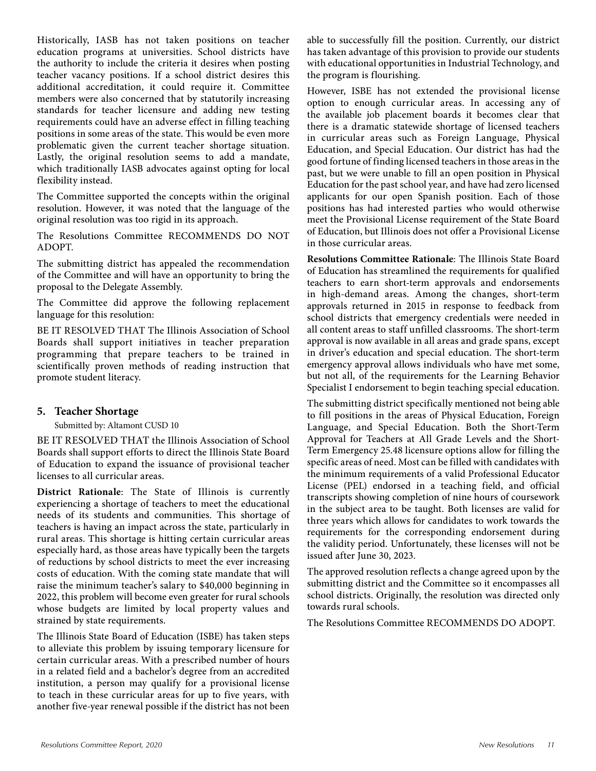Historically, IASB has not taken positions on teacher education programs at universities. School districts have the authority to include the criteria it desires when posting teacher vacancy positions. If a school district desires this additional accreditation, it could require it. Committee members were also concerned that by statutorily increasing standards for teacher licensure and adding new testing requirements could have an adverse effect in filling teaching positions in some areas of the state. This would be even more problematic given the current teacher shortage situation. Lastly, the original resolution seems to add a mandate, which traditionally IASB advocates against opting for local flexibility instead.

The Committee supported the concepts within the original resolution. However, it was noted that the language of the original resolution was too rigid in its approach.

The Resolutions Committee RECOMMENDS DO NOT ADOPT.

The submitting district has appealed the recommendation of the Committee and will have an opportunity to bring the proposal to the Delegate Assembly.

The Committee did approve the following replacement language for this resolution:

BE IT RESOLVED THAT The Illinois Association of School Boards shall support initiatives in teacher preparation programming that prepare teachers to be trained in scientifically proven methods of reading instruction that promote student literacy.

## 5. Teacher Shortage

Submitted by: Altamont CUSD 10

BE IT RESOLVED THAT the Illinois Association of School Boards shall support efforts to direct the Illinois State Board of Education to expand the issuance of provisional teacher licenses to all curricular areas.

**District Rationale**: The State of Illinois is currently experiencing a shortage of teachers to meet the educational needs of its students and communities. This shortage of teachers is having an impact across the state, particularly in rural areas. This shortage is hitting certain curricular areas especially hard, as those areas have typically been the targets of reductions by school districts to meet the ever increasing costs of education. With the coming state mandate that will raise the minimum teacher's salary to $40,000 beginning in 2022, this problem will become even greater for rural schools whose budgets are limited by local property values and strained by state requirements.

The Illinois State Board of Education (ISBE) has taken steps to alleviate this problem by issuing temporary licensure for certain curricular areas. With a prescribed number of hours in a related field and a bachelor's degree from an accredited institution, a person may qualify for a provisional license to teach in these curricular areas for up to five years, with another five-year renewal possible if the district has not been able to successfully fill the position. Currently, our district has taken advantage of this provision to provide our students with educational opportunities in Industrial Technology, and the program is flourishing.

However, ISBE has not extended the provisional license option to enough curricular areas. In accessing any of the available job placement boards it becomes clear that there is a dramatic statewide shortage of licensed teachers in curricular areas such as Foreign Language, Physical Education, and Special Education. Our district has had the good fortune of finding licensed teachers in those areas in the past, but we were unable to fill an open position in Physical Education for the past school year, and have had zero licensed applicants for our open Spanish position. Each of those positions has had interested parties who would otherwise meet the Provisional License requirement of the State Board of Education, but Illinois does not offer a Provisional License in those curricular areas.

**Resolutions Committee Rationale**: The Illinois State Board of Education has streamlined the requirements for qualified teachers to earn short-term approvals and endorsements in high-demand areas. Among the changes, short-term approvals returned in 2015 in response to feedback from school districts that emergency credentials were needed in all content areas to staff unfilled classrooms. The short-term approval is now available in all areas and grade spans, except in driver's education and special education. The short-term emergency approval allows individuals who have met some, but not all, of the requirements for the Learning Behavior Specialist I endorsement to begin teaching special education.

The submitting district specifically mentioned not being able to fill positions in the areas of Physical Education, Foreign Language, and Special Education. Both the Short-Term Approval for Teachers at All Grade Levels and the Short-Term Emergency 25.48 licensure options allow for filling the specific areas of need. Most can be filled with candidates with the minimum requirements of a valid Professional Educator License (PEL) endorsed in a teaching field, and official transcripts showing completion of nine hours of coursework in the subject area to be taught. Both licenses are valid for three years which allows for candidates to work towards the requirements for the corresponding endorsement during the validity period. Unfortunately, these licenses will not be issued after June 30, 2023.

The approved resolution reflects a change agreed upon by the submitting district and the Committee so it encompasses all school districts. Originally, the resolution was directed only towards rural schools.

The Resolutions Committee RECOMMENDS DO ADOPT.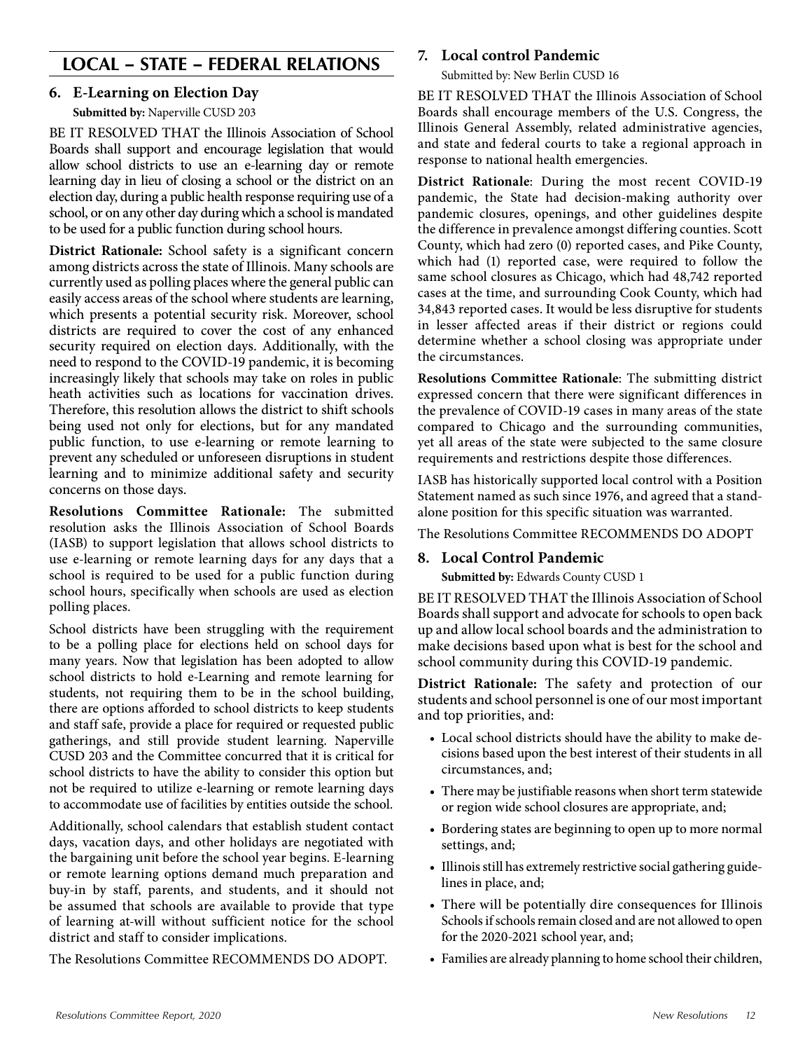# LOCAL – STATE – FEDERAL RELATIONS

## 6. E-Learning on Election Day

**Submitted by:** Naperville CUSD 203

BE IT RESOLVED THAT the Illinois Association of School Boards shall support and encourage legislation that would allow school districts to use an e-learning day or remote learning day in lieu of closing a school or the district on an election day, during a public health response requiring use of a school, or on any other day during which a school is mandated to be used for a public function during school hours.

**District Rationale:** School safety is a significant concern among districts across the state of Illinois. Many schools are currently used as polling places where the general public can easily access areas of the school where students are learning, which presents a potential security risk. Moreover, school districts are required to cover the cost of any enhanced security required on election days. Additionally, with the need to respond to the COVID-19 pandemic, it is becoming increasingly likely that schools may take on roles in public heath activities such as locations for vaccination drives. Therefore, this resolution allows the district to shift schools being used not only for elections, but for any mandated public function, to use e-learning or remote learning to prevent any scheduled or unforeseen disruptions in student learning and to minimize additional safety and security concerns on those days.

**Resolutions Committee Rationale:** The submitted resolution asks the Illinois Association of School Boards (IASB) to support legislation that allows school districts to use e-learning or remote learning days for any days that a school is required to be used for a public function during school hours, specifically when schools are used as election polling places.

School districts have been struggling with the requirement to be a polling place for elections held on school days for many years. Now that legislation has been adopted to allow school districts to hold e-Learning and remote learning for students, not requiring them to be in the school building, there are options afforded to school districts to keep students and staff safe, provide a place for required or requested public gatherings, and still provide student learning. Naperville CUSD 203 and the Committee concurred that it is critical for school districts to have the ability to consider this option but not be required to utilize e-learning or remote learning days to accommodate use of facilities by entities outside the school.

Additionally, school calendars that establish student contact days, vacation days, and other holidays are negotiated with the bargaining unit before the school year begins. E-learning or remote learning options demand much preparation and buy-in by staff, parents, and students, and it should not be assumed that schools are available to provide that type of learning at-will without sufficient notice for the school district and staff to consider implications.

The Resolutions Committee RECOMMENDS DO ADOPT.

## 7. Local control Pandemic

Submitted by: New Berlin CUSD 16

BE IT RESOLVED THAT the Illinois Association of School Boards shall encourage members of the U.S. Congress, the Illinois General Assembly, related administrative agencies, and state and federal courts to take a regional approach in response to national health emergencies.

**District Rationale**: During the most recent COVID-19 pandemic, the State had decision-making authority over pandemic closures, openings, and other guidelines despite the difference in prevalence amongst differing counties. Scott County, which had zero (0) reported cases, and Pike County, which had (1) reported case, were required to follow the same school closures as Chicago, which had 48,742 reported cases at the time, and surrounding Cook County, which had 34,843 reported cases. It would be less disruptive for students in lesser affected areas if their district or regions could determine whether a school closing was appropriate under the circumstances.

**Resolutions Committee Rationale**: The submitting district expressed concern that there were significant differences in the prevalence of COVID-19 cases in many areas of the state compared to Chicago and the surrounding communities, yet all areas of the state were subjected to the same closure requirements and restrictions despite those differences.

IASB has historically supported local control with a Position Statement named as such since 1976, and agreed that a stand-alone position for this specific situation was warranted.

The Resolutions Committee RECOMMENDS DO ADOPT

## 8. Local Control Pandemic

**Submitted by:** Edwards County CUSD 1

BE IT RESOLVED THAT the Illinois Association of School Boards shall support and advocate for schools to open back up and allow local school boards and the administration to make decisions based upon what is best for the school and school community during this COVID-19 pandemic.

**District Rationale:** The safety and protection of our students and school personnel is one of our most important and top priorities, and:

- Local school districts should have the ability to make decisions based upon the best interest of their students in all circumstances, and;
- There may be justifiable reasons when short term statewide or region wide school closures are appropriate, and;
- Bordering states are beginning to open up to more normal settings, and;
- Illinois still has extremely restrictive social gathering guidelines in place, and;
- There will be potentially dire consequences for Illinois Schools if schools remain closed and are not allowed to open for the 2020-2021 school year, and;
- Families are already planning to home school their children,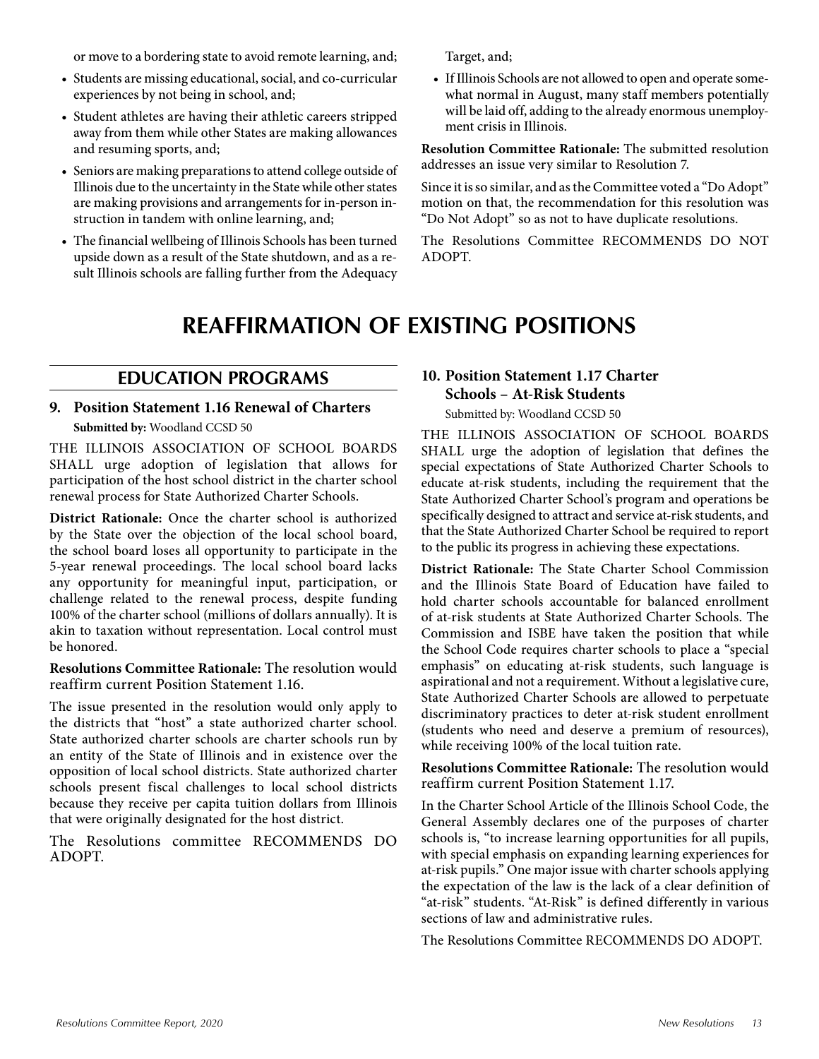or move to a bordering state to avoid remote learning, and;

- Students are missing educational, social, and co-curricular experiences by not being in school, and;
- Student athletes are having their athletic careers stripped away from them while other States are making allowances and resuming sports, and;
- Seniors are making preparations to attend college outside of Illinois due to the uncertainty in the State while other states are making provisions and arrangements for in-person instruction in tandem with online learning, and;
- The financial wellbeing of Illinois Schools has been turned upside down as a result of the State shutdown, and as a result Illinois schools are falling further from the Adequacy Target, and;
- If Illinois Schools are not allowed to open and operate somewhat normal in August, many staff members potentially will be laid off, adding to the already enormous unemployment crisis in Illinois.

**Resolution Committee Rationale:** The submitted resolution addresses an issue very similar to Resolution 7.

Since it is so similar, and as the Committee voted a "Do Adopt" motion on that, the recommendation for this resolution was "Do Not Adopt" so as not to have duplicate resolutions.

The Resolutions Committee RECOMMENDS DO NOT ADOPT.

# REAFFIRMATION OF EXISTING POSITIONS

## EDUCATION PROGRAMS

### 9. Position Statement 1.16 Renewal of Charters

**Submitted by:** Woodland CCSD 50

THE ILLINOIS ASSOCIATION OF SCHOOL BOARDS SHALL urge adoption of legislation that allows for participation of the host school district in the charter school renewal process for State Authorized Charter Schools.

**District Rationale:** Once the charter school is authorized by the State over the objection of the local school board, the school board loses all opportunity to participate in the 5-year renewal proceedings. The local school board lacks any opportunity for meaningful input, participation, or challenge related to the renewal process, despite funding 100% of the charter school (millions of dollars annually). It is akin to taxation without representation. Local control must be honored.

**Resolutions Committee Rationale:** The resolution would reaffirm current Position Statement 1.16.

The issue presented in the resolution would only apply to the districts that "host" a state authorized charter school. State authorized charter schools are charter schools run by an entity of the State of Illinois and in existence over the opposition of local school districts. State authorized charter schools present fiscal challenges to local school districts because they receive per capita tuition dollars from Illinois that were originally designated for the host district.

The Resolutions committee RECOMMENDS DO ADOPT.

### 10. Position Statement 1.17 Charter Schools – At-Risk Students

Submitted by: Woodland CCSD 50

THE ILLINOIS ASSOCIATION OF SCHOOL BOARDS SHALL urge the adoption of legislation that defines the special expectations of State Authorized Charter Schools to educate at-risk students, including the requirement that the State Authorized Charter School's program and operations be specifically designed to attract and service at-risk students, and that the State Authorized Charter School be required to report to the public its progress in achieving these expectations.

**District Rationale:** The State Charter School Commission and the Illinois State Board of Education have failed to hold charter schools accountable for balanced enrollment of at-risk students at State Authorized Charter Schools. The Commission and ISBE have taken the position that while the School Code requires charter schools to place a "special emphasis" on educating at-risk students, such language is aspirational and not a requirement. Without a legislative cure, State Authorized Charter Schools are allowed to perpetuate discriminatory practices to deter at-risk student enrollment (students who need and deserve a premium of resources), while receiving 100% of the local tuition rate.

**Resolutions Committee Rationale:** The resolution would reaffirm current Position Statement 1.17.

In the Charter School Article of the Illinois School Code, the General Assembly declares one of the purposes of charter schools is, "to increase learning opportunities for all pupils, with special emphasis on expanding learning experiences for at-risk pupils." One major issue with charter schools applying the expectation of the law is the lack of a clear definition of "at-risk" students. "At-Risk" is defined differently in various sections of law and administrative rules.

The Resolutions Committee RECOMMENDS DO ADOPT.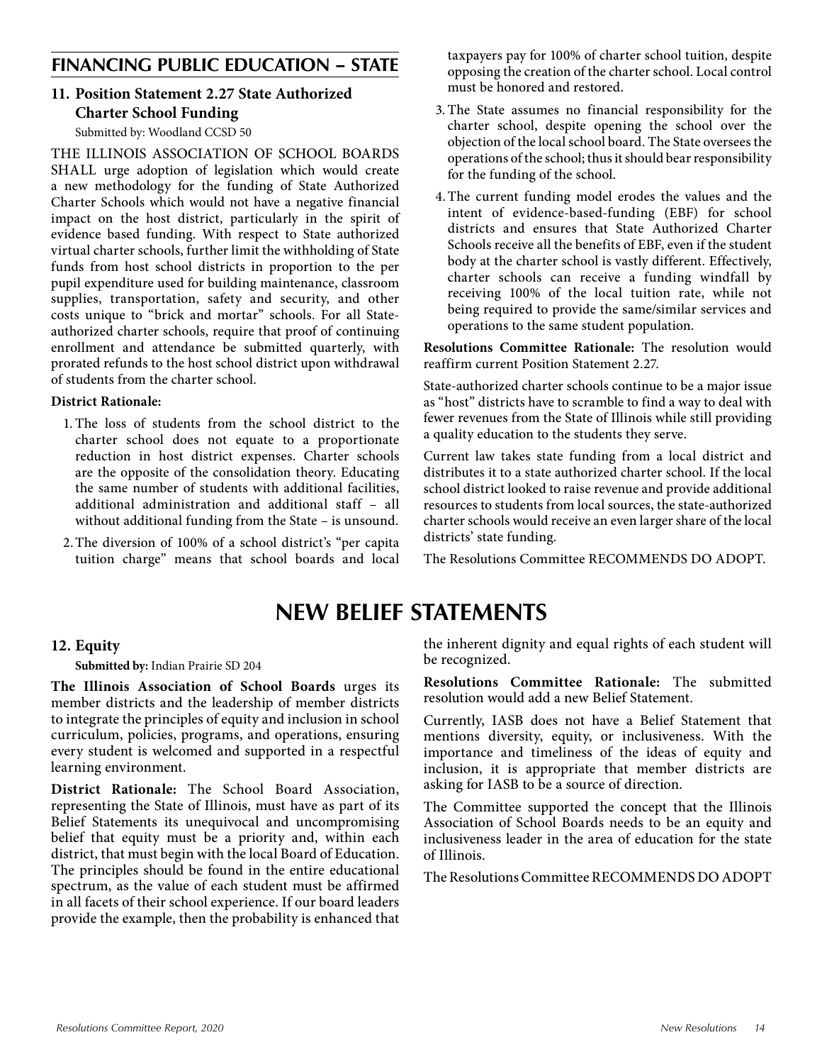## FINANCING PUBLIC EDUCATION – STATE

### 11. Position Statement 2.27 State Authorized Charter School Funding

Submitted by: Woodland CCSD 50

THE ILLINOIS ASSOCIATION OF SCHOOL BOARDS SHALL urge adoption of legislation which would create a new methodology for the funding of State Authorized Charter Schools which would not have a negative financial impact on the host district, particularly in the spirit of evidence based funding. With respect to State authorized virtual charter schools, further limit the withholding of State funds from host school districts in proportion to the per pupil expenditure used for building maintenance, classroom supplies, transportation, safety and security, and other costs unique to "brick and mortar" schools. For all State-authorized charter schools, require that proof of continuing enrollment and attendance be submitted quarterly, with prorated refunds to the host school district upon withdrawal of students from the charter school.

**District Rationale:**

1. The loss of students from the school district to the charter school does not equate to a proportionate reduction in host district expenses. Charter schools are the opposite of the consolidation theory. Educating the same number of students with additional facilities, additional administration and additional staff – all without additional funding from the State – is unsound.
2. The diversion of 100% of a school district's "per capita tuition charge" means that school boards and local taxpayers pay for 100% of charter school tuition, despite opposing the creation of the charter school. Local control must be honored and restored.
3. The State assumes no financial responsibility for the charter school, despite opening the school over the objection of the local school board. The State oversees the operations of the school; thus it should bear responsibility for the funding of the school.
4. The current funding model erodes the values and the intent of evidence-based-funding (EBF) for school districts and ensures that State Authorized Charter Schools receive all the benefits of EBF, even if the student body at the charter school is vastly different. Effectively, charter schools can receive a funding windfall by receiving 100% of the local tuition rate, while not being required to provide the same/similar services and operations to the same student population.

**Resolutions Committee Rationale:** The resolution would reaffirm current Position Statement 2.27.

State-authorized charter schools continue to be a major issue as "host" districts have to scramble to find a way to deal with fewer revenues from the State of Illinois while still providing a quality education to the students they serve.

Current law takes state funding from a local district and distributes it to a state authorized charter school. If the local school district looked to raise revenue and provide additional resources to students from local sources, the state-authorized charter schools would receive an even larger share of the local districts' state funding.

The Resolutions Committee RECOMMENDS DO ADOPT.

# NEW BELIEF STATEMENTS

### 12. Equity

**Submitted by:** Indian Prairie SD 204

**The Illinois Association of School Boards** urges its member districts and the leadership of member districts to integrate the principles of equity and inclusion in school curriculum, policies, programs, and operations, ensuring every student is welcomed and supported in a respectful learning environment.

**District Rationale:** The School Board Association, representing the State of Illinois, must have as part of its Belief Statements its unequivocal and uncompromising belief that equity must be a priority and, within each district, that must begin with the local Board of Education. The principles should be found in the entire educational spectrum, as the value of each student must be affirmed in all facets of their school experience. If our board leaders provide the example, then the probability is enhanced that the inherent dignity and equal rights of each student will be recognized.

**Resolutions Committee Rationale:** The submitted resolution would add a new Belief Statement.

Currently, IASB does not have a Belief Statement that mentions diversity, equity, or inclusiveness. With the importance and timeliness of the ideas of equity and inclusion, it is appropriate that member districts are asking for IASB to be a source of direction.

The Committee supported the concept that the Illinois Association of School Boards needs to be an equity and inclusiveness leader in the area of education for the state of Illinois.

The Resolutions Committee RECOMMENDS DO ADOPT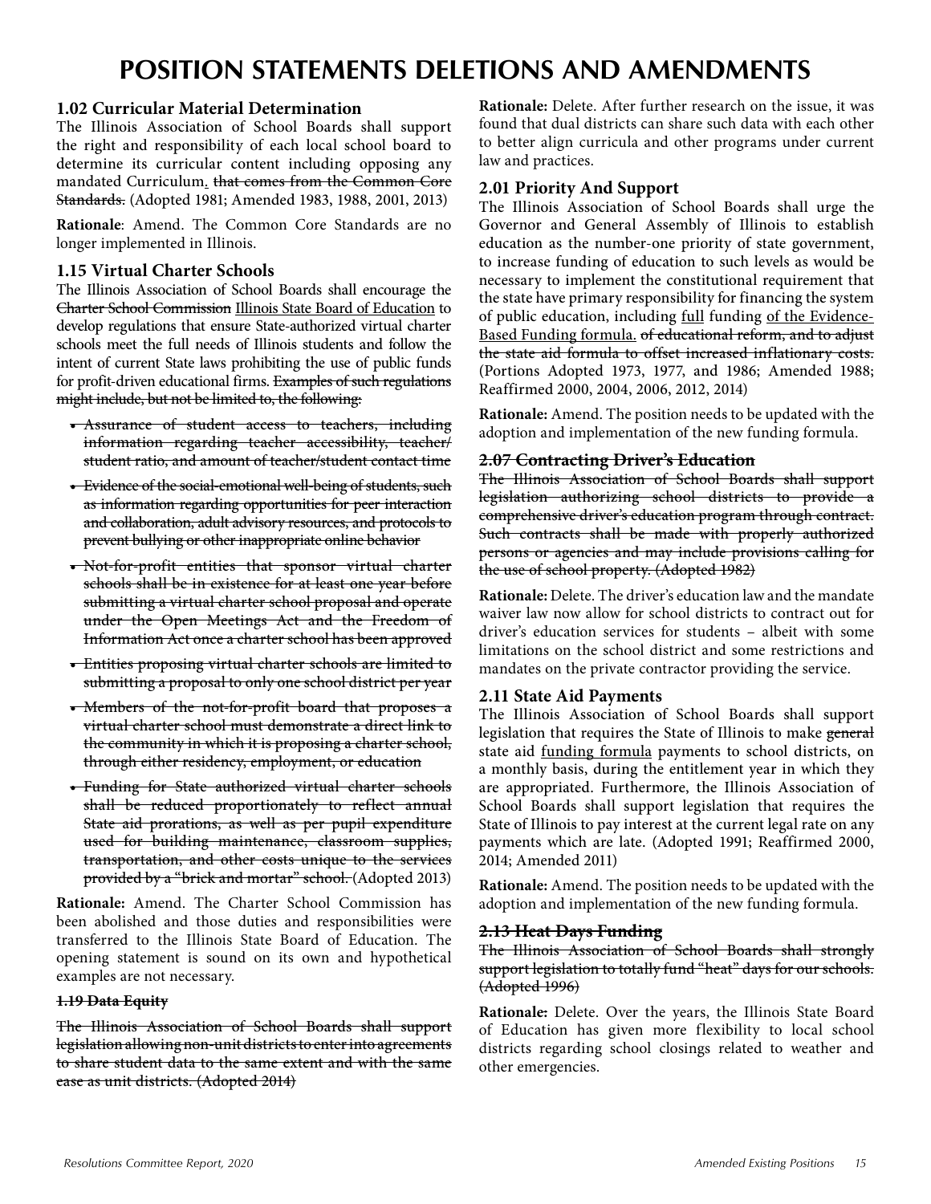# POSITION STATEMENTS DELETIONS AND AMENDMENTS

### 1.02 Curricular Material Determination

The Illinois Association of School Boards shall support the right and responsibility of each local school board to determine its curricular content including opposing any mandated Curriculum<u>.</u> ~~that comes from the Common Core Standards.~~ (Adopted 1981; Amended 1983, 1988, 2001, 2013)

**Rationale**: Amend. The Common Core Standards are no longer implemented in Illinois.

### 1.15 Virtual Charter Schools

The Illinois Association of School Boards shall encourage the ~~Charter School Commission~~ <u>Illinois State Board of Education</u> to develop regulations that ensure State-authorized virtual charter schools meet the full needs of Illinois students and follow the intent of current State laws prohibiting the use of public funds for profit-driven educational firms. ~~Examples of such regulations might include, but not be limited to, the following:~~

- ~~Assurance of student access to teachers, including information regarding teacher accessibility, teacher/student ratio, and amount of teacher/student contact time~~
- ~~Evidence of the social-emotional well-being of students, such as information regarding opportunities for peer interaction and collaboration, adult advisory resources, and protocols to prevent bullying or other inappropriate online behavior~~
- ~~Not-for-profit entities that sponsor virtual charter schools shall be in existence for at least one year before submitting a virtual charter school proposal and operate under the Open Meetings Act and the Freedom of Information Act once a charter school has been approved~~
- ~~Entities proposing virtual charter schools are limited to submitting a proposal to only one school district per year~~
- ~~Members of the not-for-profit board that proposes a virtual charter school must demonstrate a direct link to the community in which it is proposing a charter school, through either residency, employment, or education~~
- ~~Funding for State authorized virtual charter schools shall be reduced proportionately to reflect annual State aid prorations, as well as per pupil expenditure used for building maintenance, classroom supplies, transportation, and other costs unique to the services provided by a "brick and mortar" school.~~ (Adopted 2013)

**Rationale:** Amend. The Charter School Commission has been abolished and those duties and responsibilities were transferred to the Illinois State Board of Education. The opening statement is sound on its own and hypothetical examples are not necessary.

### ~~1.19 Data Equity~~

~~The Illinois Association of School Boards shall support legislation allowing non-unit districts to enter into agreements to share student data to the same extent and with the same ease as unit districts. (Adopted 2014)~~

**Rationale:** Delete. After further research on the issue, it was found that dual districts can share such data with each other to better align curricula and other programs under current law and practices.

### 2.01 Priority And Support

The Illinois Association of School Boards shall urge the Governor and General Assembly of Illinois to establish education as the number-one priority of state government, to increase funding of education to such levels as would be necessary to implement the constitutional requirement that the state have primary responsibility for financing the system of public education, including <u>full</u> funding <u>of the Evidence-Based Funding formula.</u> ~~of educational reform, and to adjust the state aid formula to offset increased inflationary costs.~~ (Portions Adopted 1973, 1977, and 1986; Amended 1988; Reaffirmed 2000, 2004, 2006, 2012, 2014)

**Rationale:** Amend. The position needs to be updated with the adoption and implementation of the new funding formula.

### ~~2.07 Contracting Driver's Education~~

~~The Illinois Association of School Boards shall support legislation authorizing school districts to provide a comprehensive driver's education program through contract. Such contracts shall be made with properly authorized persons or agencies and may include provisions calling for the use of school property. (Adopted 1982)~~

**Rationale:** Delete. The driver's education law and the mandate waiver law now allow for school districts to contract out for driver's education services for students – albeit with some limitations on the school district and some restrictions and mandates on the private contractor providing the service.

### 2.11 State Aid Payments

The Illinois Association of School Boards shall support legislation that requires the State of Illinois to make ~~general~~ state aid <u>funding formula</u> payments to school districts, on a monthly basis, during the entitlement year in which they are appropriated. Furthermore, the Illinois Association of School Boards shall support legislation that requires the State of Illinois to pay interest at the current legal rate on any payments which are late. (Adopted 1991; Reaffirmed 2000, 2014; Amended 2011)

**Rationale:** Amend. The position needs to be updated with the adoption and implementation of the new funding formula.

### ~~2.13 Heat Days Funding~~

~~The Illinois Association of School Boards shall strongly support legislation to totally fund "heat" days for our schools. (Adopted 1996)~~

**Rationale:** Delete. Over the years, the Illinois State Board of Education has given more flexibility to local school districts regarding school closings related to weather and other emergencies.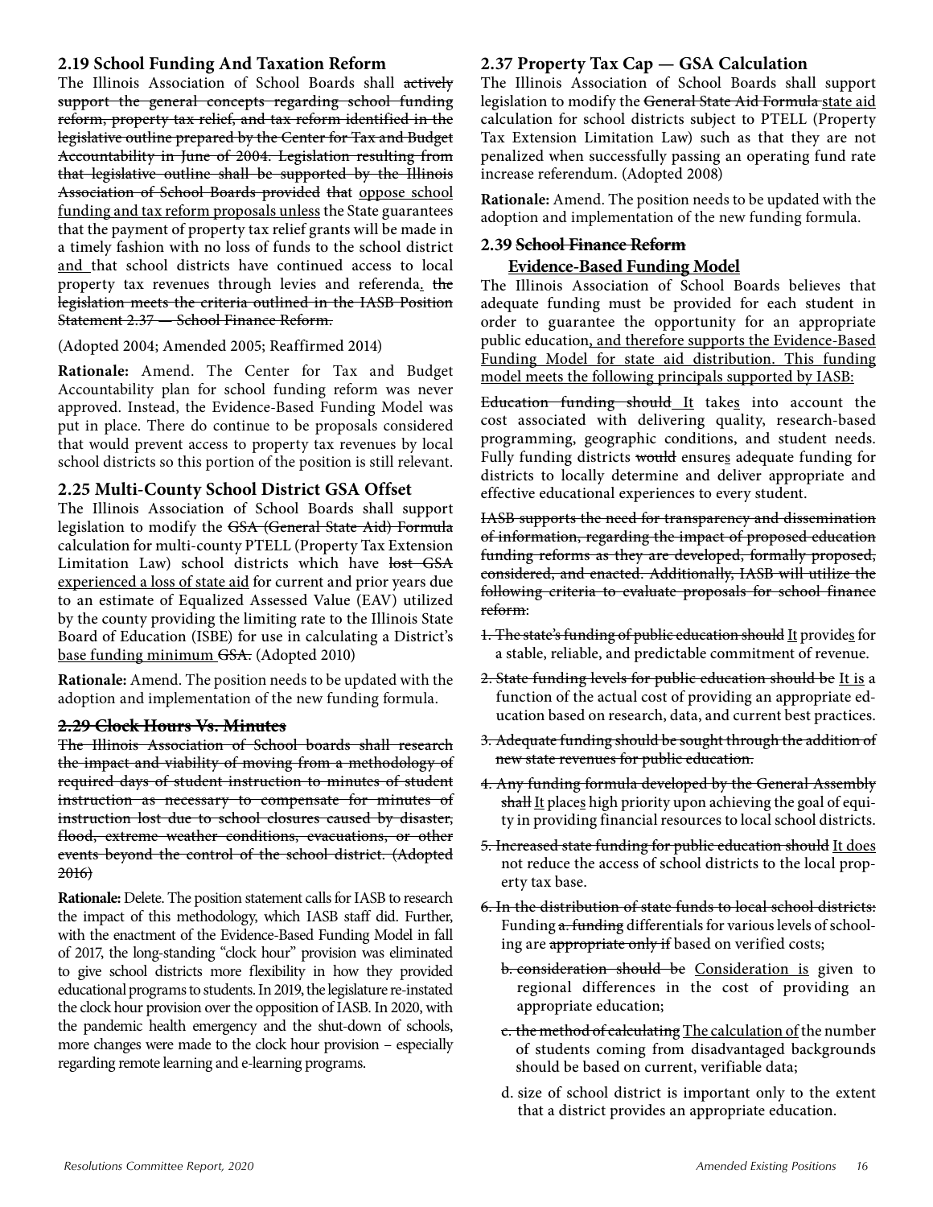### 2.19 School Funding And Taxation Reform

The Illinois Association of School Boards shall ~~actively support the general concepts regarding school funding reform, property tax relief, and tax reform identified in the legislative outline prepared by the Center for Tax and Budget Accountability in June of 2004. Legislation resulting from that legislative outline shall be supported by the Illinois Association of School Boards provided that~~ <u>oppose school funding and tax reform proposals unless</u> the State guarantees that the payment of property tax relief grants will be made in a timely fashion with no loss of funds to the school district <u>and</u> that school districts have continued access to local property tax revenues through levies and referenda<u>.</u> ~~the legislation meets the criteria outlined in the IASB Position Statement 2.37 — School Finance Reform.~~

(Adopted 2004; Amended 2005; Reaffirmed 2014)

**Rationale:** Amend. The Center for Tax and Budget Accountability plan for school funding reform was never approved. Instead, the Evidence-Based Funding Model was put in place. There do continue to be proposals considered that would prevent access to property tax revenues by local school districts so this portion of the position is still relevant.

### 2.25 Multi-County School District GSA Offset

The Illinois Association of School Boards shall support legislation to modify the ~~GSA (General State Aid) Formula~~ calculation for multi-county PTELL (Property Tax Extension Limitation Law) school districts which have ~~lost GSA~~ <u>experienced a loss of state aid</u> for current and prior years due to an estimate of Equalized Assessed Value (EAV) utilized by the county providing the limiting rate to the Illinois State Board of Education (ISBE) for use in calculating a District's <u>base funding minimum</u> ~~GSA~~. (Adopted 2010)

**Rationale:** Amend. The position needs to be updated with the adoption and implementation of the new funding formula.

### ~~2.29 Clock Hours Vs. Minutes~~

~~The Illinois Association of School boards shall research the impact and viability of moving from a methodology of required days of student instruction to minutes of student instruction as necessary to compensate for minutes of instruction lost due to school closures caused by disaster, flood, extreme weather conditions, evacuations, or other events beyond the control of the school district. (Adopted 2016)~~

**Rationale:** Delete. The position statement calls for IASB to research the impact of this methodology, which IASB staff did. Further, with the enactment of the Evidence-Based Funding Model in fall of 2017, the long-standing "clock hour" provision was eliminated to give school districts more flexibility in how they provided educational programs to students. In 2019, the legislature re-instated the clock hour provision over the opposition of IASB. In 2020, with the pandemic health emergency and the shut-down of schools, more changes were made to the clock hour provision – especially regarding remote learning and e-learning programs.

### 2.37 Property Tax Cap — GSA Calculation

The Illinois Association of School Boards shall support legislation to modify the ~~General State Aid Formula~~ <u>state aid</u> calculation for school districts subject to PTELL (Property Tax Extension Limitation Law) such as that they are not penalized when successfully passing an operating fund rate increase referendum. (Adopted 2008)

**Rationale:** Amend. The position needs to be updated with the adoption and implementation of the new funding formula.

### 2.39 ~~School Finance Reform~~ <u>Evidence-Based Funding Model</u>

The Illinois Association of School Boards believes that adequate funding must be provided for each student in order to guarantee the opportunity for an appropriate public education<u>, and therefore supports the Evidence-Based Funding Model for state aid distribution. This funding model meets the following principals supported by IASB:</u>

~~Education funding should~~ <u>It</u> take<u>s</u> into account the cost associated with delivering quality, research-based programming, geographic conditions, and student needs. Fully funding districts ~~would~~ ensure<u>s</u> adequate funding for districts to locally determine and deliver appropriate and effective educational experiences to every student.

~~IASB supports the need for transparency and dissemination of information, regarding the impact of proposed education funding reforms as they are developed, formally proposed, considered, and enacted. Additionally, IASB will utilize the following criteria to evaluate proposals for school finance reform~~:

- ~~1. The state's funding of public education should~~ <u>It</u> provide<u>s</u> for a stable, reliable, and predictable commitment of revenue.
- ~~2. State funding levels for public education should be~~ <u>It is</u> a function of the actual cost of providing an appropriate education based on research, data, and current best practices.
- ~~3. Adequate funding should be sought through the addition of new state revenues for public education.~~
- ~~4. Any funding formula developed by the General Assembly shall~~ <u>It</u> place<u>s</u> high priority upon achieving the goal of equity in providing financial resources to local school districts.
- ~~5. Increased state funding for public education should~~ <u>It does</u> not reduce the access of school districts to the local property tax base.
- ~~6. In the distribution of state funds to local school districts:~~ Funding ~~a. funding~~ differentials for various levels of schooling are ~~appropriate only if~~ based on verified costs;
  - ~~b. consideration should be~~ <u>Consideration is</u> given to regional differences in the cost of providing an appropriate education;
  - ~~c. the method of calculating~~ <u>The calculation of</u> the number of students coming from disadvantaged backgrounds should be based on current, verifiable data;
  - d. size of school district is important only to the extent that a district provides an appropriate education.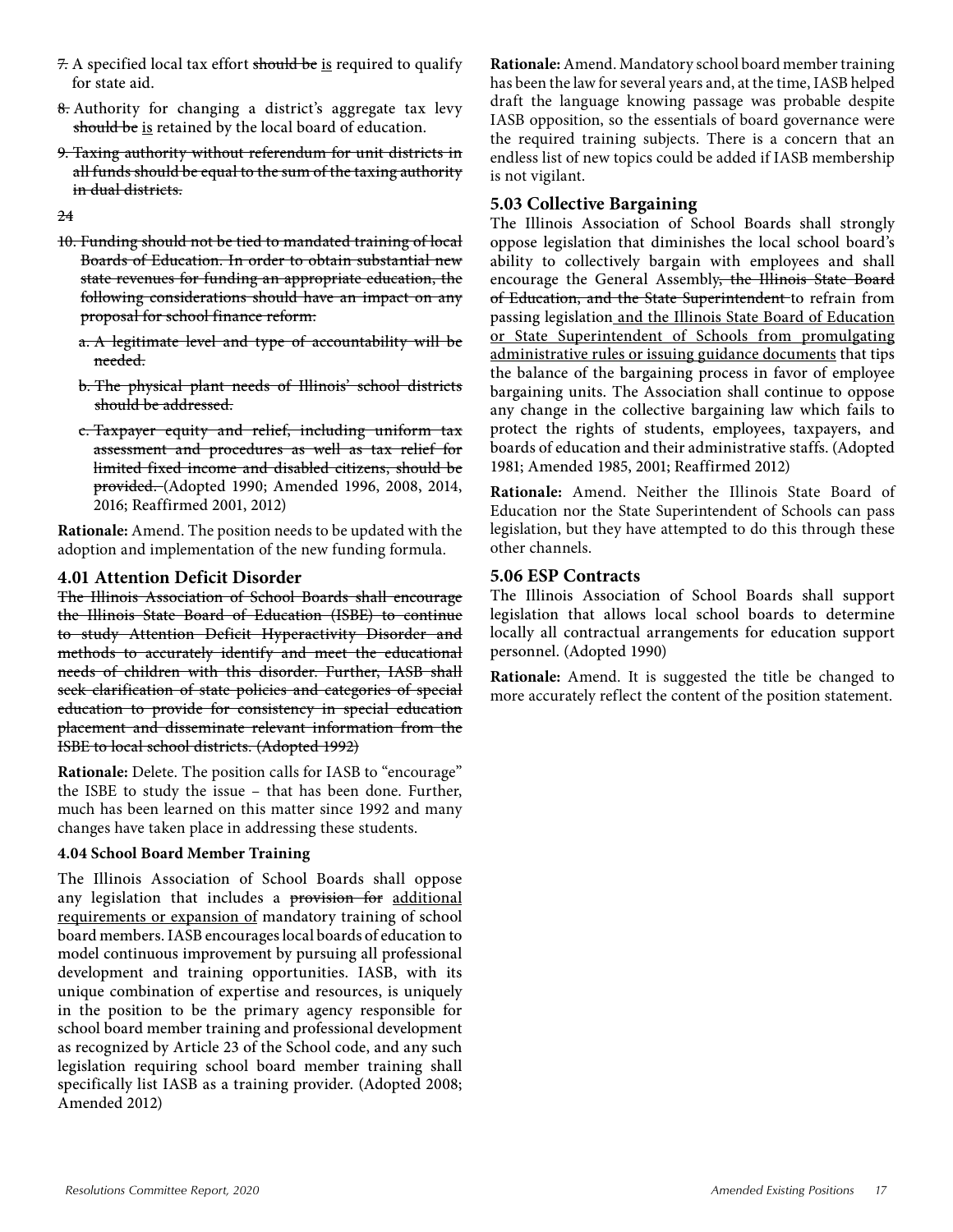~~7.~~ A specified local tax effort ~~should be~~ <u>is</u> required to qualify for state aid.

~~8.~~ Authority for changing a district's aggregate tax levy ~~should be~~ <u>is</u> retained by the local board of education.

~~9. Taxing authority without referendum for unit districts in all funds should be equal to the sum of the taxing authority in dual districts.~~

~~24~~

~~10. Funding should not be tied to mandated training of local Boards of Education. In order to obtain substantial new state revenues for funding an appropriate education, the following considerations should have an impact on any proposal for school finance reform:~~

~~a. A legitimate level and type of accountability will be needed.~~

~~b. The physical plant needs of Illinois' school districts should be addressed.~~

~~c. Taxpayer equity and relief, including uniform tax assessment and procedures as well as tax relief for limited fixed income and disabled citizens, should be provided.~~ (Adopted 1990; Amended 1996, 2008, 2014, 2016; Reaffirmed 2001, 2012)

**Rationale:** Amend. The position needs to be updated with the adoption and implementation of the new funding formula.

### 4.01 Attention Deficit Disorder

~~The Illinois Association of School Boards shall encourage the Illinois State Board of Education (ISBE) to continue to study Attention Deficit Hyperactivity Disorder and methods to accurately identify and meet the educational needs of children with this disorder. Further, IASB shall seek clarification of state policies and categories of special education to provide for consistency in special education placement and disseminate relevant information from the ISBE to local school districts. (Adopted 1992)~~

**Rationale:** Delete. The position calls for IASB to "encourage" the ISBE to study the issue – that has been done. Further, much has been learned on this matter since 1992 and many changes have taken place in addressing these students.

### 4.04 School Board Member Training

The Illinois Association of School Boards shall oppose any legislation that includes a ~~provision for~~ <u>additional requirements or expansion of</u> mandatory training of school board members. IASB encourages local boards of education to model continuous improvement by pursuing all professional development and training opportunities. IASB, with its unique combination of expertise and resources, is uniquely in the position to be the primary agency responsible for school board member training and professional development as recognized by Article 23 of the School code, and any such legislation requiring school board member training shall specifically list IASB as a training provider. (Adopted 2008; Amended 2012)

**Rationale:** Amend. Mandatory school board member training has been the law for several years and, at the time, IASB helped draft the language knowing passage was probable despite IASB opposition, so the essentials of board governance were the required training subjects. There is a concern that an endless list of new topics could be added if IASB membership is not vigilant.

### 5.03 Collective Bargaining

The Illinois Association of School Boards shall strongly oppose legislation that diminishes the local school board's ability to collectively bargain with employees and shall encourage the General Assembly~~, the Illinois State Board of Education, and the State Superintendent~~ to refrain from passing legislation <u>and the Illinois State Board of Education or State Superintendent of Schools from promulgating administrative rules or issuing guidance documents</u> that tips the balance of the bargaining process in favor of employee bargaining units. The Association shall continue to oppose any change in the collective bargaining law which fails to protect the rights of students, employees, taxpayers, and boards of education and their administrative staffs. (Adopted 1981; Amended 1985, 2001; Reaffirmed 2012)

**Rationale:** Amend. Neither the Illinois State Board of Education nor the State Superintendent of Schools can pass legislation, but they have attempted to do this through these other channels.

### 5.06 ESP Contracts

The Illinois Association of School Boards shall support legislation that allows local school boards to determine locally all contractual arrangements for education support personnel. (Adopted 1990)

**Rationale:** Amend. It is suggested the title be changed to more accurately reflect the content of the position statement.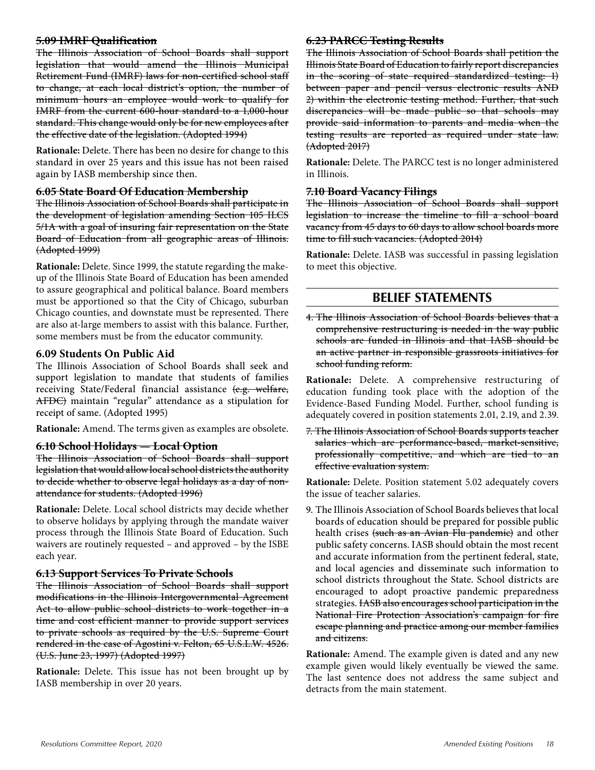**~~5.09 IMRF Qualification~~**

~~The Illinois Association of School Boards shall support legislation that would amend the Illinois Municipal Retirement Fund (IMRF) laws for non-certified school staff to change, at each local district's option, the number of minimum hours an employee would work to qualify for IMRF from the current 600-hour standard to a 1,000-hour standard. This change would only be for new employees after the effective date of the legislation. (Adopted 1994)~~

**Rationale:** Delete. There has been no desire for change to this standard in over 25 years and this issue has not been raised again by IASB membership since then.

**~~6.05 State Board Of Education Membership~~**

~~The Illinois Association of School Boards shall participate in the development of legislation amending Section 105 ILCS 5/1A with a goal of insuring fair representation on the State Board of Education from all geographic areas of Illinois. (Adopted 1999)~~

**Rationale:** Delete. Since 1999, the statute regarding the make-up of the Illinois State Board of Education has been amended to assure geographical and political balance. Board members must be apportioned so that the City of Chicago, suburban Chicago counties, and downstate must be represented. There are also at-large members to assist with this balance. Further, some members must be from the educator community.

**6.09 Students On Public Aid**

The Illinois Association of School Boards shall seek and support legislation to mandate that students of families receiving State/Federal financial assistance ~~(e.g. welfare, AFDC)~~ maintain "regular" attendance as a stipulation for receipt of same. (Adopted 1995)

**Rationale:** Amend. The terms given as examples are obsolete.

**~~6.10 School Holidays — Local Option~~**

~~The Illinois Association of School Boards shall support legislation that would allow local school districts the authority to decide whether to observe legal holidays as a day of non-attendance for students. (Adopted 1996)~~

**Rationale:** Delete. Local school districts may decide whether to observe holidays by applying through the mandate waiver process through the Illinois State Board of Education. Such waivers are routinely requested – and approved – by the ISBE each year.

**~~6.13 Support Services To Private Schools~~**

~~The Illinois Association of School Boards shall support modifications in the Illinois Intergovernmental Agreement Act to allow public school districts to work together in a time and cost efficient manner to provide support services to private schools as required by the U.S. Supreme Court rendered in the case of Agostini v. Felton, 65 U.S.L.W. 4526. (U.S. June 23, 1997) (Adopted 1997)~~

**Rationale:** Delete. This issue has not been brought up by IASB membership in over 20 years.

**~~6.23 PARCC Testing Results~~**

~~The Illinois Association of School Boards shall petition the Illinois State Board of Education to fairly report discrepancies in the scoring of state required standardized testing: 1) between paper and pencil versus electronic results AND 2) within the electronic testing method. Further, that such discrepancies will be made public so that schools may provide said information to parents and media when the testing results are reported as required under state law. (Adopted 2017)~~

**Rationale:** Delete. The PARCC test is no longer administered in Illinois.

**~~7.10 Board Vacancy Filings~~**

~~The Illinois Association of School Boards shall support legislation to increase the timeline to fill a school board vacancy from 45 days to 60 days to allow school boards more time to fill such vacancies. (Adopted 2014)~~

**Rationale:** Delete. IASB was successful in passing legislation to meet this objective.

## BELIEF STATEMENTS

~~4. The Illinois Association of School Boards believes that a comprehensive restructuring is needed in the way public schools are funded in Illinois and that IASB should be an active partner in responsible grassroots initiatives for school funding reform.~~

**Rationale:** Delete. A comprehensive restructuring of education funding took place with the adoption of the Evidence-Based Funding Model. Further, school funding is adequately covered in position statements 2.01, 2.19, and 2.39.

~~7. The Illinois Association of School Boards supports teacher salaries which are performance-based, market-sensitive, professionally competitive, and which are tied to an effective evaluation system.~~

**Rationale:** Delete. Position statement 5.02 adequately covers the issue of teacher salaries.

9. The Illinois Association of School Boards believes that local boards of education should be prepared for possible public health crises ~~(such as an Avian Flu pandemic)~~ and other public safety concerns. IASB should obtain the most recent and accurate information from the pertinent federal, state, and local agencies and disseminate such information to school districts throughout the State. School districts are encouraged to adopt proactive pandemic preparedness strategies. ~~IASB also encourages school participation in the National Fire Protection Association's campaign for fire escape planning and practice among our member families and citizens.~~

**Rationale:** Amend. The example given is dated and any new example given would likely eventually be viewed the same. The last sentence does not address the same subject and detracts from the main statement.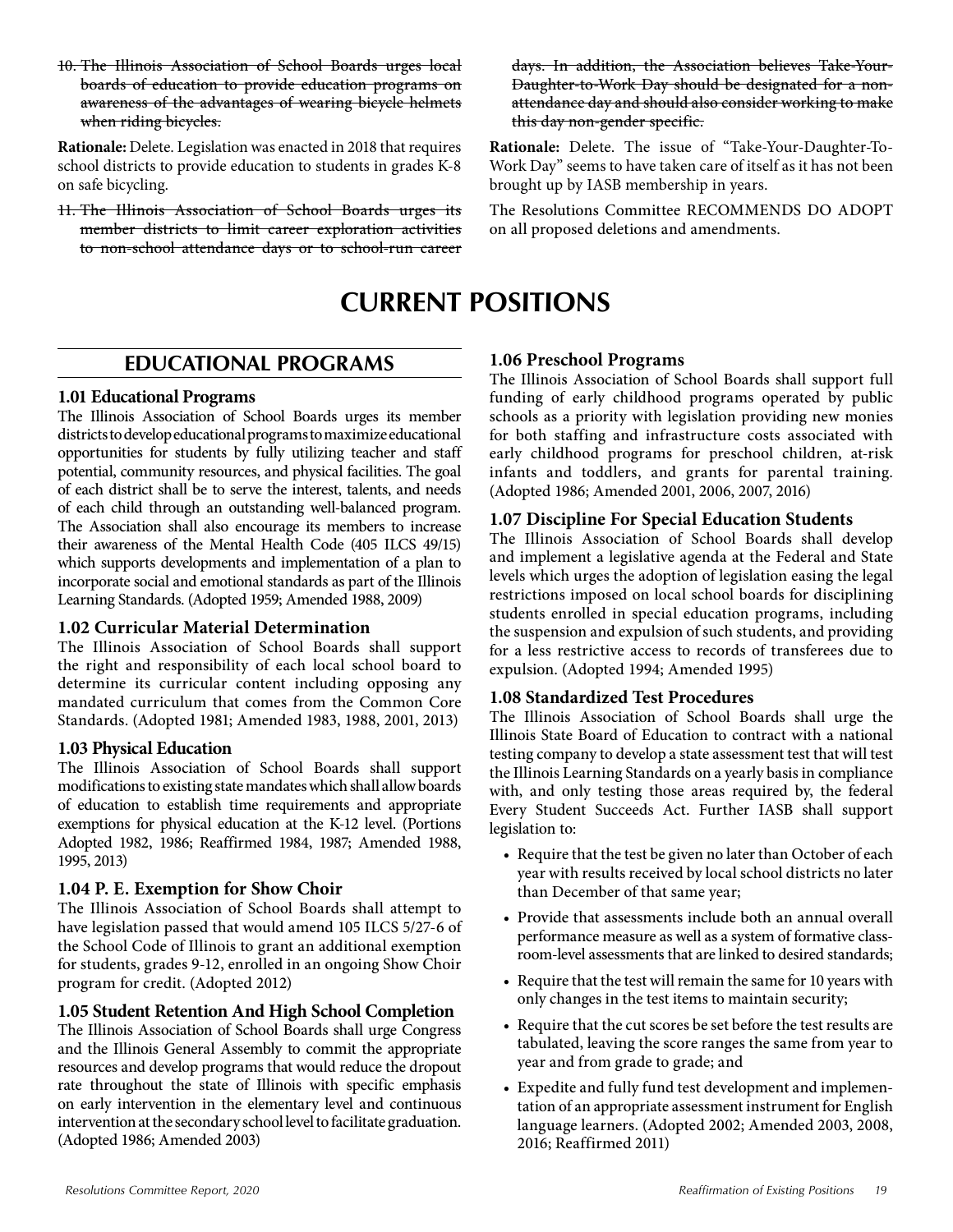10. ~~The Illinois Association of School Boards urges local boards of education to provide education programs on awareness of the advantages of wearing bicycle helmets when riding bicycles.~~

**Rationale:** Delete. Legislation was enacted in 2018 that requires school districts to provide education to students in grades K-8 on safe bicycling.

11. ~~The Illinois Association of School Boards urges its member districts to limit career exploration activities to non-school attendance days or to school-run career days. In addition, the Association believes Take-Your-Daughter-to-Work Day should be designated for a non-attendance day and should also consider working to make this day non-gender specific.~~

**Rationale:** Delete. The issue of "Take-Your-Daughter-To-Work Day" seems to have taken care of itself as it has not been brought up by IASB membership in years.

The Resolutions Committee RECOMMENDS DO ADOPT on all proposed deletions and amendments.

# CURRENT POSITIONS

## EDUCATIONAL PROGRAMS

### 1.01 Educational Programs

The Illinois Association of School Boards urges its member districts to develop educational programs to maximize educational opportunities for students by fully utilizing teacher and staff potential, community resources, and physical facilities. The goal of each district shall be to serve the interest, talents, and needs of each child through an outstanding well-balanced program. The Association shall also encourage its members to increase their awareness of the Mental Health Code (405 ILCS 49/15) which supports developments and implementation of a plan to incorporate social and emotional standards as part of the Illinois Learning Standards. (Adopted 1959; Amended 1988, 2009)

### 1.02 Curricular Material Determination

The Illinois Association of School Boards shall support the right and responsibility of each local school board to determine its curricular content including opposing any mandated curriculum that comes from the Common Core Standards. (Adopted 1981; Amended 1983, 1988, 2001, 2013)

### 1.03 Physical Education

The Illinois Association of School Boards shall support modifications to existing state mandates which shall allow boards of education to establish time requirements and appropriate exemptions for physical education at the K-12 level. (Portions Adopted 1982, 1986; Reaffirmed 1984, 1987; Amended 1988, 1995, 2013)

### 1.04 P. E. Exemption for Show Choir

The Illinois Association of School Boards shall attempt to have legislation passed that would amend 105 ILCS 5/27-6 of the School Code of Illinois to grant an additional exemption for students, grades 9-12, enrolled in an ongoing Show Choir program for credit. (Adopted 2012)

### 1.05 Student Retention And High School Completion

The Illinois Association of School Boards shall urge Congress and the Illinois General Assembly to commit the appropriate resources and develop programs that would reduce the dropout rate throughout the state of Illinois with specific emphasis on early intervention in the elementary level and continuous intervention at the secondary school level to facilitate graduation. (Adopted 1986; Amended 2003)

### 1.06 Preschool Programs

The Illinois Association of School Boards shall support full funding of early childhood programs operated by public schools as a priority with legislation providing new monies for both staffing and infrastructure costs associated with early childhood programs for preschool children, at-risk infants and toddlers, and grants for parental training. (Adopted 1986; Amended 2001, 2006, 2007, 2016)

### 1.07 Discipline For Special Education Students

The Illinois Association of School Boards shall develop and implement a legislative agenda at the Federal and State levels which urges the adoption of legislation easing the legal restrictions imposed on local school boards for disciplining students enrolled in special education programs, including the suspension and expulsion of such students, and providing for a less restrictive access to records of transferees due to expulsion. (Adopted 1994; Amended 1995)

### 1.08 Standardized Test Procedures

The Illinois Association of School Boards shall urge the Illinois State Board of Education to contract with a national testing company to develop a state assessment test that will test the Illinois Learning Standards on a yearly basis in compliance with, and only testing those areas required by, the federal Every Student Succeeds Act. Further IASB shall support legislation to:

- Require that the test be given no later than October of each year with results received by local school districts no later than December of that same year;
- Provide that assessments include both an annual overall performance measure as well as a system of formative classroom-level assessments that are linked to desired standards;
- Require that the test will remain the same for 10 years with only changes in the test items to maintain security;
- Require that the cut scores be set before the test results are tabulated, leaving the score ranges the same from year to year and from grade to grade; and
- Expedite and fully fund test development and implementation of an appropriate assessment instrument for English language learners. (Adopted 2002; Amended 2003, 2008, 2016; Reaffirmed 2011)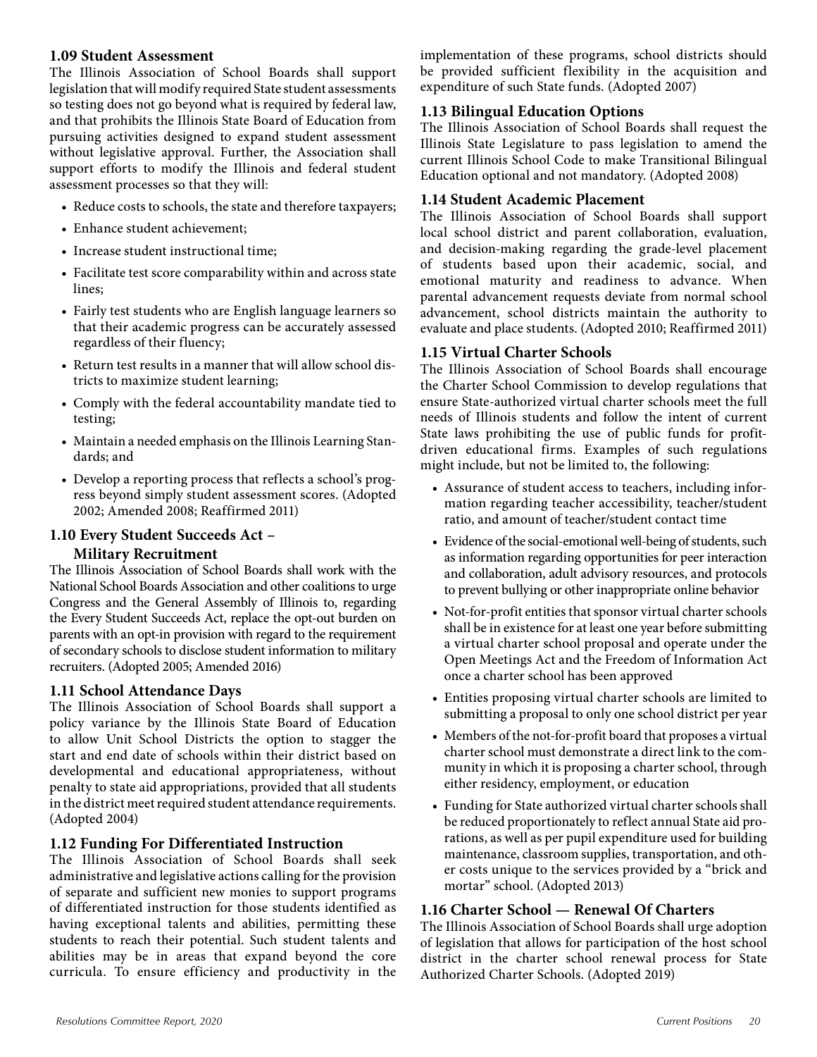### 1.09 Student Assessment

The Illinois Association of School Boards shall support legislation that will modify required State student assessments so testing does not go beyond what is required by federal law, and that prohibits the Illinois State Board of Education from pursuing activities designed to expand student assessment without legislative approval. Further, the Association shall support efforts to modify the Illinois and federal student assessment processes so that they will:

- Reduce costs to schools, the state and therefore taxpayers;
- Enhance student achievement;
- Increase student instructional time;
- Facilitate test score comparability within and across state lines;
- Fairly test students who are English language learners so that their academic progress can be accurately assessed regardless of their fluency;
- Return test results in a manner that will allow school districts to maximize student learning;
- Comply with the federal accountability mandate tied to testing;
- Maintain a needed emphasis on the Illinois Learning Standards; and
- Develop a reporting process that reflects a school's progress beyond simply student assessment scores. (Adopted 2002; Amended 2008; Reaffirmed 2011)

### 1.10 Every Student Succeeds Act – Military Recruitment

The Illinois Association of School Boards shall work with the National School Boards Association and other coalitions to urge Congress and the General Assembly of Illinois to, regarding the Every Student Succeeds Act, replace the opt-out burden on parents with an opt-in provision with regard to the requirement of secondary schools to disclose student information to military recruiters. (Adopted 2005; Amended 2016)

### 1.11 School Attendance Days

The Illinois Association of School Boards shall support a policy variance by the Illinois State Board of Education to allow Unit School Districts the option to stagger the start and end date of schools within their district based on developmental and educational appropriateness, without penalty to state aid appropriations, provided that all students in the district meet required student attendance requirements. (Adopted 2004)

### 1.12 Funding For Differentiated Instruction

The Illinois Association of School Boards shall seek administrative and legislative actions calling for the provision of separate and sufficient new monies to support programs of differentiated instruction for those students identified as having exceptional talents and abilities, permitting these students to reach their potential. Such student talents and abilities may be in areas that expand beyond the core curricula. To ensure efficiency and productivity in the implementation of these programs, school districts should be provided sufficient flexibility in the acquisition and expenditure of such State funds. (Adopted 2007)

### 1.13 Bilingual Education Options

The Illinois Association of School Boards shall request the Illinois State Legislature to pass legislation to amend the current Illinois School Code to make Transitional Bilingual Education optional and not mandatory. (Adopted 2008)

### 1.14 Student Academic Placement

The Illinois Association of School Boards shall support local school district and parent collaboration, evaluation, and decision-making regarding the grade-level placement of students based upon their academic, social, and emotional maturity and readiness to advance. When parental advancement requests deviate from normal school advancement, school districts maintain the authority to evaluate and place students. (Adopted 2010; Reaffirmed 2011)

### 1.15 Virtual Charter Schools

The Illinois Association of School Boards shall encourage the Charter School Commission to develop regulations that ensure State-authorized virtual charter schools meet the full needs of Illinois students and follow the intent of current State laws prohibiting the use of public funds for profit-driven educational firms. Examples of such regulations might include, but not be limited to, the following:

- Assurance of student access to teachers, including information regarding teacher accessibility, teacher/student ratio, and amount of teacher/student contact time
- Evidence of the social-emotional well-being of students, such as information regarding opportunities for peer interaction and collaboration, adult advisory resources, and protocols to prevent bullying or other inappropriate online behavior
- Not-for-profit entities that sponsor virtual charter schools shall be in existence for at least one year before submitting a virtual charter school proposal and operate under the Open Meetings Act and the Freedom of Information Act once a charter school has been approved
- Entities proposing virtual charter schools are limited to submitting a proposal to only one school district per year
- Members of the not-for-profit board that proposes a virtual charter school must demonstrate a direct link to the community in which it is proposing a charter school, through either residency, employment, or education
- Funding for State authorized virtual charter schools shall be reduced proportionately to reflect annual State aid prorations, as well as per pupil expenditure used for building maintenance, classroom supplies, transportation, and other costs unique to the services provided by a "brick and mortar" school. (Adopted 2013)

### 1.16 Charter School — Renewal Of Charters

The Illinois Association of School Boards shall urge adoption of legislation that allows for participation of the host school district in the charter school renewal process for State Authorized Charter Schools. (Adopted 2019)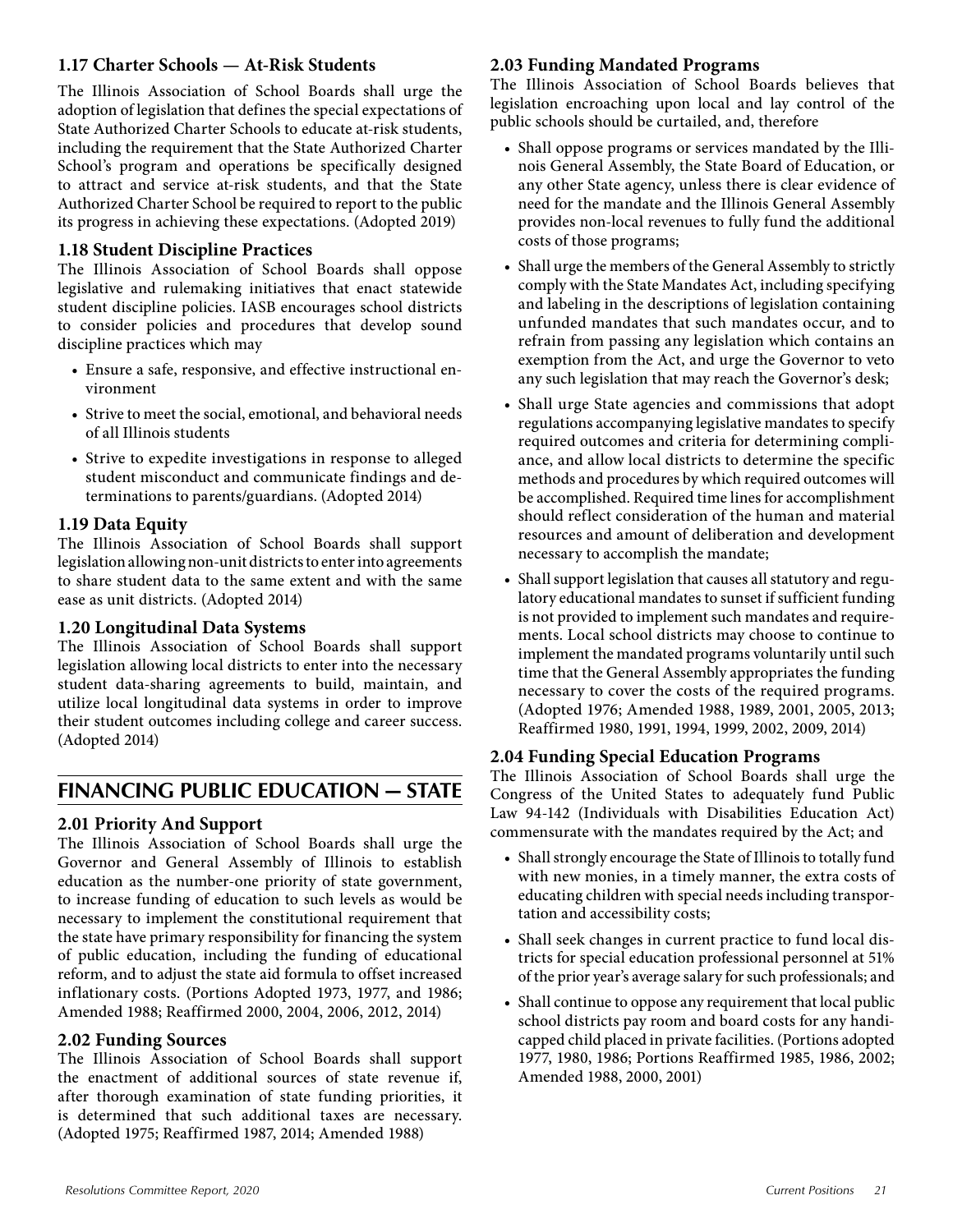### 1.17 Charter Schools — At-Risk Students

The Illinois Association of School Boards shall urge the adoption of legislation that defines the special expectations of State Authorized Charter Schools to educate at-risk students, including the requirement that the State Authorized Charter School's program and operations be specifically designed to attract and service at-risk students, and that the State Authorized Charter School be required to report to the public its progress in achieving these expectations. (Adopted 2019)

### 1.18 Student Discipline Practices

The Illinois Association of School Boards shall oppose legislative and rulemaking initiatives that enact statewide student discipline policies. IASB encourages school districts to consider policies and procedures that develop sound discipline practices which may

- Ensure a safe, responsive, and effective instructional environment
- Strive to meet the social, emotional, and behavioral needs of all Illinois students
- Strive to expedite investigations in response to alleged student misconduct and communicate findings and determinations to parents/guardians. (Adopted 2014)

### 1.19 Data Equity

The Illinois Association of School Boards shall support legislation allowing non-unit districts to enter into agreements to share student data to the same extent and with the same ease as unit districts. (Adopted 2014)

### 1.20 Longitudinal Data Systems

The Illinois Association of School Boards shall support legislation allowing local districts to enter into the necessary student data-sharing agreements to build, maintain, and utilize local longitudinal data systems in order to improve their student outcomes including college and career success. (Adopted 2014)

## FINANCING PUBLIC EDUCATION — STATE

### 2.01 Priority And Support

The Illinois Association of School Boards shall urge the Governor and General Assembly of Illinois to establish education as the number-one priority of state government, to increase funding of education to such levels as would be necessary to implement the constitutional requirement that the state have primary responsibility for financing the system of public education, including the funding of educational reform, and to adjust the state aid formula to offset increased inflationary costs. (Portions Adopted 1973, 1977, and 1986; Amended 1988; Reaffirmed 2000, 2004, 2006, 2012, 2014)

### 2.02 Funding Sources

The Illinois Association of School Boards shall support the enactment of additional sources of state revenue if, after thorough examination of state funding priorities, it is determined that such additional taxes are necessary. (Adopted 1975; Reaffirmed 1987, 2014; Amended 1988)

### 2.03 Funding Mandated Programs

The Illinois Association of School Boards believes that legislation encroaching upon local and lay control of the public schools should be curtailed, and, therefore

- Shall oppose programs or services mandated by the Illinois General Assembly, the State Board of Education, or any other State agency, unless there is clear evidence of need for the mandate and the Illinois General Assembly provides non-local revenues to fully fund the additional costs of those programs;
- Shall urge the members of the General Assembly to strictly comply with the State Mandates Act, including specifying and labeling in the descriptions of legislation containing unfunded mandates that such mandates occur, and to refrain from passing any legislation which contains an exemption from the Act, and urge the Governor to veto any such legislation that may reach the Governor's desk;
- Shall urge State agencies and commissions that adopt regulations accompanying legislative mandates to specify required outcomes and criteria for determining compliance, and allow local districts to determine the specific methods and procedures by which required outcomes will be accomplished. Required time lines for accomplishment should reflect consideration of the human and material resources and amount of deliberation and development necessary to accomplish the mandate;
- Shall support legislation that causes all statutory and regulatory educational mandates to sunset if sufficient funding is not provided to implement such mandates and requirements. Local school districts may choose to continue to implement the mandated programs voluntarily until such time that the General Assembly appropriates the funding necessary to cover the costs of the required programs. (Adopted 1976; Amended 1988, 1989, 2001, 2005, 2013; Reaffirmed 1980, 1991, 1994, 1999, 2002, 2009, 2014)

### 2.04 Funding Special Education Programs

The Illinois Association of School Boards shall urge the Congress of the United States to adequately fund Public Law 94-142 (Individuals with Disabilities Education Act) commensurate with the mandates required by the Act; and

- Shall strongly encourage the State of Illinois to totally fund with new monies, in a timely manner, the extra costs of educating children with special needs including transportation and accessibility costs;
- Shall seek changes in current practice to fund local districts for special education professional personnel at 51% of the prior year's average salary for such professionals; and
- Shall continue to oppose any requirement that local public school districts pay room and board costs for any handicapped child placed in private facilities. (Portions adopted 1977, 1980, 1986; Portions Reaffirmed 1985, 1986, 2002; Amended 1988, 2000, 2001)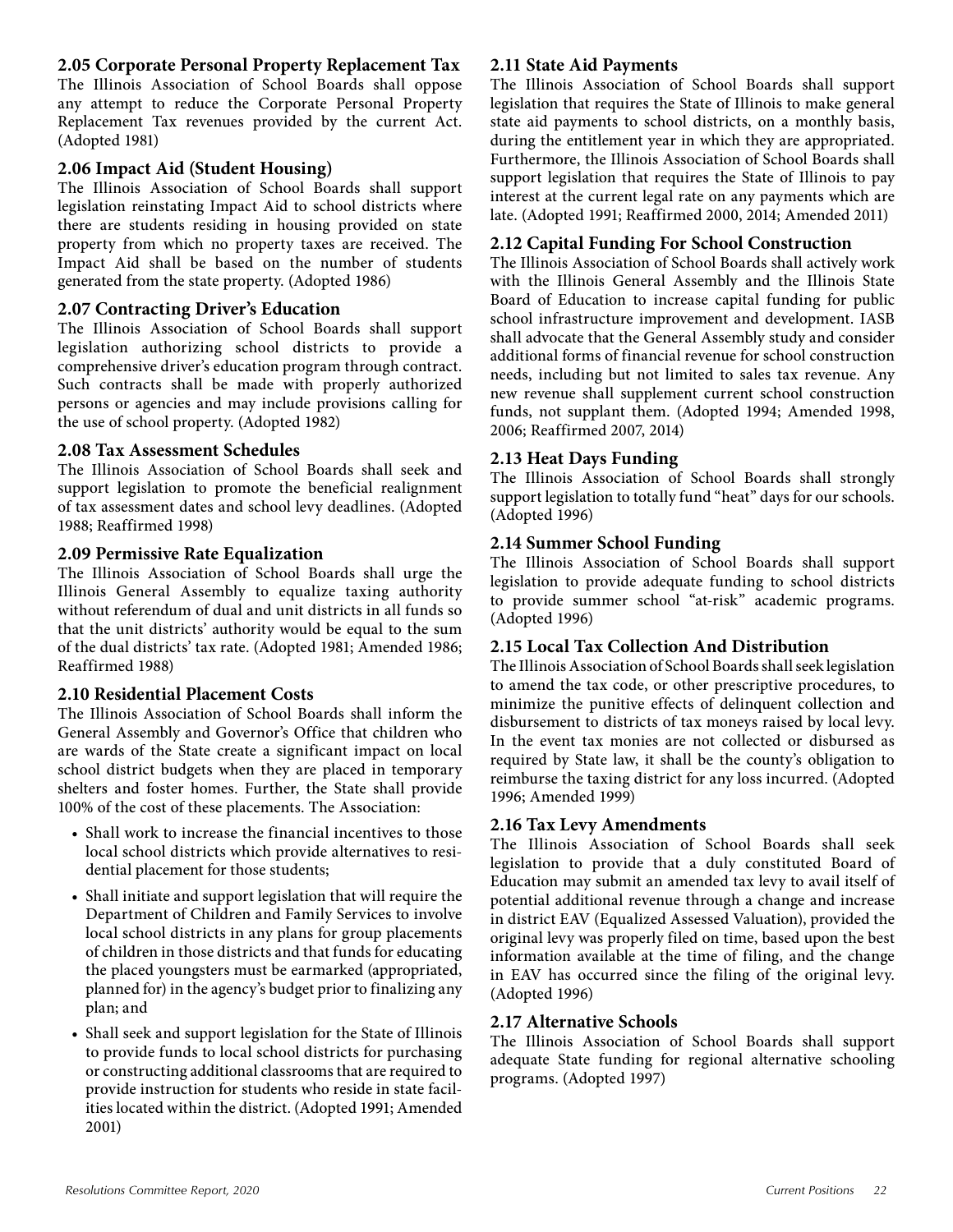### 2.05 Corporate Personal Property Replacement Tax

The Illinois Association of School Boards shall oppose any attempt to reduce the Corporate Personal Property Replacement Tax revenues provided by the current Act. (Adopted 1981)

### 2.06 Impact Aid (Student Housing)

The Illinois Association of School Boards shall support legislation reinstating Impact Aid to school districts where there are students residing in housing provided on state property from which no property taxes are received. The Impact Aid shall be based on the number of students generated from the state property. (Adopted 1986)

### 2.07 Contracting Driver's Education

The Illinois Association of School Boards shall support legislation authorizing school districts to provide a comprehensive driver's education program through contract. Such contracts shall be made with properly authorized persons or agencies and may include provisions calling for the use of school property. (Adopted 1982)

### 2.08 Tax Assessment Schedules

The Illinois Association of School Boards shall seek and support legislation to promote the beneficial realignment of tax assessment dates and school levy deadlines. (Adopted 1988; Reaffirmed 1998)

### 2.09 Permissive Rate Equalization

The Illinois Association of School Boards shall urge the Illinois General Assembly to equalize taxing authority without referendum of dual and unit districts in all funds so that the unit districts' authority would be equal to the sum of the dual districts' tax rate. (Adopted 1981; Amended 1986; Reaffirmed 1988)

### 2.10 Residential Placement Costs

The Illinois Association of School Boards shall inform the General Assembly and Governor's Office that children who are wards of the State create a significant impact on local school district budgets when they are placed in temporary shelters and foster homes. Further, the State shall provide 100% of the cost of these placements. The Association:

- Shall work to increase the financial incentives to those local school districts which provide alternatives to residential placement for those students;
- Shall initiate and support legislation that will require the Department of Children and Family Services to involve local school districts in any plans for group placements of children in those districts and that funds for educating the placed youngsters must be earmarked (appropriated, planned for) in the agency's budget prior to finalizing any plan; and
- Shall seek and support legislation for the State of Illinois to provide funds to local school districts for purchasing or constructing additional classrooms that are required to provide instruction for students who reside in state facilities located within the district. (Adopted 1991; Amended 2001)

### 2.11 State Aid Payments

The Illinois Association of School Boards shall support legislation that requires the State of Illinois to make general state aid payments to school districts, on a monthly basis, during the entitlement year in which they are appropriated. Furthermore, the Illinois Association of School Boards shall support legislation that requires the State of Illinois to pay interest at the current legal rate on any payments which are late. (Adopted 1991; Reaffirmed 2000, 2014; Amended 2011)

### 2.12 Capital Funding For School Construction

The Illinois Association of School Boards shall actively work with the Illinois General Assembly and the Illinois State Board of Education to increase capital funding for public school infrastructure improvement and development. IASB shall advocate that the General Assembly study and consider additional forms of financial revenue for school construction needs, including but not limited to sales tax revenue. Any new revenue shall supplement current school construction funds, not supplant them. (Adopted 1994; Amended 1998, 2006; Reaffirmed 2007, 2014)

### 2.13 Heat Days Funding

The Illinois Association of School Boards shall strongly support legislation to totally fund "heat" days for our schools. (Adopted 1996)

### 2.14 Summer School Funding

The Illinois Association of School Boards shall support legislation to provide adequate funding to school districts to provide summer school "at-risk" academic programs. (Adopted 1996)

### 2.15 Local Tax Collection And Distribution

The Illinois Association of School Boards shall seek legislation to amend the tax code, or other prescriptive procedures, to minimize the punitive effects of delinquent collection and disbursement to districts of tax moneys raised by local levy. In the event tax monies are not collected or disbursed as required by State law, it shall be the county's obligation to reimburse the taxing district for any loss incurred. (Adopted 1996; Amended 1999)

### 2.16 Tax Levy Amendments

The Illinois Association of School Boards shall seek legislation to provide that a duly constituted Board of Education may submit an amended tax levy to avail itself of potential additional revenue through a change and increase in district EAV (Equalized Assessed Valuation), provided the original levy was properly filed on time, based upon the best information available at the time of filing, and the change in EAV has occurred since the filing of the original levy. (Adopted 1996)

### 2.17 Alternative Schools

The Illinois Association of School Boards shall support adequate State funding for regional alternative schooling programs. (Adopted 1997)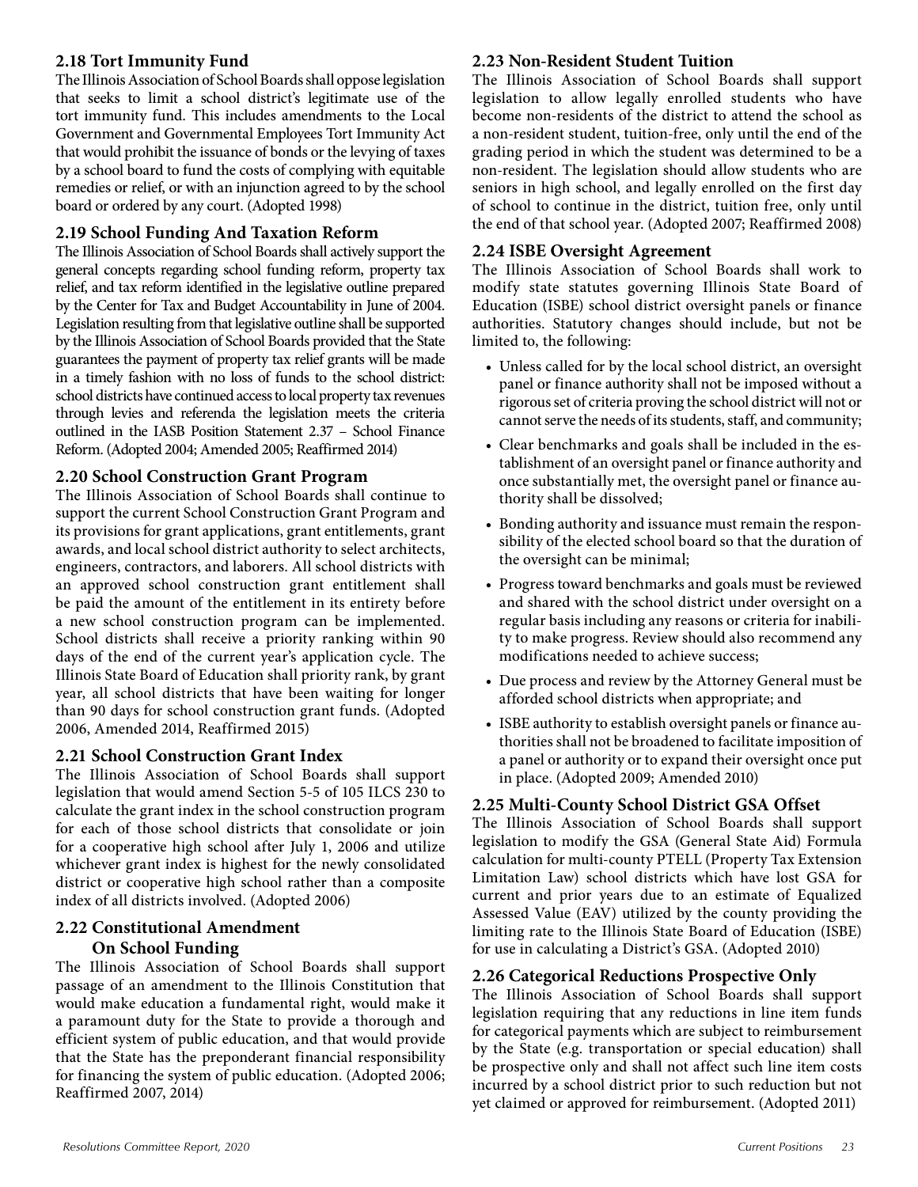## 2.18 Tort Immunity Fund

The Illinois Association of School Boards shall oppose legislation that seeks to limit a school district's legitimate use of the tort immunity fund. This includes amendments to the Local Government and Governmental Employees Tort Immunity Act that would prohibit the issuance of bonds or the levying of taxes by a school board to fund the costs of complying with equitable remedies or relief, or with an injunction agreed to by the school board or ordered by any court. (Adopted 1998)

## 2.19 School Funding And Taxation Reform

The Illinois Association of School Boards shall actively support the general concepts regarding school funding reform, property tax relief, and tax reform identified in the legislative outline prepared by the Center for Tax and Budget Accountability in June of 2004. Legislation resulting from that legislative outline shall be supported by the Illinois Association of School Boards provided that the State guarantees the payment of property tax relief grants will be made in a timely fashion with no loss of funds to the school district: school districts have continued access to local property tax revenues through levies and referenda the legislation meets the criteria outlined in the IASB Position Statement 2.37 – School Finance Reform. (Adopted 2004; Amended 2005; Reaffirmed 2014)

## 2.20 School Construction Grant Program

The Illinois Association of School Boards shall continue to support the current School Construction Grant Program and its provisions for grant applications, grant entitlements, grant awards, and local school district authority to select architects, engineers, contractors, and laborers. All school districts with an approved school construction grant entitlement shall be paid the amount of the entitlement in its entirety before a new school construction program can be implemented. School districts shall receive a priority ranking within 90 days of the end of the current year's application cycle. The Illinois State Board of Education shall priority rank, by grant year, all school districts that have been waiting for longer than 90 days for school construction grant funds. (Adopted 2006, Amended 2014, Reaffirmed 2015)

## 2.21 School Construction Grant Index

The Illinois Association of School Boards shall support legislation that would amend Section 5-5 of 105 ILCS 230 to calculate the grant index in the school construction program for each of those school districts that consolidate or join for a cooperative high school after July 1, 2006 and utilize whichever grant index is highest for the newly consolidated district or cooperative high school rather than a composite index of all districts involved. (Adopted 2006)

## 2.22 Constitutional Amendment On School Funding

The Illinois Association of School Boards shall support passage of an amendment to the Illinois Constitution that would make education a fundamental right, would make it a paramount duty for the State to provide a thorough and efficient system of public education, and that would provide that the State has the preponderant financial responsibility for financing the system of public education. (Adopted 2006; Reaffirmed 2007, 2014)

## 2.23 Non-Resident Student Tuition

The Illinois Association of School Boards shall support legislation to allow legally enrolled students who have become non-residents of the district to attend the school as a non-resident student, tuition-free, only until the end of the grading period in which the student was determined to be a non-resident. The legislation should allow students who are seniors in high school, and legally enrolled on the first day of school to continue in the district, tuition free, only until the end of that school year. (Adopted 2007; Reaffirmed 2008)

## 2.24 ISBE Oversight Agreement

The Illinois Association of School Boards shall work to modify state statutes governing Illinois State Board of Education (ISBE) school district oversight panels or finance authorities. Statutory changes should include, but not be limited to, the following:

- Unless called for by the local school district, an oversight panel or finance authority shall not be imposed without a rigorous set of criteria proving the school district will not or cannot serve the needs of its students, staff, and community;
- Clear benchmarks and goals shall be included in the establishment of an oversight panel or finance authority and once substantially met, the oversight panel or finance authority shall be dissolved;
- Bonding authority and issuance must remain the responsibility of the elected school board so that the duration of the oversight can be minimal;
- Progress toward benchmarks and goals must be reviewed and shared with the school district under oversight on a regular basis including any reasons or criteria for inability to make progress. Review should also recommend any modifications needed to achieve success;
- Due process and review by the Attorney General must be afforded school districts when appropriate; and
- ISBE authority to establish oversight panels or finance authorities shall not be broadened to facilitate imposition of a panel or authority or to expand their oversight once put in place. (Adopted 2009; Amended 2010)

## 2.25 Multi-County School District GSA Offset

The Illinois Association of School Boards shall support legislation to modify the GSA (General State Aid) Formula calculation for multi-county PTELL (Property Tax Extension Limitation Law) school districts which have lost GSA for current and prior years due to an estimate of Equalized Assessed Value (EAV) utilized by the county providing the limiting rate to the Illinois State Board of Education (ISBE) for use in calculating a District's GSA. (Adopted 2010)

## 2.26 Categorical Reductions Prospective Only

The Illinois Association of School Boards shall support legislation requiring that any reductions in line item funds for categorical payments which are subject to reimbursement by the State (e.g. transportation or special education) shall be prospective only and shall not affect such line item costs incurred by a school district prior to such reduction but not yet claimed or approved for reimbursement. (Adopted 2011)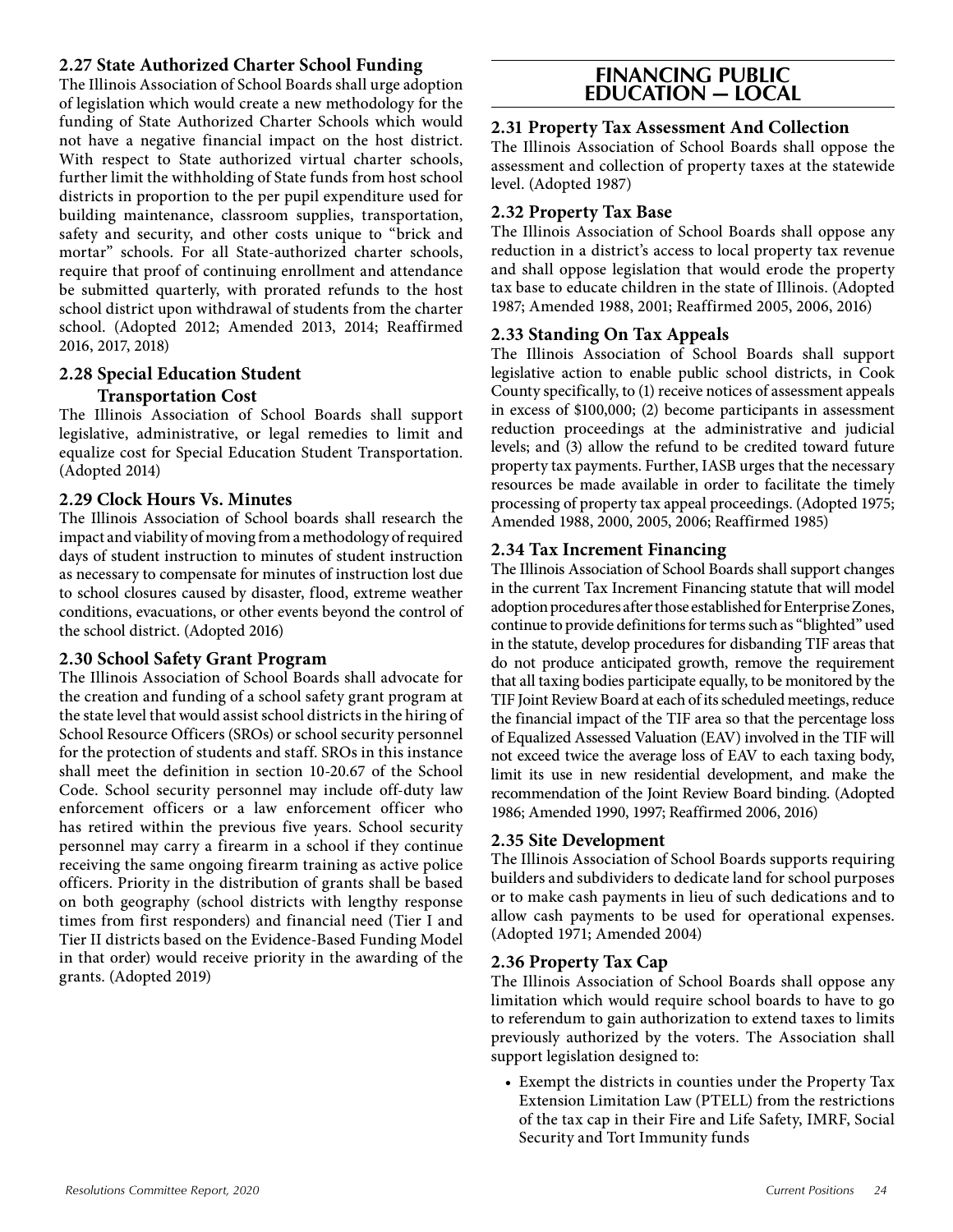### 2.27 State Authorized Charter School Funding

The Illinois Association of School Boards shall urge adoption of legislation which would create a new methodology for the funding of State Authorized Charter Schools which would not have a negative financial impact on the host district. With respect to State authorized virtual charter schools, further limit the withholding of State funds from host school districts in proportion to the per pupil expenditure used for building maintenance, classroom supplies, transportation, safety and security, and other costs unique to "brick and mortar" schools. For all State-authorized charter schools, require that proof of continuing enrollment and attendance be submitted quarterly, with prorated refunds to the host school district upon withdrawal of students from the charter school. (Adopted 2012; Amended 2013, 2014; Reaffirmed 2016, 2017, 2018)

### 2.28 Special Education Student Transportation Cost

The Illinois Association of School Boards shall support legislative, administrative, or legal remedies to limit and equalize cost for Special Education Student Transportation. (Adopted 2014)

### 2.29 Clock Hours Vs. Minutes

The Illinois Association of School boards shall research the impact and viability of moving from a methodology of required days of student instruction to minutes of student instruction as necessary to compensate for minutes of instruction lost due to school closures caused by disaster, flood, extreme weather conditions, evacuations, or other events beyond the control of the school district. (Adopted 2016)

### 2.30 School Safety Grant Program

The Illinois Association of School Boards shall advocate for the creation and funding of a school safety grant program at the state level that would assist school districts in the hiring of School Resource Officers (SROs) or school security personnel for the protection of students and staff. SROs in this instance shall meet the definition in section 10-20.67 of the School Code. School security personnel may include off-duty law enforcement officers or a law enforcement officer who has retired within the previous five years. School security personnel may carry a firearm in a school if they continue receiving the same ongoing firearm training as active police officers. Priority in the distribution of grants shall be based on both geography (school districts with lengthy response times from first responders) and financial need (Tier I and Tier II districts based on the Evidence-Based Funding Model in that order) would receive priority in the awarding of the grants. (Adopted 2019)

## FINANCING PUBLIC EDUCATION — LOCAL

### 2.31 Property Tax Assessment And Collection

The Illinois Association of School Boards shall oppose the assessment and collection of property taxes at the statewide level. (Adopted 1987)

### 2.32 Property Tax Base

The Illinois Association of School Boards shall oppose any reduction in a district's access to local property tax revenue and shall oppose legislation that would erode the property tax base to educate children in the state of Illinois. (Adopted 1987; Amended 1988, 2001; Reaffirmed 2005, 2006, 2016)

### 2.33 Standing On Tax Appeals

The Illinois Association of School Boards shall support legislative action to enable public school districts, in Cook County specifically, to (1) receive notices of assessment appeals in excess of $100,000; (2) become participants in assessment reduction proceedings at the administrative and judicial levels; and (3) allow the refund to be credited toward future property tax payments. Further, IASB urges that the necessary resources be made available in order to facilitate the timely processing of property tax appeal proceedings. (Adopted 1975; Amended 1988, 2000, 2005, 2006; Reaffirmed 1985)

### 2.34 Tax Increment Financing

The Illinois Association of School Boards shall support changes in the current Tax Increment Financing statute that will model adoption procedures after those established for Enterprise Zones, continue to provide definitions for terms such as "blighted" used in the statute, develop procedures for disbanding TIF areas that do not produce anticipated growth, remove the requirement that all taxing bodies participate equally, to be monitored by the TIF Joint Review Board at each of its scheduled meetings, reduce the financial impact of the TIF area so that the percentage loss of Equalized Assessed Valuation (EAV) involved in the TIF will not exceed twice the average loss of EAV to each taxing body, limit its use in new residential development, and make the recommendation of the Joint Review Board binding. (Adopted 1986; Amended 1990, 1997; Reaffirmed 2006, 2016)

### 2.35 Site Development

The Illinois Association of School Boards supports requiring builders and subdividers to dedicate land for school purposes or to make cash payments in lieu of such dedications and to allow cash payments to be used for operational expenses. (Adopted 1971; Amended 2004)

### 2.36 Property Tax Cap

The Illinois Association of School Boards shall oppose any limitation which would require school boards to have to go to referendum to gain authorization to extend taxes to limits previously authorized by the voters. The Association shall support legislation designed to:

- Exempt the districts in counties under the Property Tax Extension Limitation Law (PTELL) from the restrictions of the tax cap in their Fire and Life Safety, IMRF, Social Security and Tort Immunity funds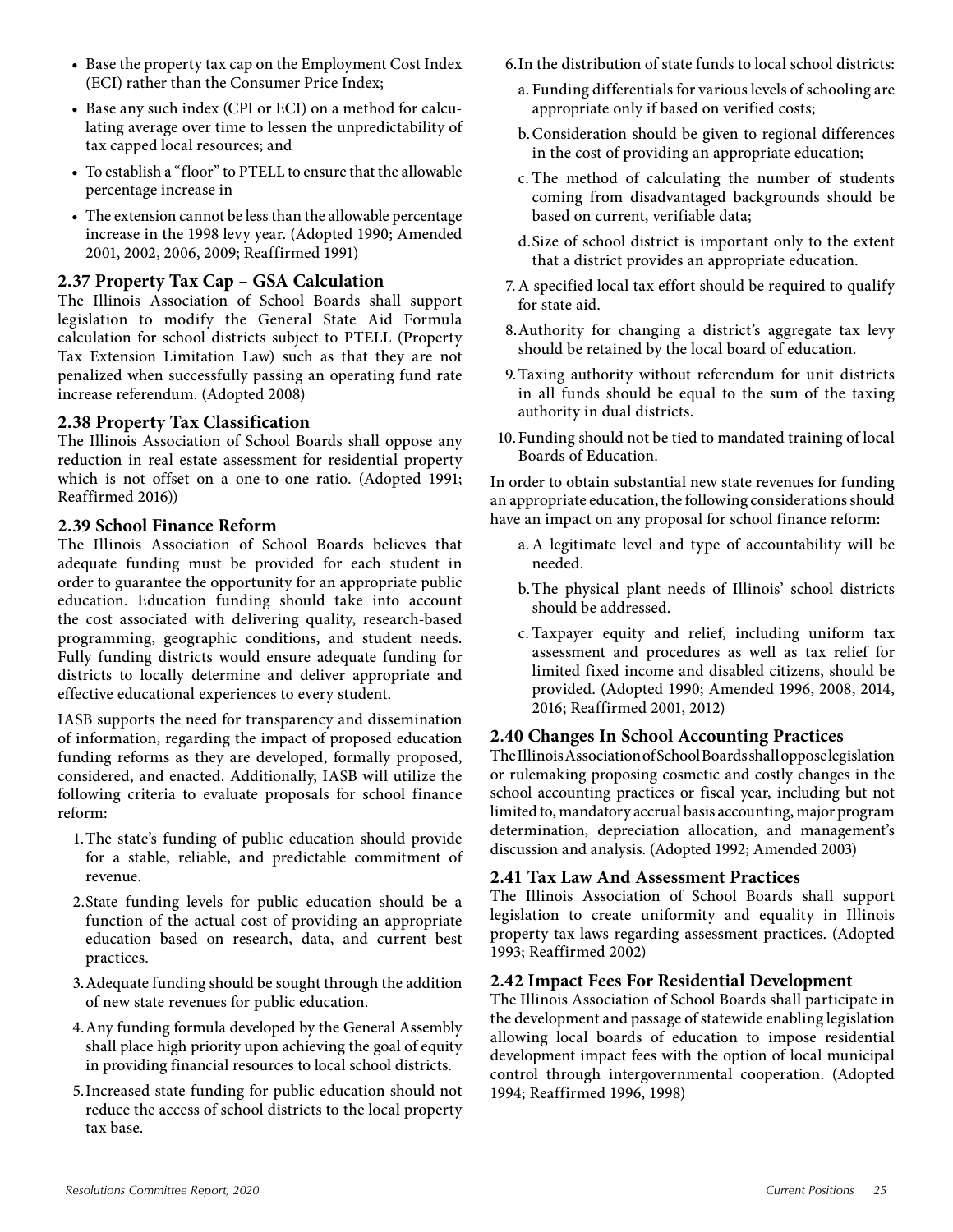- Base the property tax cap on the Employment Cost Index (ECI) rather than the Consumer Price Index;
- Base any such index (CPI or ECI) on a method for calculating average over time to lessen the unpredictability of tax capped local resources; and
- To establish a "floor" to PTELL to ensure that the allowable percentage increase in
- The extension cannot be less than the allowable percentage increase in the 1998 levy year. (Adopted 1990; Amended 2001, 2002, 2006, 2009; Reaffirmed 1991)

### 2.37 Property Tax Cap – GSA Calculation

The Illinois Association of School Boards shall support legislation to modify the General State Aid Formula calculation for school districts subject to PTELL (Property Tax Extension Limitation Law) such as that they are not penalized when successfully passing an operating fund rate increase referendum. (Adopted 2008)

### 2.38 Property Tax Classification

The Illinois Association of School Boards shall oppose any reduction in real estate assessment for residential property which is not offset on a one-to-one ratio. (Adopted 1991; Reaffirmed 2016))

### 2.39 School Finance Reform

The Illinois Association of School Boards believes that adequate funding must be provided for each student in order to guarantee the opportunity for an appropriate public education. Education funding should take into account the cost associated with delivering quality, research-based programming, geographic conditions, and student needs. Fully funding districts would ensure adequate funding for districts to locally determine and deliver appropriate and effective educational experiences to every student.

IASB supports the need for transparency and dissemination of information, regarding the impact of proposed education funding reforms as they are developed, formally proposed, considered, and enacted. Additionally, IASB will utilize the following criteria to evaluate proposals for school finance reform:

1. The state's funding of public education should provide for a stable, reliable, and predictable commitment of revenue.
2. State funding levels for public education should be a function of the actual cost of providing an appropriate education based on research, data, and current best practices.
3. Adequate funding should be sought through the addition of new state revenues for public education.
4. Any funding formula developed by the General Assembly shall place high priority upon achieving the goal of equity in providing financial resources to local school districts.
5. Increased state funding for public education should not reduce the access of school districts to the local property tax base.
6. In the distribution of state funds to local school districts:
   a. Funding differentials for various levels of schooling are appropriate only if based on verified costs;
   b. Consideration should be given to regional differences in the cost of providing an appropriate education;
   c. The method of calculating the number of students coming from disadvantaged backgrounds should be based on current, verifiable data;
   d. Size of school district is important only to the extent that a district provides an appropriate education.
7. A specified local tax effort should be required to qualify for state aid.
8. Authority for changing a district's aggregate tax levy should be retained by the local board of education.
9. Taxing authority without referendum for unit districts in all funds should be equal to the sum of the taxing authority in dual districts.
10. Funding should not be tied to mandated training of local Boards of Education.

In order to obtain substantial new state revenues for funding an appropriate education, the following considerations should have an impact on any proposal for school finance reform:

a. A legitimate level and type of accountability will be needed.

b. The physical plant needs of Illinois' school districts should be addressed.

c. Taxpayer equity and relief, including uniform tax assessment and procedures as well as tax relief for limited fixed income and disabled citizens, should be provided. (Adopted 1990; Amended 1996, 2008, 2014, 2016; Reaffirmed 2001, 2012)

### 2.40 Changes In School Accounting Practices

The Illinois Association of School Boards shall oppose legislation or rulemaking proposing cosmetic and costly changes in the school accounting practices or fiscal year, including but not limited to, mandatory accrual basis accounting, major program determination, depreciation allocation, and management's discussion and analysis. (Adopted 1992; Amended 2003)

### 2.41 Tax Law And Assessment Practices

The Illinois Association of School Boards shall support legislation to create uniformity and equality in Illinois property tax laws regarding assessment practices. (Adopted 1993; Reaffirmed 2002)

### 2.42 Impact Fees For Residential Development

The Illinois Association of School Boards shall participate in the development and passage of statewide enabling legislation allowing local boards of education to impose residential development impact fees with the option of local municipal control through intergovernmental cooperation. (Adopted 1994; Reaffirmed 1996, 1998)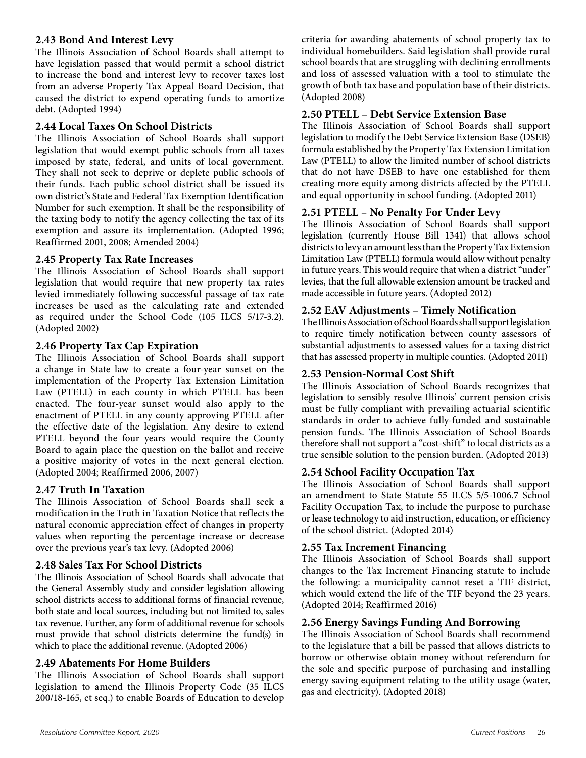### 2.43 Bond And Interest Levy

The Illinois Association of School Boards shall attempt to have legislation passed that would permit a school district to increase the bond and interest levy to recover taxes lost from an adverse Property Tax Appeal Board Decision, that caused the district to expend operating funds to amortize debt. (Adopted 1994)

### 2.44 Local Taxes On School Districts

The Illinois Association of School Boards shall support legislation that would exempt public schools from all taxes imposed by state, federal, and units of local government. They shall not seek to deprive or deplete public schools of their funds. Each public school district shall be issued its own district's State and Federal Tax Exemption Identification Number for such exemption. It shall be the responsibility of the taxing body to notify the agency collecting the tax of its exemption and assure its implementation. (Adopted 1996; Reaffirmed 2001, 2008; Amended 2004)

### 2.45 Property Tax Rate Increases

The Illinois Association of School Boards shall support legislation that would require that new property tax rates levied immediately following successful passage of tax rate increases be used as the calculating rate and extended as required under the School Code (105 ILCS 5/17-3.2). (Adopted 2002)

### 2.46 Property Tax Cap Expiration

The Illinois Association of School Boards shall support a change in State law to create a four-year sunset on the implementation of the Property Tax Extension Limitation Law (PTELL) in each county in which PTELL has been enacted. The four-year sunset would also apply to the enactment of PTELL in any county approving PTELL after the effective date of the legislation. Any desire to extend PTELL beyond the four years would require the County Board to again place the question on the ballot and receive a positive majority of votes in the next general election. (Adopted 2004; Reaffirmed 2006, 2007)

### 2.47 Truth In Taxation

The Illinois Association of School Boards shall seek a modification in the Truth in Taxation Notice that reflects the natural economic appreciation effect of changes in property values when reporting the percentage increase or decrease over the previous year's tax levy. (Adopted 2006)

### 2.48 Sales Tax For School Districts

The Illinois Association of School Boards shall advocate that the General Assembly study and consider legislation allowing school districts access to additional forms of financial revenue, both state and local sources, including but not limited to, sales tax revenue. Further, any form of additional revenue for schools must provide that school districts determine the fund(s) in which to place the additional revenue. (Adopted 2006)

### 2.49 Abatements For Home Builders

The Illinois Association of School Boards shall support legislation to amend the Illinois Property Code (35 ILCS 200/18-165, et seq.) to enable Boards of Education to develop criteria for awarding abatements of school property tax to individual homebuilders. Said legislation shall provide rural school boards that are struggling with declining enrollments and loss of assessed valuation with a tool to stimulate the growth of both tax base and population base of their districts. (Adopted 2008)

### 2.50 PTELL – Debt Service Extension Base

The Illinois Association of School Boards shall support legislation to modify the Debt Service Extension Base (DSEB) formula established by the Property Tax Extension Limitation Law (PTELL) to allow the limited number of school districts that do not have DSEB to have one established for them creating more equity among districts affected by the PTELL and equal opportunity in school funding. (Adopted 2011)

### 2.51 PTELL – No Penalty For Under Levy

The Illinois Association of School Boards shall support legislation (currently House Bill 1341) that allows school districts to levy an amount less than the Property Tax Extension Limitation Law (PTELL) formula would allow without penalty in future years. This would require that when a district "under" levies, that the full allowable extension amount be tracked and made accessible in future years. (Adopted 2012)

### 2.52 EAV Adjustments – Timely Notification

The Illinois Association of School Boards shall support legislation to require timely notification between county assessors of substantial adjustments to assessed values for a taxing district that has assessed property in multiple counties. (Adopted 2011)

### 2.53 Pension-Normal Cost Shift

The Illinois Association of School Boards recognizes that legislation to sensibly resolve Illinois' current pension crisis must be fully compliant with prevailing actuarial scientific standards in order to achieve fully-funded and sustainable pension funds. The Illinois Association of School Boards therefore shall not support a "cost-shift" to local districts as a true sensible solution to the pension burden. (Adopted 2013)

### 2.54 School Facility Occupation Tax

The Illinois Association of School Boards shall support an amendment to State Statute 55 ILCS 5/5-1006.7 School Facility Occupation Tax, to include the purpose to purchase or lease technology to aid instruction, education, or efficiency of the school district. (Adopted 2014)

### 2.55 Tax Increment Financing

The Illinois Association of School Boards shall support changes to the Tax Increment Financing statute to include the following: a municipality cannot reset a TIF district, which would extend the life of the TIF beyond the 23 years. (Adopted 2014; Reaffirmed 2016)

### 2.56 Energy Savings Funding And Borrowing

The Illinois Association of School Boards shall recommend to the legislature that a bill be passed that allows districts to borrow or otherwise obtain money without referendum for the sole and specific purpose of purchasing and installing energy saving equipment relating to the utility usage (water, gas and electricity). (Adopted 2018)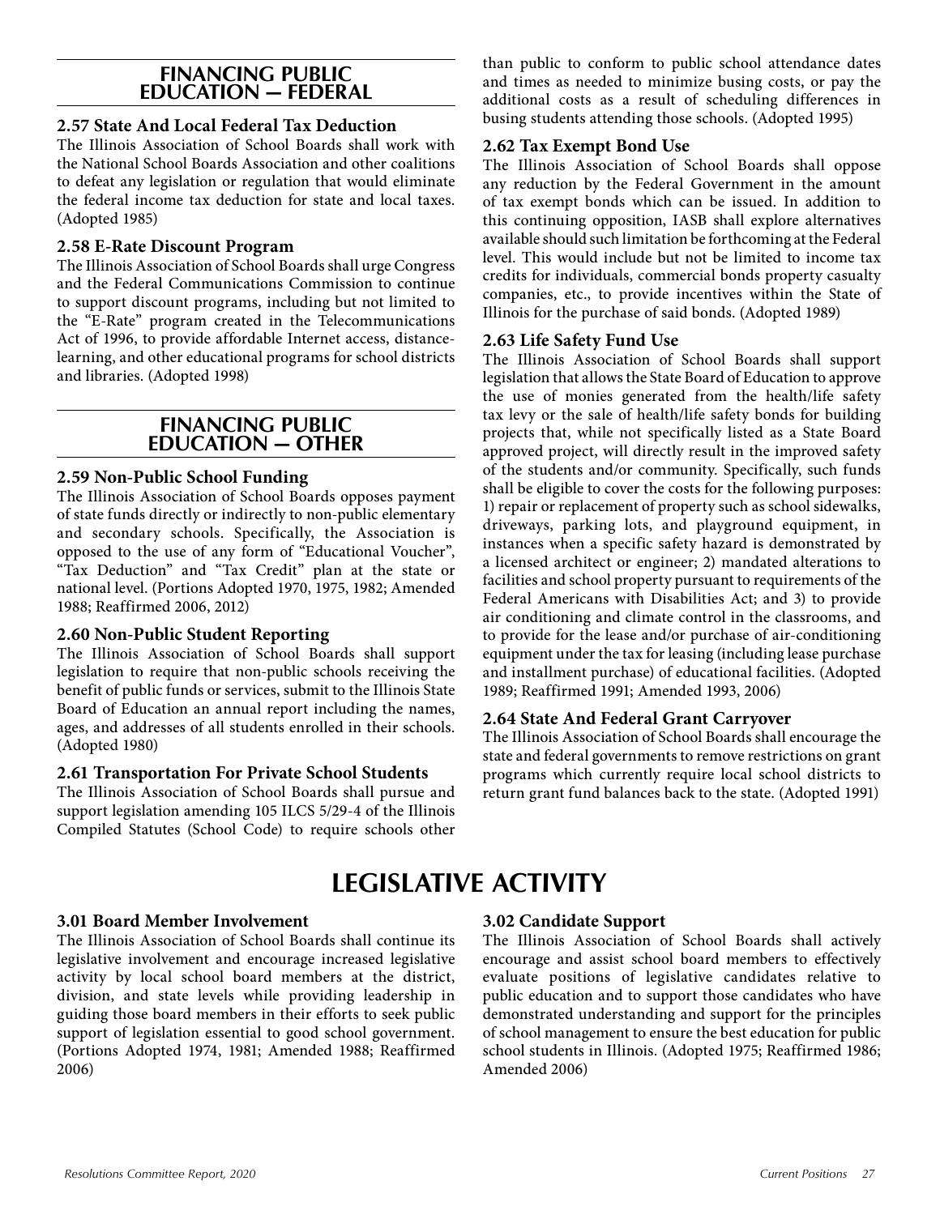## FINANCING PUBLIC EDUCATION — FEDERAL

### 2.57 State And Local Federal Tax Deduction

The Illinois Association of School Boards shall work with the National School Boards Association and other coalitions to defeat any legislation or regulation that would eliminate the federal income tax deduction for state and local taxes. (Adopted 1985)

### 2.58 E-Rate Discount Program

The Illinois Association of School Boards shall urge Congress and the Federal Communications Commission to continue to support discount programs, including but not limited to the "E-Rate" program created in the Telecommunications Act of 1996, to provide affordable Internet access, distance-learning, and other educational programs for school districts and libraries. (Adopted 1998)

## FINANCING PUBLIC EDUCATION — OTHER

### 2.59 Non-Public School Funding

The Illinois Association of School Boards opposes payment of state funds directly or indirectly to non-public elementary and secondary schools. Specifically, the Association is opposed to the use of any form of "Educational Voucher", "Tax Deduction" and "Tax Credit" plan at the state or national level. (Portions Adopted 1970, 1975, 1982; Amended 1988; Reaffirmed 2006, 2012)

### 2.60 Non-Public Student Reporting

The Illinois Association of School Boards shall support legislation to require that non-public schools receiving the benefit of public funds or services, submit to the Illinois State Board of Education an annual report including the names, ages, and addresses of all students enrolled in their schools. (Adopted 1980)

### 2.61 Transportation For Private School Students

The Illinois Association of School Boards shall pursue and support legislation amending 105 ILCS 5/29-4 of the Illinois Compiled Statutes (School Code) to require schools other than public to conform to public school attendance dates and times as needed to minimize busing costs, or pay the additional costs as a result of scheduling differences in busing students attending those schools. (Adopted 1995)

### 2.62 Tax Exempt Bond Use

The Illinois Association of School Boards shall oppose any reduction by the Federal Government in the amount of tax exempt bonds which can be issued. In addition to this continuing opposition, IASB shall explore alternatives available should such limitation be forthcoming at the Federal level. This would include but not be limited to income tax credits for individuals, commercial bonds property casualty companies, etc., to provide incentives within the State of Illinois for the purchase of said bonds. (Adopted 1989)

### 2.63 Life Safety Fund Use

The Illinois Association of School Boards shall support legislation that allows the State Board of Education to approve the use of monies generated from the health/life safety tax levy or the sale of health/life safety bonds for building projects that, while not specifically listed as a State Board approved project, will directly result in the improved safety of the students and/or community. Specifically, such funds shall be eligible to cover the costs for the following purposes: 1) repair or replacement of property such as school sidewalks, driveways, parking lots, and playground equipment, in instances when a specific safety hazard is demonstrated by a licensed architect or engineer; 2) mandated alterations to facilities and school property pursuant to requirements of the Federal Americans with Disabilities Act; and 3) to provide air conditioning and climate control in the classrooms, and to provide for the lease and/or purchase of air-conditioning equipment under the tax for leasing (including lease purchase and installment purchase) of educational facilities. (Adopted 1989; Reaffirmed 1991; Amended 1993, 2006)

### 2.64 State And Federal Grant Carryover

The Illinois Association of School Boards shall encourage the state and federal governments to remove restrictions on grant programs which currently require local school districts to return grant fund balances back to the state. (Adopted 1991)

# LEGISLATIVE ACTIVITY

### 3.01 Board Member Involvement

The Illinois Association of School Boards shall continue its legislative involvement and encourage increased legislative activity by local school board members at the district, division, and state levels while providing leadership in guiding those board members in their efforts to seek public support of legislation essential to good school government. (Portions Adopted 1974, 1981; Amended 1988; Reaffirmed 2006)

### 3.02 Candidate Support

The Illinois Association of School Boards shall actively encourage and assist school board members to effectively evaluate positions of legislative candidates relative to public education and to support those candidates who have demonstrated understanding and support for the principles of school management to ensure the best education for public school students in Illinois. (Adopted 1975; Reaffirmed 1986; Amended 2006)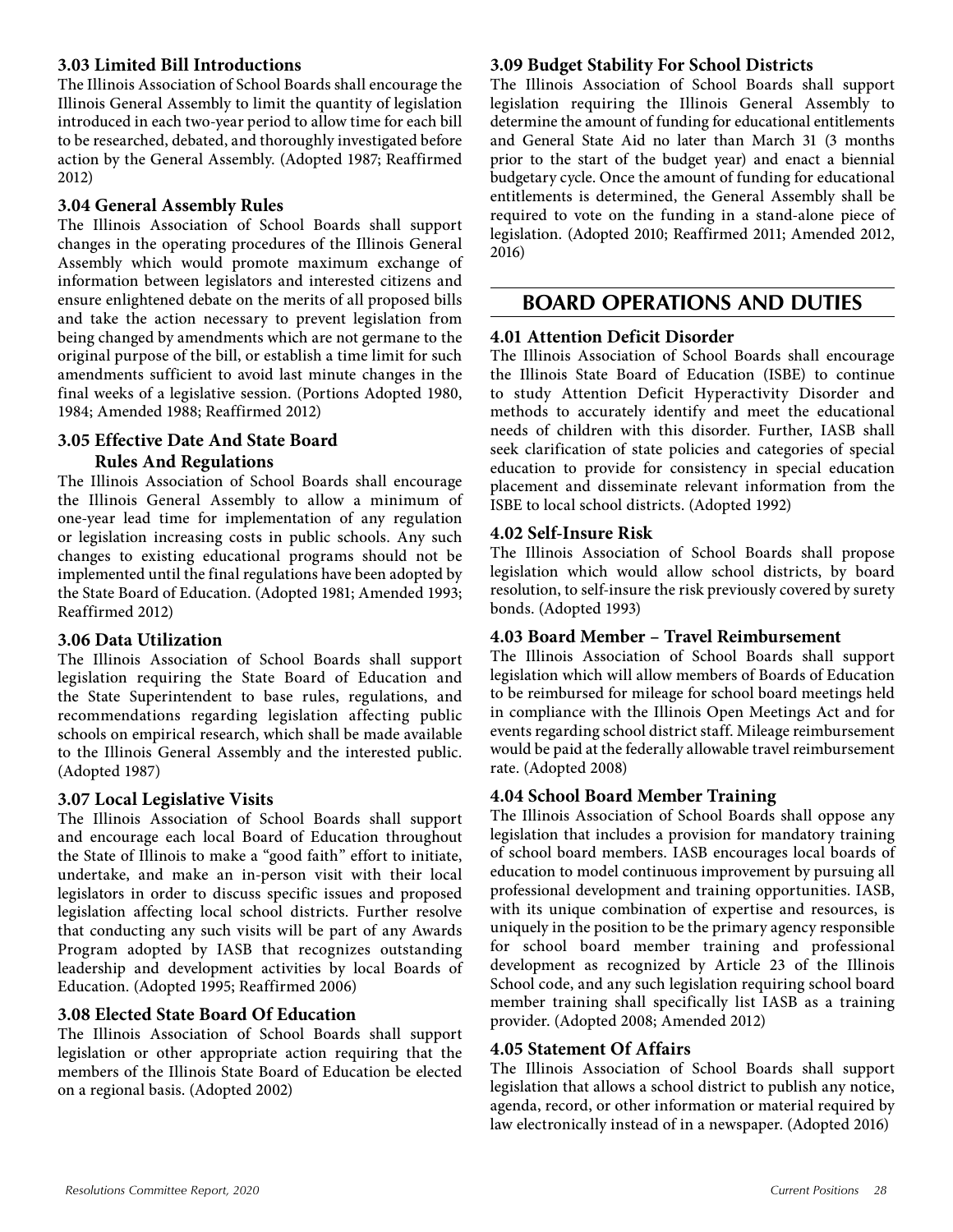### 3.03 Limited Bill Introductions

The Illinois Association of School Boards shall encourage the Illinois General Assembly to limit the quantity of legislation introduced in each two-year period to allow time for each bill to be researched, debated, and thoroughly investigated before action by the General Assembly. (Adopted 1987; Reaffirmed 2012)

### 3.04 General Assembly Rules

The Illinois Association of School Boards shall support changes in the operating procedures of the Illinois General Assembly which would promote maximum exchange of information between legislators and interested citizens and ensure enlightened debate on the merits of all proposed bills and take the action necessary to prevent legislation from being changed by amendments which are not germane to the original purpose of the bill, or establish a time limit for such amendments sufficient to avoid last minute changes in the final weeks of a legislative session. (Portions Adopted 1980, 1984; Amended 1988; Reaffirmed 2012)

### 3.05 Effective Date And State Board Rules And Regulations

The Illinois Association of School Boards shall encourage the Illinois General Assembly to allow a minimum of one-year lead time for implementation of any regulation or legislation increasing costs in public schools. Any such changes to existing educational programs should not be implemented until the final regulations have been adopted by the State Board of Education. (Adopted 1981; Amended 1993; Reaffirmed 2012)

### 3.06 Data Utilization

The Illinois Association of School Boards shall support legislation requiring the State Board of Education and the State Superintendent to base rules, regulations, and recommendations regarding legislation affecting public schools on empirical research, which shall be made available to the Illinois General Assembly and the interested public. (Adopted 1987)

### 3.07 Local Legislative Visits

The Illinois Association of School Boards shall support and encourage each local Board of Education throughout the State of Illinois to make a "good faith" effort to initiate, undertake, and make an in-person visit with their local legislators in order to discuss specific issues and proposed legislation affecting local school districts. Further resolve that conducting any such visits will be part of any Awards Program adopted by IASB that recognizes outstanding leadership and development activities by local Boards of Education. (Adopted 1995; Reaffirmed 2006)

### 3.08 Elected State Board Of Education

The Illinois Association of School Boards shall support legislation or other appropriate action requiring that the members of the Illinois State Board of Education be elected on a regional basis. (Adopted 2002)

### 3.09 Budget Stability For School Districts

The Illinois Association of School Boards shall support legislation requiring the Illinois General Assembly to determine the amount of funding for educational entitlements and General State Aid no later than March 31 (3 months prior to the start of the budget year) and enact a biennial budgetary cycle. Once the amount of funding for educational entitlements is determined, the General Assembly shall be required to vote on the funding in a stand-alone piece of legislation. (Adopted 2010; Reaffirmed 2011; Amended 2012, 2016)

## BOARD OPERATIONS AND DUTIES

### 4.01 Attention Deficit Disorder

The Illinois Association of School Boards shall encourage the Illinois State Board of Education (ISBE) to continue to study Attention Deficit Hyperactivity Disorder and methods to accurately identify and meet the educational needs of children with this disorder. Further, IASB shall seek clarification of state policies and categories of special education to provide for consistency in special education placement and disseminate relevant information from the ISBE to local school districts. (Adopted 1992)

### 4.02 Self-Insure Risk

The Illinois Association of School Boards shall propose legislation which would allow school districts, by board resolution, to self-insure the risk previously covered by surety bonds. (Adopted 1993)

### 4.03 Board Member – Travel Reimbursement

The Illinois Association of School Boards shall support legislation which will allow members of Boards of Education to be reimbursed for mileage for school board meetings held in compliance with the Illinois Open Meetings Act and for events regarding school district staff. Mileage reimbursement would be paid at the federally allowable travel reimbursement rate. (Adopted 2008)

### 4.04 School Board Member Training

The Illinois Association of School Boards shall oppose any legislation that includes a provision for mandatory training of school board members. IASB encourages local boards of education to model continuous improvement by pursuing all professional development and training opportunities. IASB, with its unique combination of expertise and resources, is uniquely in the position to be the primary agency responsible for school board member training and professional development as recognized by Article 23 of the Illinois School code, and any such legislation requiring school board member training shall specifically list IASB as a training provider. (Adopted 2008; Amended 2012)

### 4.05 Statement Of Affairs

The Illinois Association of School Boards shall support legislation that allows a school district to publish any notice, agenda, record, or other information or material required by law electronically instead of in a newspaper. (Adopted 2016)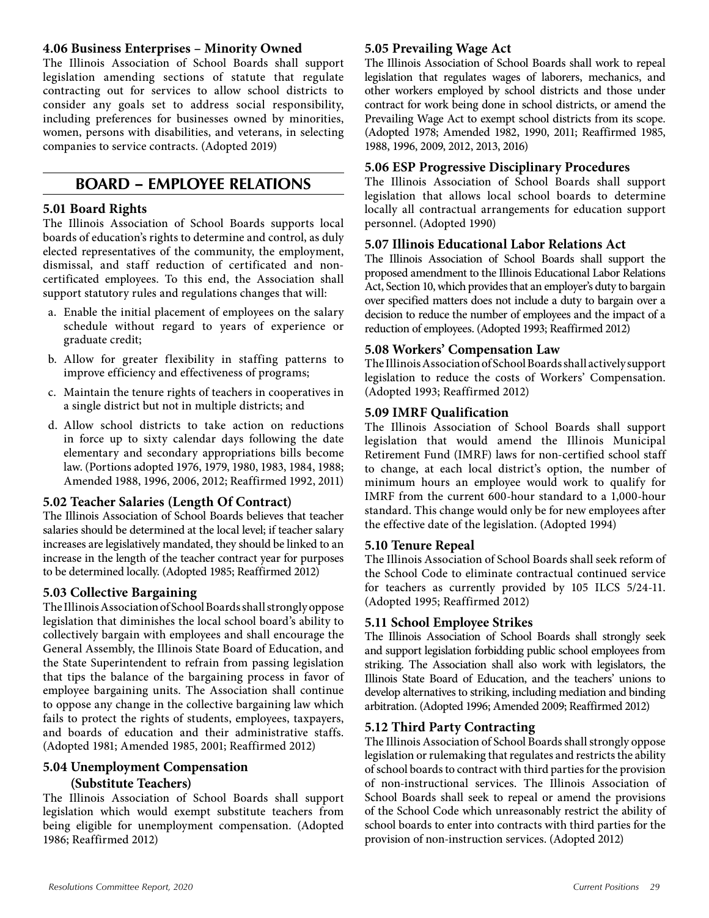### 4.06 Business Enterprises – Minority Owned

The Illinois Association of School Boards shall support legislation amending sections of statute that regulate contracting out for services to allow school districts to consider any goals set to address social responsibility, including preferences for businesses owned by minorities, women, persons with disabilities, and veterans, in selecting companies to service contracts. (Adopted 2019)

## BOARD – EMPLOYEE RELATIONS

### 5.01 Board Rights

The Illinois Association of School Boards supports local boards of education's rights to determine and control, as duly elected representatives of the community, the employment, dismissal, and staff reduction of certificated and non-certificated employees. To this end, the Association shall support statutory rules and regulations changes that will:

a. Enable the initial placement of employees on the salary schedule without regard to years of experience or graduate credit;

b. Allow for greater flexibility in staffing patterns to improve efficiency and effectiveness of programs;

c. Maintain the tenure rights of teachers in cooperatives in a single district but not in multiple districts; and

d. Allow school districts to take action on reductions in force up to sixty calendar days following the date elementary and secondary appropriations bills become law. (Portions adopted 1976, 1979, 1980, 1983, 1984, 1988; Amended 1988, 1996, 2006, 2012; Reaffirmed 1992, 2011)

### 5.02 Teacher Salaries (Length Of Contract)

The Illinois Association of School Boards believes that teacher salaries should be determined at the local level; if teacher salary increases are legislatively mandated, they should be linked to an increase in the length of the teacher contract year for purposes to be determined locally. (Adopted 1985; Reaffirmed 2012)

### 5.03 Collective Bargaining

The Illinois Association of School Boards shall strongly oppose legislation that diminishes the local school board's ability to collectively bargain with employees and shall encourage the General Assembly, the Illinois State Board of Education, and the State Superintendent to refrain from passing legislation that tips the balance of the bargaining process in favor of employee bargaining units. The Association shall continue to oppose any change in the collective bargaining law which fails to protect the rights of students, employees, taxpayers, and boards of education and their administrative staffs. (Adopted 1981; Amended 1985, 2001; Reaffirmed 2012)

### 5.04 Unemployment Compensation (Substitute Teachers)

The Illinois Association of School Boards shall support legislation which would exempt substitute teachers from being eligible for unemployment compensation. (Adopted 1986; Reaffirmed 2012)

### 5.05 Prevailing Wage Act

The Illinois Association of School Boards shall work to repeal legislation that regulates wages of laborers, mechanics, and other workers employed by school districts and those under contract for work being done in school districts, or amend the Prevailing Wage Act to exempt school districts from its scope. (Adopted 1978; Amended 1982, 1990, 2011; Reaffirmed 1985, 1988, 1996, 2009, 2012, 2013, 2016)

### 5.06 ESP Progressive Disciplinary Procedures

The Illinois Association of School Boards shall support legislation that allows local school boards to determine locally all contractual arrangements for education support personnel. (Adopted 1990)

### 5.07 Illinois Educational Labor Relations Act

The Illinois Association of School Boards shall support the proposed amendment to the Illinois Educational Labor Relations Act, Section 10, which provides that an employer's duty to bargain over specified matters does not include a duty to bargain over a decision to reduce the number of employees and the impact of a reduction of employees. (Adopted 1993; Reaffirmed 2012)

### 5.08 Workers' Compensation Law

The Illinois Association of School Boards shall actively support legislation to reduce the costs of Workers' Compensation. (Adopted 1993; Reaffirmed 2012)

### 5.09 IMRF Qualification

The Illinois Association of School Boards shall support legislation that would amend the Illinois Municipal Retirement Fund (IMRF) laws for non-certified school staff to change, at each local district's option, the number of minimum hours an employee would work to qualify for IMRF from the current 600-hour standard to a 1,000-hour standard. This change would only be for new employees after the effective date of the legislation. (Adopted 1994)

### 5.10 Tenure Repeal

The Illinois Association of School Boards shall seek reform of the School Code to eliminate contractual continued service for teachers as currently provided by 105 ILCS 5/24-11. (Adopted 1995; Reaffirmed 2012)

### 5.11 School Employee Strikes

The Illinois Association of School Boards shall strongly seek and support legislation forbidding public school employees from striking. The Association shall also work with legislators, the Illinois State Board of Education, and the teachers' unions to develop alternatives to striking, including mediation and binding arbitration. (Adopted 1996; Amended 2009; Reaffirmed 2012)

### 5.12 Third Party Contracting

The Illinois Association of School Boards shall strongly oppose legislation or rulemaking that regulates and restricts the ability of school boards to contract with third parties for the provision of non-instructional services. The Illinois Association of School Boards shall seek to repeal or amend the provisions of the School Code which unreasonably restrict the ability of school boards to enter into contracts with third parties for the provision of non-instruction services. (Adopted 2012)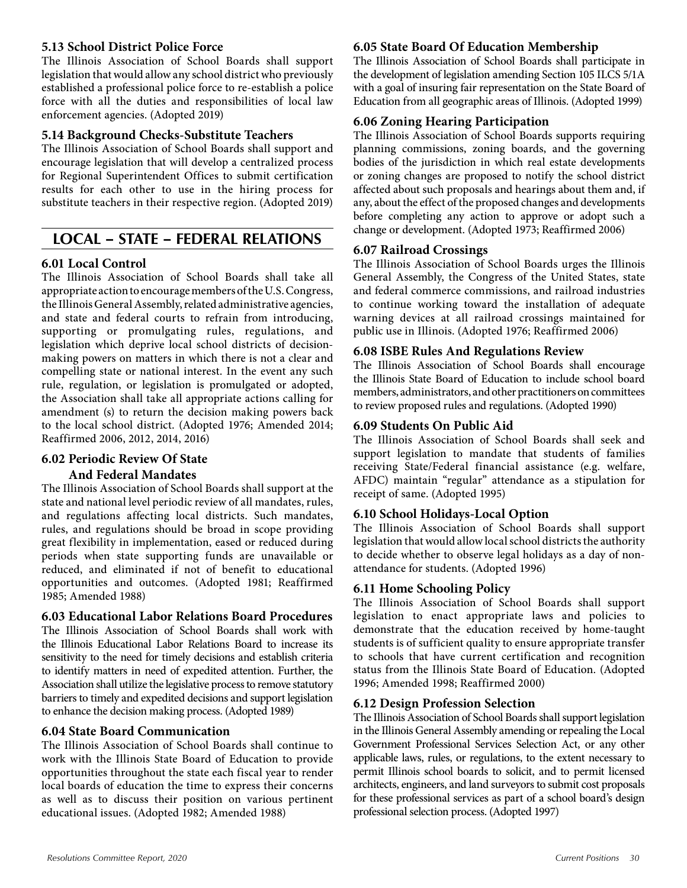### 5.13 School District Police Force

The Illinois Association of School Boards shall support legislation that would allow any school district who previously established a professional police force to re-establish a police force with all the duties and responsibilities of local law enforcement agencies. (Adopted 2019)

### 5.14 Background Checks-Substitute Teachers

The Illinois Association of School Boards shall support and encourage legislation that will develop a centralized process for Regional Superintendent Offices to submit certification results for each other to use in the hiring process for substitute teachers in their respective region. (Adopted 2019)

## LOCAL – STATE – FEDERAL RELATIONS

### 6.01 Local Control

The Illinois Association of School Boards shall take all appropriate action to encourage members of the U.S. Congress, the Illinois General Assembly, related administrative agencies, and state and federal courts to refrain from introducing, supporting or promulgating rules, regulations, and legislation which deprive local school districts of decision-making powers on matters in which there is not a clear and compelling state or national interest. In the event any such rule, regulation, or legislation is promulgated or adopted, the Association shall take all appropriate actions calling for amendment (s) to return the decision making powers back to the local school district. (Adopted 1976; Amended 2014; Reaffirmed 2006, 2012, 2014, 2016)

### 6.02 Periodic Review Of State And Federal Mandates

The Illinois Association of School Boards shall support at the state and national level periodic review of all mandates, rules, and regulations affecting local districts. Such mandates, rules, and regulations should be broad in scope providing great flexibility in implementation, eased or reduced during periods when state supporting funds are unavailable or reduced, and eliminated if not of benefit to educational opportunities and outcomes. (Adopted 1981; Reaffirmed 1985; Amended 1988)

### 6.03 Educational Labor Relations Board Procedures

The Illinois Association of School Boards shall work with the Illinois Educational Labor Relations Board to increase its sensitivity to the need for timely decisions and establish criteria to identify matters in need of expedited attention. Further, the Association shall utilize the legislative process to remove statutory barriers to timely and expedited decisions and support legislation to enhance the decision making process. (Adopted 1989)

### 6.04 State Board Communication

The Illinois Association of School Boards shall continue to work with the Illinois State Board of Education to provide opportunities throughout the state each fiscal year to render local boards of education the time to express their concerns as well as to discuss their position on various pertinent educational issues. (Adopted 1982; Amended 1988)

### 6.05 State Board Of Education Membership

The Illinois Association of School Boards shall participate in the development of legislation amending Section 105 ILCS 5/1A with a goal of insuring fair representation on the State Board of Education from all geographic areas of Illinois. (Adopted 1999)

### 6.06 Zoning Hearing Participation

The Illinois Association of School Boards supports requiring planning commissions, zoning boards, and the governing bodies of the jurisdiction in which real estate developments or zoning changes are proposed to notify the school district affected about such proposals and hearings about them and, if any, about the effect of the proposed changes and developments before completing any action to approve or adopt such a change or development. (Adopted 1973; Reaffirmed 2006)

### 6.07 Railroad Crossings

The Illinois Association of School Boards urges the Illinois General Assembly, the Congress of the United States, state and federal commerce commissions, and railroad industries to continue working toward the installation of adequate warning devices at all railroad crossings maintained for public use in Illinois. (Adopted 1976; Reaffirmed 2006)

### 6.08 ISBE Rules And Regulations Review

The Illinois Association of School Boards shall encourage the Illinois State Board of Education to include school board members, administrators, and other practitioners on committees to review proposed rules and regulations. (Adopted 1990)

### 6.09 Students On Public Aid

The Illinois Association of School Boards shall seek and support legislation to mandate that students of families receiving State/Federal financial assistance (e.g. welfare, AFDC) maintain "regular" attendance as a stipulation for receipt of same. (Adopted 1995)

### 6.10 School Holidays-Local Option

The Illinois Association of School Boards shall support legislation that would allow local school districts the authority to decide whether to observe legal holidays as a day of non-attendance for students. (Adopted 1996)

### 6.11 Home Schooling Policy

The Illinois Association of School Boards shall support legislation to enact appropriate laws and policies to demonstrate that the education received by home-taught students is of sufficient quality to ensure appropriate transfer to schools that have current certification and recognition status from the Illinois State Board of Education. (Adopted 1996; Amended 1998; Reaffirmed 2000)

### 6.12 Design Profession Selection

The Illinois Association of School Boards shall support legislation in the Illinois General Assembly amending or repealing the Local Government Professional Services Selection Act, or any other applicable laws, rules, or regulations, to the extent necessary to permit Illinois school boards to solicit, and to permit licensed architects, engineers, and land surveyors to submit cost proposals for these professional services as part of a school board's design professional selection process. (Adopted 1997)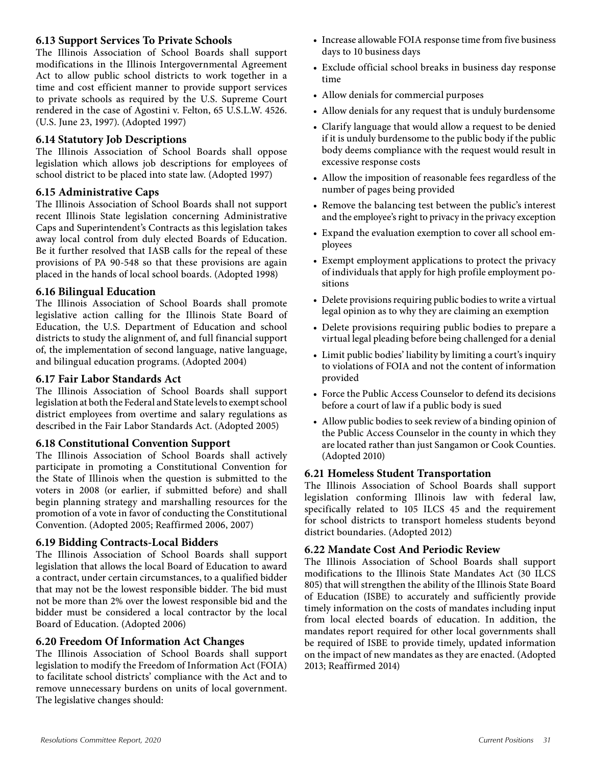### 6.13 Support Services To Private Schools

The Illinois Association of School Boards shall support modifications in the Illinois Intergovernmental Agreement Act to allow public school districts to work together in a time and cost efficient manner to provide support services to private schools as required by the U.S. Supreme Court rendered in the case of Agostini v. Felton, 65 U.S.L.W. 4526. (U.S. June 23, 1997). (Adopted 1997)

### 6.14 Statutory Job Descriptions

The Illinois Association of School Boards shall oppose legislation which allows job descriptions for employees of school district to be placed into state law. (Adopted 1997)

### 6.15 Administrative Caps

The Illinois Association of School Boards shall not support recent Illinois State legislation concerning Administrative Caps and Superintendent's Contracts as this legislation takes away local control from duly elected Boards of Education. Be it further resolved that IASB calls for the repeal of these provisions of PA 90-548 so that these provisions are again placed in the hands of local school boards. (Adopted 1998)

### 6.16 Bilingual Education

The Illinois Association of School Boards shall promote legislative action calling for the Illinois State Board of Education, the U.S. Department of Education and school districts to study the alignment of, and full financial support of, the implementation of second language, native language, and bilingual education programs. (Adopted 2004)

### 6.17 Fair Labor Standards Act

The Illinois Association of School Boards shall support legislation at both the Federal and State levels to exempt school district employees from overtime and salary regulations as described in the Fair Labor Standards Act. (Adopted 2005)

### 6.18 Constitutional Convention Support

The Illinois Association of School Boards shall actively participate in promoting a Constitutional Convention for the State of Illinois when the question is submitted to the voters in 2008 (or earlier, if submitted before) and shall begin planning strategy and marshalling resources for the promotion of a vote in favor of conducting the Constitutional Convention. (Adopted 2005; Reaffirmed 2006, 2007)

### 6.19 Bidding Contracts-Local Bidders

The Illinois Association of School Boards shall support legislation that allows the local Board of Education to award a contract, under certain circumstances, to a qualified bidder that may not be the lowest responsible bidder. The bid must not be more than 2% over the lowest responsible bid and the bidder must be considered a local contractor by the local Board of Education. (Adopted 2006)

### 6.20 Freedom Of Information Act Changes

The Illinois Association of School Boards shall support legislation to modify the Freedom of Information Act (FOIA) to facilitate school districts' compliance with the Act and to remove unnecessary burdens on units of local government. The legislative changes should:

- Increase allowable FOIA response time from five business days to 10 business days
- Exclude official school breaks in business day response time
- Allow denials for commercial purposes
- Allow denials for any request that is unduly burdensome
- Clarify language that would allow a request to be denied if it is unduly burdensome to the public body if the public body deems compliance with the request would result in excessive response costs
- Allow the imposition of reasonable fees regardless of the number of pages being provided
- Remove the balancing test between the public's interest and the employee's right to privacy in the privacy exception
- Expand the evaluation exemption to cover all school employees
- Exempt employment applications to protect the privacy of individuals that apply for high profile employment positions
- Delete provisions requiring public bodies to write a virtual legal opinion as to why they are claiming an exemption
- Delete provisions requiring public bodies to prepare a virtual legal pleading before being challenged for a denial
- Limit public bodies' liability by limiting a court's inquiry to violations of FOIA and not the content of information provided
- Force the Public Access Counselor to defend its decisions before a court of law if a public body is sued
- Allow public bodies to seek review of a binding opinion of the Public Access Counselor in the county in which they are located rather than just Sangamon or Cook Counties. (Adopted 2010)

### 6.21 Homeless Student Transportation

The Illinois Association of School Boards shall support legislation conforming Illinois law with federal law, specifically related to 105 ILCS 45 and the requirement for school districts to transport homeless students beyond district boundaries. (Adopted 2012)

### 6.22 Mandate Cost And Periodic Review

The Illinois Association of School Boards shall support modifications to the Illinois State Mandates Act (30 ILCS 805) that will strengthen the ability of the Illinois State Board of Education (ISBE) to accurately and sufficiently provide timely information on the costs of mandates including input from local elected boards of education. In addition, the mandates report required for other local governments shall be required of ISBE to provide timely, updated information on the impact of new mandates as they are enacted. (Adopted 2013; Reaffirmed 2014)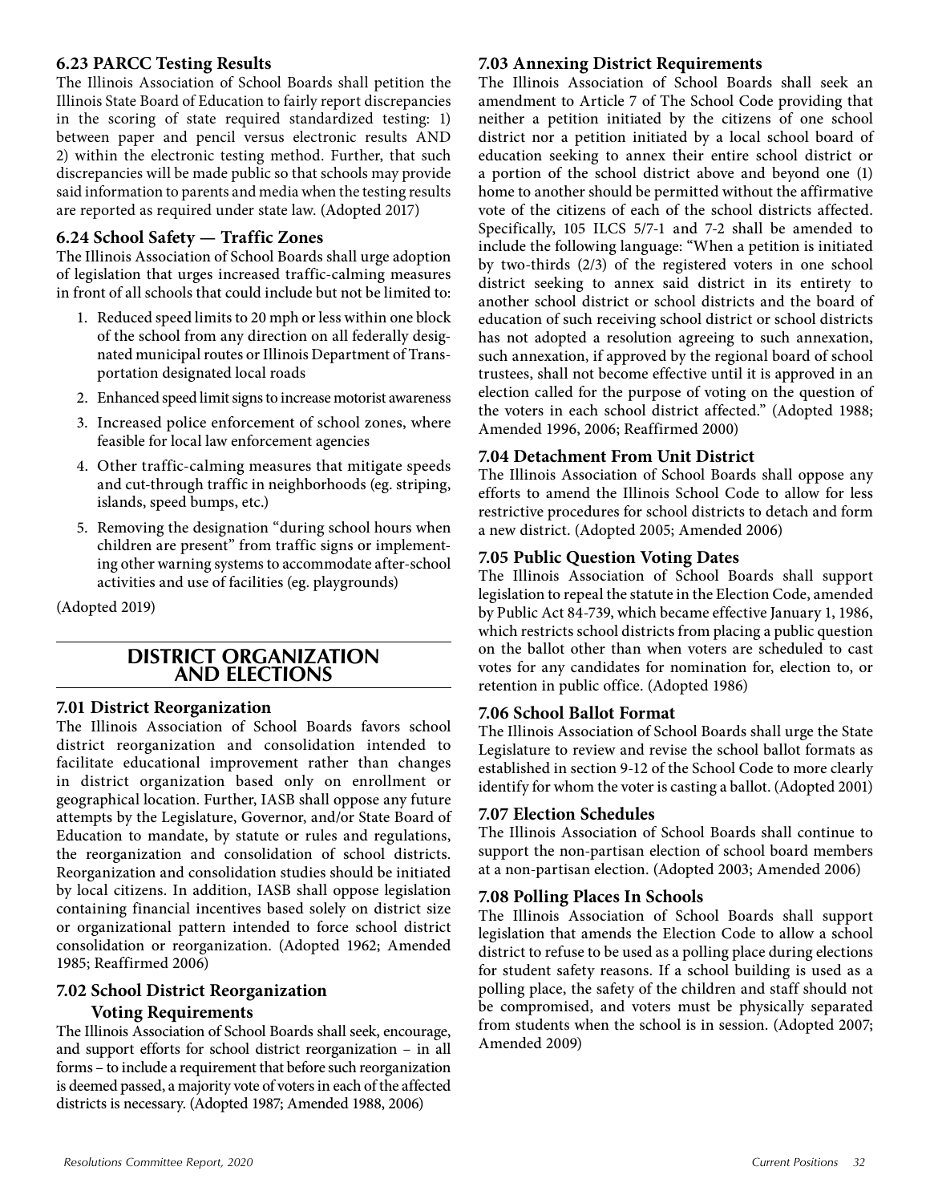### 6.23 PARCC Testing Results

The Illinois Association of School Boards shall petition the Illinois State Board of Education to fairly report discrepancies in the scoring of state required standardized testing: 1) between paper and pencil versus electronic results AND 2) within the electronic testing method. Further, that such discrepancies will be made public so that schools may provide said information to parents and media when the testing results are reported as required under state law. (Adopted 2017)

### 6.24 School Safety — Traffic Zones

The Illinois Association of School Boards shall urge adoption of legislation that urges increased traffic-calming measures in front of all schools that could include but not be limited to:

1. Reduced speed limits to 20 mph or less within one block of the school from any direction on all federally designated municipal routes or Illinois Department of Transportation designated local roads
2. Enhanced speed limit signs to increase motorist awareness
3. Increased police enforcement of school zones, where feasible for local law enforcement agencies
4. Other traffic-calming measures that mitigate speeds and cut-through traffic in neighborhoods (eg. striping, islands, speed bumps, etc.)
5. Removing the designation "during school hours when children are present" from traffic signs or implementing other warning systems to accommodate after-school activities and use of facilities (eg. playgrounds)

(Adopted 2019)

## DISTRICT ORGANIZATION AND ELECTIONS

### 7.01 District Reorganization

The Illinois Association of School Boards favors school district reorganization and consolidation intended to facilitate educational improvement rather than changes in district organization based only on enrollment or geographical location. Further, IASB shall oppose any future attempts by the Legislature, Governor, and/or State Board of Education to mandate, by statute or rules and regulations, the reorganization and consolidation of school districts. Reorganization and consolidation studies should be initiated by local citizens. In addition, IASB shall oppose legislation containing financial incentives based solely on district size or organizational pattern intended to force school district consolidation or reorganization. (Adopted 1962; Amended 1985; Reaffirmed 2006)

### 7.02 School District Reorganization Voting Requirements

The Illinois Association of School Boards shall seek, encourage, and support efforts for school district reorganization – in all forms – to include a requirement that before such reorganization is deemed passed, a majority vote of voters in each of the affected districts is necessary. (Adopted 1987; Amended 1988, 2006)

### 7.03 Annexing District Requirements

The Illinois Association of School Boards shall seek an amendment to Article 7 of The School Code providing that neither a petition initiated by the citizens of one school district nor a petition initiated by a local school board of education seeking to annex their entire school district or a portion of the school district above and beyond one (1) home to another should be permitted without the affirmative vote of the citizens of each of the school districts affected. Specifically, 105 ILCS 5/7-1 and 7-2 shall be amended to include the following language: "When a petition is initiated by two-thirds (2/3) of the registered voters in one school district seeking to annex said district in its entirety to another school district or school districts and the board of education of such receiving school district or school districts has not adopted a resolution agreeing to such annexation, such annexation, if approved by the regional board of school trustees, shall not become effective until it is approved in an election called for the purpose of voting on the question of the voters in each school district affected." (Adopted 1988; Amended 1996, 2006; Reaffirmed 2000)

### 7.04 Detachment From Unit District

The Illinois Association of School Boards shall oppose any efforts to amend the Illinois School Code to allow for less restrictive procedures for school districts to detach and form a new district. (Adopted 2005; Amended 2006)

### 7.05 Public Question Voting Dates

The Illinois Association of School Boards shall support legislation to repeal the statute in the Election Code, amended by Public Act 84-739, which became effective January 1, 1986, which restricts school districts from placing a public question on the ballot other than when voters are scheduled to cast votes for any candidates for nomination for, election to, or retention in public office. (Adopted 1986)

### 7.06 School Ballot Format

The Illinois Association of School Boards shall urge the State Legislature to review and revise the school ballot formats as established in section 9-12 of the School Code to more clearly identify for whom the voter is casting a ballot. (Adopted 2001)

### 7.07 Election Schedules

The Illinois Association of School Boards shall continue to support the non-partisan election of school board members at a non-partisan election. (Adopted 2003; Amended 2006)

### 7.08 Polling Places In Schools

The Illinois Association of School Boards shall support legislation that amends the Election Code to allow a school district to refuse to be used as a polling place during elections for student safety reasons. If a school building is used as a polling place, the safety of the children and staff should not be compromised, and voters must be physically separated from students when the school is in session. (Adopted 2007; Amended 2009)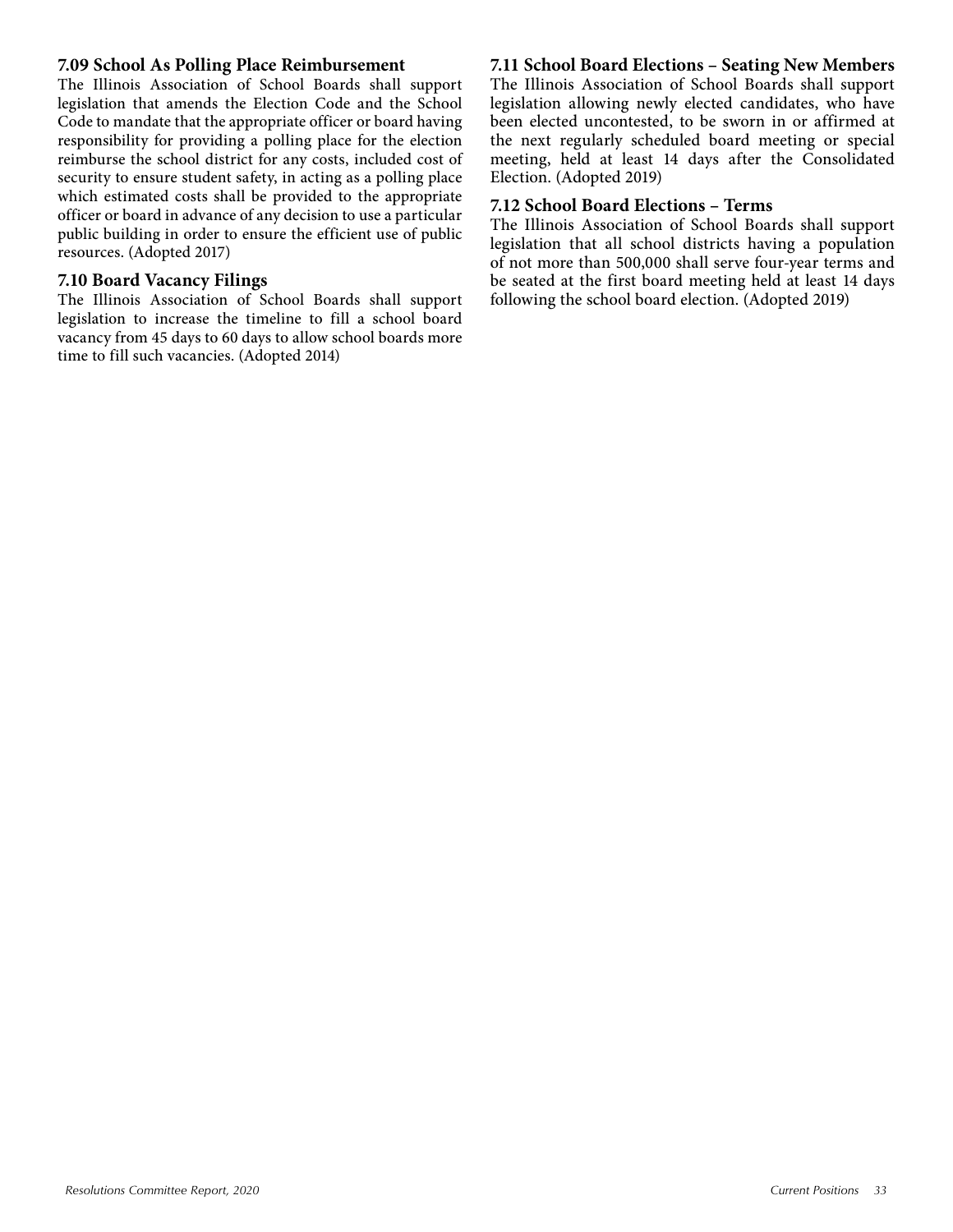### 7.09 School As Polling Place Reimbursement

The Illinois Association of School Boards shall support legislation that amends the Election Code and the School Code to mandate that the appropriate officer or board having responsibility for providing a polling place for the election reimburse the school district for any costs, included cost of security to ensure student safety, in acting as a polling place which estimated costs shall be provided to the appropriate officer or board in advance of any decision to use a particular public building in order to ensure the efficient use of public resources. (Adopted 2017)

### 7.10 Board Vacancy Filings

The Illinois Association of School Boards shall support legislation to increase the timeline to fill a school board vacancy from 45 days to 60 days to allow school boards more time to fill such vacancies. (Adopted 2014)

### 7.11 School Board Elections – Seating New Members

The Illinois Association of School Boards shall support legislation allowing newly elected candidates, who have been elected uncontested, to be sworn in or affirmed at the next regularly scheduled board meeting or special meeting, held at least 14 days after the Consolidated Election. (Adopted 2019)

### 7.12 School Board Elections – Terms

The Illinois Association of School Boards shall support legislation that all school districts having a population of not more than 500,000 shall serve four-year terms and be seated at the first board meeting held at least 14 days following the school board election. (Adopted 2019)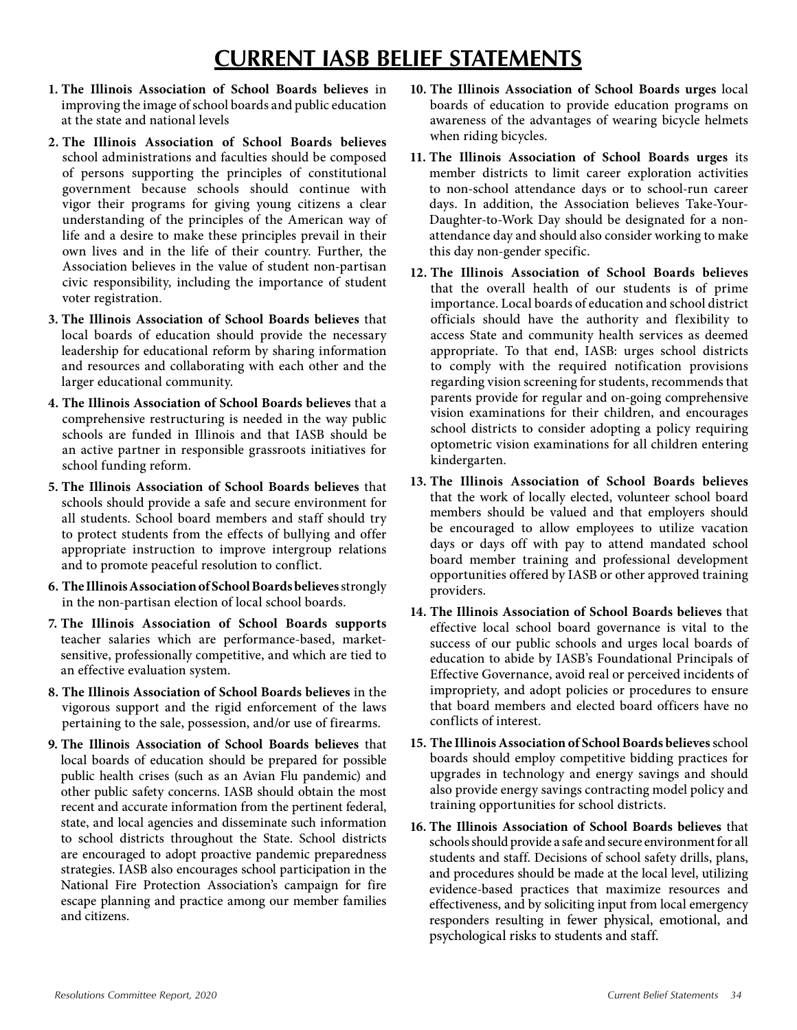# CURRENT IASB BELIEF STATEMENTS

1. **The Illinois Association of School Boards believes** in improving the image of school boards and public education at the state and national levels

2. **The Illinois Association of School Boards believes** school administrations and faculties should be composed of persons supporting the principles of constitutional government because schools should continue with vigor their programs for giving young citizens a clear understanding of the principles of the American way of life and a desire to make these principles prevail in their own lives and in the life of their country. Further, the Association believes in the value of student non-partisan civic responsibility, including the importance of student voter registration.

3. **The Illinois Association of School Boards believes** that local boards of education should provide the necessary leadership for educational reform by sharing information and resources and collaborating with each other and the larger educational community.

4. **The Illinois Association of School Boards believes** that a comprehensive restructuring is needed in the way public schools are funded in Illinois and that IASB should be an active partner in responsible grassroots initiatives for school funding reform.

5. **The Illinois Association of School Boards believes** that schools should provide a safe and secure environment for all students. School board members and staff should try to protect students from the effects of bullying and offer appropriate instruction to improve intergroup relations and to promote peaceful resolution to conflict.

6. **The Illinois Association of School Boards believes** strongly in the non-partisan election of local school boards.

7. **The Illinois Association of School Boards supports** teacher salaries which are performance-based, market-sensitive, professionally competitive, and which are tied to an effective evaluation system.

8. **The Illinois Association of School Boards believes** in the vigorous support and the rigid enforcement of the laws pertaining to the sale, possession, and/or use of firearms.

9. **The Illinois Association of School Boards believes** that local boards of education should be prepared for possible public health crises (such as an Avian Flu pandemic) and other public safety concerns. IASB should obtain the most recent and accurate information from the pertinent federal, state, and local agencies and disseminate such information to school districts throughout the State. School districts are encouraged to adopt proactive pandemic preparedness strategies. IASB also encourages school participation in the National Fire Protection Association's campaign for fire escape planning and practice among our member families and citizens.

10. **The Illinois Association of School Boards urges** local boards of education to provide education programs on awareness of the advantages of wearing bicycle helmets when riding bicycles.

11. **The Illinois Association of School Boards urges** its member districts to limit career exploration activities to non-school attendance days or to school-run career days. In addition, the Association believes Take-Your-Daughter-to-Work Day should be designated for a non-attendance day and should also consider working to make this day non-gender specific.

12. **The Illinois Association of School Boards believes** that the overall health of our students is of prime importance. Local boards of education and school district officials should have the authority and flexibility to access State and community health services as deemed appropriate. To that end, IASB: urges school districts to comply with the required notification provisions regarding vision screening for students, recommends that parents provide for regular and on-going comprehensive vision examinations for their children, and encourages school districts to consider adopting a policy requiring optometric vision examinations for all children entering kindergarten.

13. **The Illinois Association of School Boards believes** that the work of locally elected, volunteer school board members should be valued and that employers should be encouraged to allow employees to utilize vacation days or days off with pay to attend mandated school board member training and professional development opportunities offered by IASB or other approved training providers.

14. **The Illinois Association of School Boards believes** that effective local school board governance is vital to the success of our public schools and urges local boards of education to abide by IASB's Foundational Principals of Effective Governance, avoid real or perceived incidents of impropriety, and adopt policies or procedures to ensure that board members and elected board officers have no conflicts of interest.

15. **The Illinois Association of School Boards believes** school boards should employ competitive bidding practices for upgrades in technology and energy savings and should also provide energy savings contracting model policy and training opportunities for school districts.

16. **The Illinois Association of School Boards believes** that schools should provide a safe and secure environment for all students and staff. Decisions of school safety drills, plans, and procedures should be made at the local level, utilizing evidence-based practices that maximize resources and effectiveness, and by soliciting input from local emergency responders resulting in fewer physical, emotional, and psychological risks to students and staff.